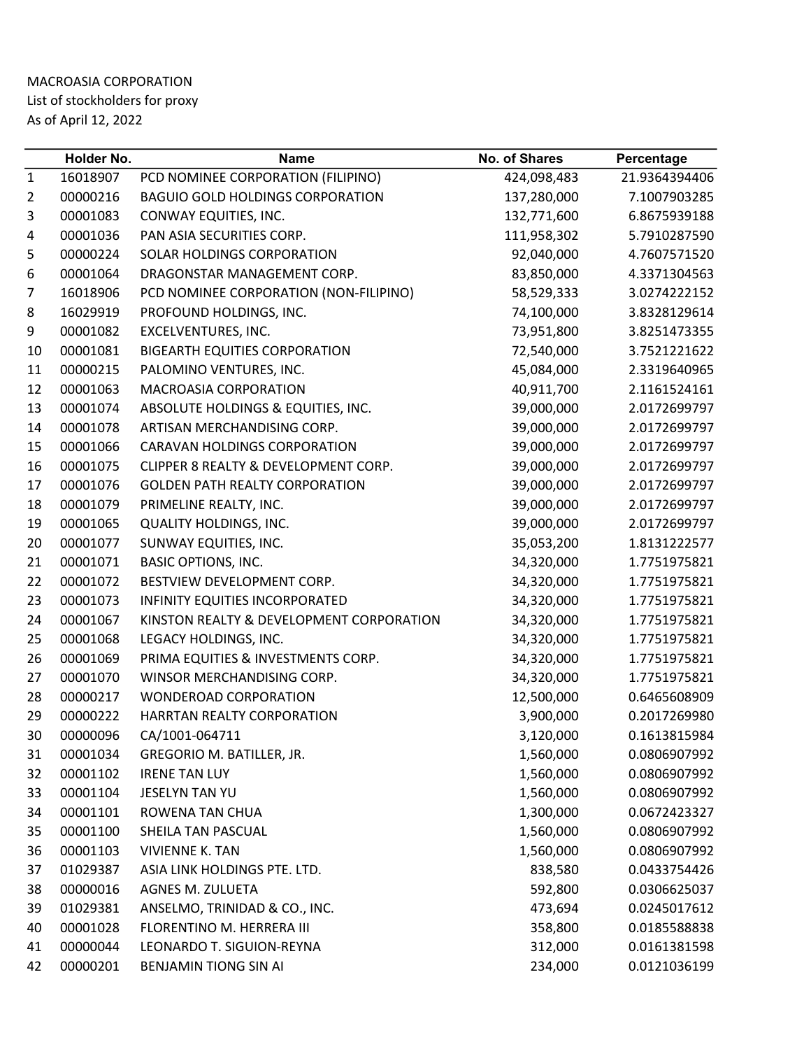MACROASIA CORPORATION
List of stockholders for proxy
As of April 12, 2022

| | Holder No. | Name | No. of Shares | Percentage |
|---|---|---|---|---|
| 1 | 16018907 | PCD NOMINEE CORPORATION (FILIPINO) | 424,098,483 | 21.9364394406 |
| 2 | 00000216 | BAGUIO GOLD HOLDINGS CORPORATION | 137,280,000 | 7.1007903285 |
| 3 | 00001083 | CONWAY EQUITIES, INC. | 132,771,600 | 6.8675939188 |
| 4 | 00001036 | PAN ASIA SECURITIES CORP. | 111,958,302 | 5.7910287590 |
| 5 | 00000224 | SOLAR HOLDINGS CORPORATION | 92,040,000 | 4.7607571520 |
| 6 | 00001064 | DRAGONSTAR MANAGEMENT CORP. | 83,850,000 | 4.3371304563 |
| 7 | 16018906 | PCD NOMINEE CORPORATION (NON-FILIPINO) | 58,529,333 | 3.0274222152 |
| 8 | 16029919 | PROFOUND HOLDINGS, INC. | 74,100,000 | 3.8328129614 |
| 9 | 00001082 | EXCELVENTURES, INC. | 73,951,800 | 3.8251473355 |
| 10 | 00001081 | BIGEARTH EQUITIES CORPORATION | 72,540,000 | 3.7521221622 |
| 11 | 00000215 | PALOMINO VENTURES, INC. | 45,084,000 | 2.3319640965 |
| 12 | 00001063 | MACROASIA CORPORATION | 40,911,700 | 2.1161524161 |
| 13 | 00001074 | ABSOLUTE HOLDINGS & EQUITIES, INC. | 39,000,000 | 2.0172699797 |
| 14 | 00001078 | ARTISAN MERCHANDISING CORP. | 39,000,000 | 2.0172699797 |
| 15 | 00001066 | CARAVAN HOLDINGS CORPORATION | 39,000,000 | 2.0172699797 |
| 16 | 00001075 | CLIPPER 8 REALTY & DEVELOPMENT CORP. | 39,000,000 | 2.0172699797 |
| 17 | 00001076 | GOLDEN PATH REALTY CORPORATION | 39,000,000 | 2.0172699797 |
| 18 | 00001079 | PRIMELINE REALTY, INC. | 39,000,000 | 2.0172699797 |
| 19 | 00001065 | QUALITY HOLDINGS, INC. | 39,000,000 | 2.0172699797 |
| 20 | 00001077 | SUNWAY EQUITIES, INC. | 35,053,200 | 1.8131222577 |
| 21 | 00001071 | BASIC OPTIONS, INC. | 34,320,000 | 1.7751975821 |
| 22 | 00001072 | BESTVIEW DEVELOPMENT CORP. | 34,320,000 | 1.7751975821 |
| 23 | 00001073 | INFINITY EQUITIES INCORPORATED | 34,320,000 | 1.7751975821 |
| 24 | 00001067 | KINSTON REALTY & DEVELOPMENT CORPORATION | 34,320,000 | 1.7751975821 |
| 25 | 00001068 | LEGACY HOLDINGS, INC. | 34,320,000 | 1.7751975821 |
| 26 | 00001069 | PRIMA EQUITIES & INVESTMENTS CORP. | 34,320,000 | 1.7751975821 |
| 27 | 00001070 | WINSOR MERCHANDISING CORP. | 34,320,000 | 1.7751975821 |
| 28 | 00000217 | WONDEROAD CORPORATION | 12,500,000 | 0.6465608909 |
| 29 | 00000222 | HARRTAN REALTY CORPORATION | 3,900,000 | 0.2017269980 |
| 30 | 00000096 | CA/1001-064711 | 3,120,000 | 0.1613815984 |
| 31 | 00001034 | GREGORIO M. BATILLER, JR. | 1,560,000 | 0.0806907992 |
| 32 | 00001102 | IRENE TAN LUY | 1,560,000 | 0.0806907992 |
| 33 | 00001104 | JESELYN TAN YU | 1,560,000 | 0.0806907992 |
| 34 | 00001101 | ROWENA TAN CHUA | 1,300,000 | 0.0672423327 |
| 35 | 00001100 | SHEILA TAN PASCUAL | 1,560,000 | 0.0806907992 |
| 36 | 00001103 | VIVIENNE K. TAN | 1,560,000 | 0.0806907992 |
| 37 | 01029387 | ASIA LINK HOLDINGS PTE. LTD. | 838,580 | 0.0433754426 |
| 38 | 00000016 | AGNES M. ZULUETA | 592,800 | 0.0306625037 |
| 39 | 01029381 | ANSELMO, TRINIDAD & CO., INC. | 473,694 | 0.0245017612 |
| 40 | 00001028 | FLORENTINO M. HERRERA III | 358,800 | 0.0185588838 |
| 41 | 00000044 | LEONARDO T. SIGUION-REYNA | 312,000 | 0.0161381598 |
| 42 | 00000201 | BENJAMIN TIONG SIN AI | 234,000 | 0.0121036199 |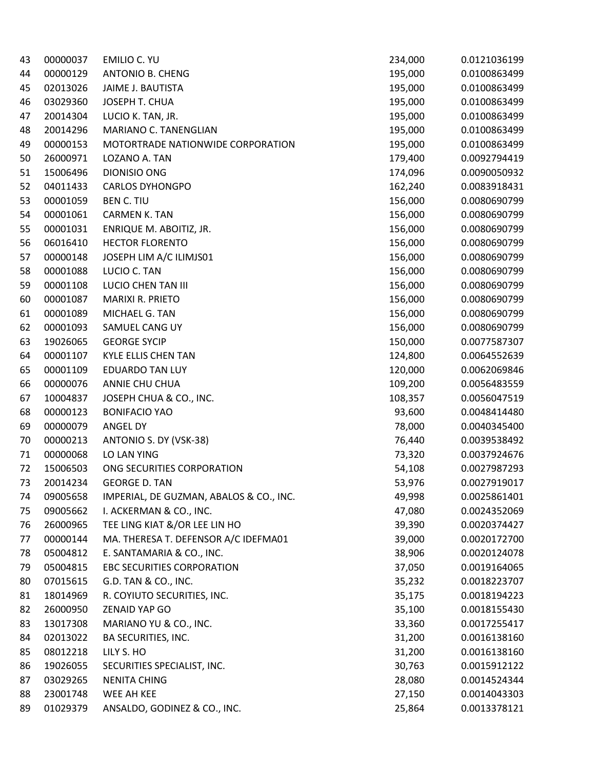| | | | | |
|---|---|---|---|---|
| 43 | 00000037 | EMILIO C. YU | 234,000 | 0.0121036199 |
| 44 | 00000129 | ANTONIO B. CHENG | 195,000 | 0.0100863499 |
| 45 | 02013026 | JAIME J. BAUTISTA | 195,000 | 0.0100863499 |
| 46 | 03029360 | JOSEPH T. CHUA | 195,000 | 0.0100863499 |
| 47 | 20014304 | LUCIO K. TAN, JR. | 195,000 | 0.0100863499 |
| 48 | 20014296 | MARIANO C. TANENGLIAN | 195,000 | 0.0100863499 |
| 49 | 00000153 | MOTORTRADE NATIONWIDE CORPORATION | 195,000 | 0.0100863499 |
| 50 | 26000971 | LOZANO A. TAN | 179,400 | 0.0092794419 |
| 51 | 15006496 | DIONISIO ONG | 174,096 | 0.0090050932 |
| 52 | 04011433 | CARLOS DYHONGPO | 162,240 | 0.0083918431 |
| 53 | 00001059 | BEN C. TIU | 156,000 | 0.0080690799 |
| 54 | 00001061 | CARMEN K. TAN | 156,000 | 0.0080690799 |
| 55 | 00001031 | ENRIQUE M. ABOITIZ, JR. | 156,000 | 0.0080690799 |
| 56 | 06016410 | HECTOR FLORENTO | 156,000 | 0.0080690799 |
| 57 | 00000148 | JOSEPH LIM A/C ILIMJS01 | 156,000 | 0.0080690799 |
| 58 | 00001088 | LUCIO C. TAN | 156,000 | 0.0080690799 |
| 59 | 00001108 | LUCIO CHEN TAN III | 156,000 | 0.0080690799 |
| 60 | 00001087 | MARIXI R. PRIETO | 156,000 | 0.0080690799 |
| 61 | 00001089 | MICHAEL G. TAN | 156,000 | 0.0080690799 |
| 62 | 00001093 | SAMUEL CANG UY | 156,000 | 0.0080690799 |
| 63 | 19026065 | GEORGE SYCIP | 150,000 | 0.0077587307 |
| 64 | 00001107 | KYLE ELLIS CHEN TAN | 124,800 | 0.0064552639 |
| 65 | 00001109 | EDUARDO TAN LUY | 120,000 | 0.0062069846 |
| 66 | 00000076 | ANNIE CHU CHUA | 109,200 | 0.0056483559 |
| 67 | 10004837 | JOSEPH CHUA & CO., INC. | 108,357 | 0.0056047519 |
| 68 | 00000123 | BONIFACIO YAO | 93,600 | 0.0048414480 |
| 69 | 00000079 | ANGEL DY | 78,000 | 0.0040345400 |
| 70 | 00000213 | ANTONIO S. DY (VSK-38) | 76,440 | 0.0039538492 |
| 71 | 00000068 | LO LAN YING | 73,320 | 0.0037924676 |
| 72 | 15006503 | ONG SECURITIES CORPORATION | 54,108 | 0.0027987293 |
| 73 | 20014234 | GEORGE D. TAN | 53,976 | 0.0027919017 |
| 74 | 09005658 | IMPERIAL, DE GUZMAN, ABALOS & CO., INC. | 49,998 | 0.0025861401 |
| 75 | 09005662 | I. ACKERMAN & CO., INC. | 47,080 | 0.0024352069 |
| 76 | 26000965 | TEE LING KIAT &/OR LEE LIN HO | 39,390 | 0.0020374427 |
| 77 | 00000144 | MA. THERESA T. DEFENSOR A/C IDEFMA01 | 39,000 | 0.0020172700 |
| 78 | 05004812 | E. SANTAMARIA & CO., INC. | 38,906 | 0.0020124078 |
| 79 | 05004815 | EBC SECURITIES CORPORATION | 37,050 | 0.0019164065 |
| 80 | 07015615 | G.D. TAN & CO., INC. | 35,232 | 0.0018223707 |
| 81 | 18014969 | R. COYIUTO SECURITIES, INC. | 35,175 | 0.0018194223 |
| 82 | 26000950 | ZENAID YAP GO | 35,100 | 0.0018155430 |
| 83 | 13017308 | MARIANO YU & CO., INC. | 33,360 | 0.0017255417 |
| 84 | 02013022 | BA SECURITIES, INC. | 31,200 | 0.0016138160 |
| 85 | 08012218 | LILY S. HO | 31,200 | 0.0016138160 |
| 86 | 19026055 | SECURITIES SPECIALIST, INC. | 30,763 | 0.0015912122 |
| 87 | 03029265 | NENITA CHING | 28,080 | 0.0014524344 |
| 88 | 23001748 | WEE AH KEE | 27,150 | 0.0014043303 |
| 89 | 01029379 | ANSALDO, GODINEZ & CO., INC. | 25,864 | 0.0013378121 |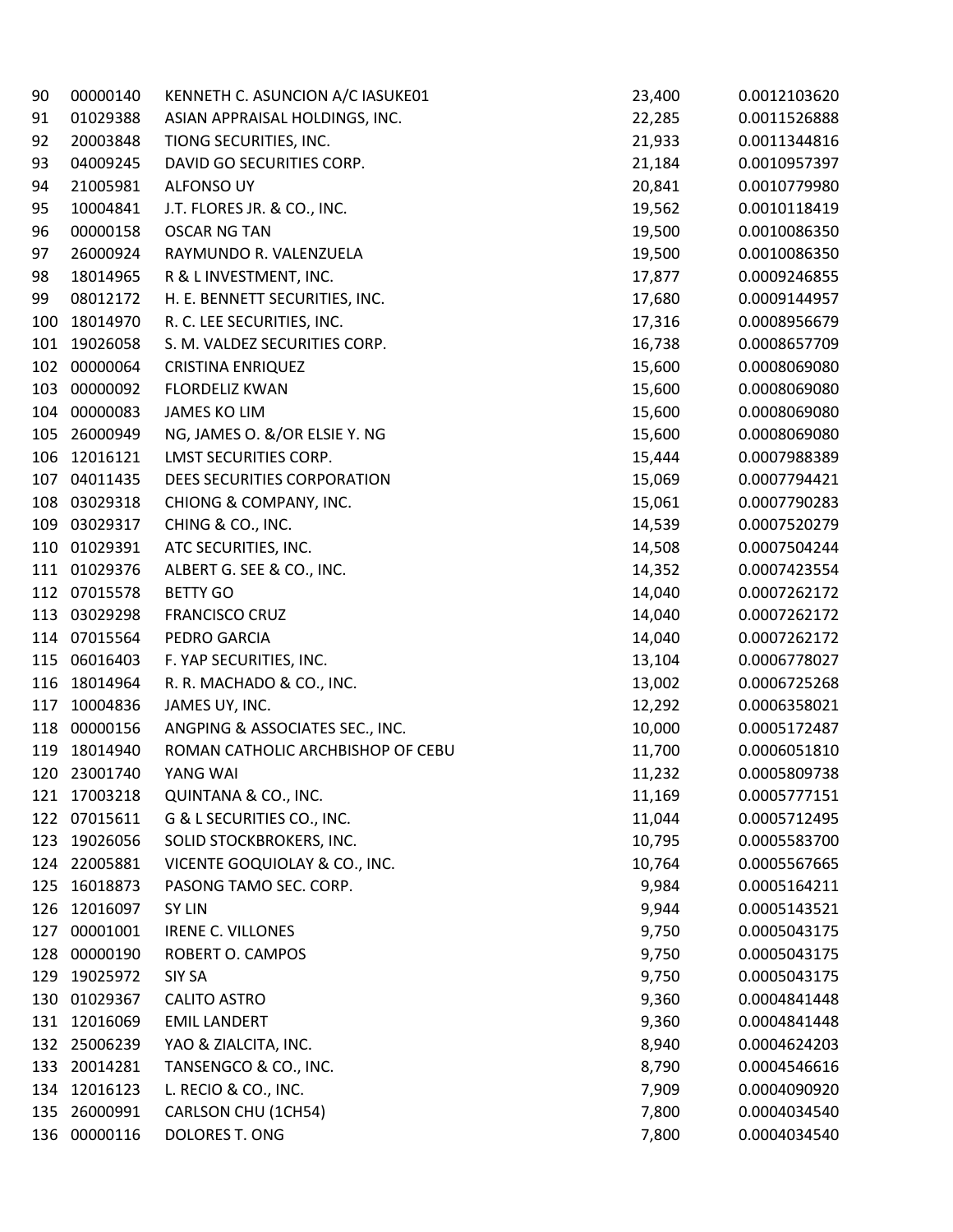| | | | | |
|---|---|---|---|---|
| 90 | 00000140 | KENNETH C. ASUNCION A/C IASUKE01 | 23,400 | 0.0012103620 |
| 91 | 01029388 | ASIAN APPRAISAL HOLDINGS, INC. | 22,285 | 0.0011526888 |
| 92 | 20003848 | TIONG SECURITIES, INC. | 21,933 | 0.0011344816 |
| 93 | 04009245 | DAVID GO SECURITIES CORP. | 21,184 | 0.0010957397 |
| 94 | 21005981 | ALFONSO UY | 20,841 | 0.0010779980 |
| 95 | 10004841 | J.T. FLORES JR. & CO., INC. | 19,562 | 0.0010118419 |
| 96 | 00000158 | OSCAR NG TAN | 19,500 | 0.0010086350 |
| 97 | 26000924 | RAYMUNDO R. VALENZUELA | 19,500 | 0.0010086350 |
| 98 | 18014965 | R & L INVESTMENT, INC. | 17,877 | 0.0009246855 |
| 99 | 08012172 | H. E. BENNETT SECURITIES, INC. | 17,680 | 0.0009144957 |
| 100 | 18014970 | R. C. LEE SECURITIES, INC. | 17,316 | 0.0008956679 |
| 101 | 19026058 | S. M. VALDEZ SECURITIES CORP. | 16,738 | 0.0008657709 |
| 102 | 00000064 | CRISTINA ENRIQUEZ | 15,600 | 0.0008069080 |
| 103 | 00000092 | FLORDELIZ KWAN | 15,600 | 0.0008069080 |
| 104 | 00000083 | JAMES KO LIM | 15,600 | 0.0008069080 |
| 105 | 26000949 | NG, JAMES O. &/OR ELSIE Y. NG | 15,600 | 0.0008069080 |
| 106 | 12016121 | LMST SECURITIES CORP. | 15,444 | 0.0007988389 |
| 107 | 04011435 | DEES SECURITIES CORPORATION | 15,069 | 0.0007794421 |
| 108 | 03029318 | CHIONG & COMPANY, INC. | 15,061 | 0.0007790283 |
| 109 | 03029317 | CHING & CO., INC. | 14,539 | 0.0007520279 |
| 110 | 01029391 | ATC SECURITIES, INC. | 14,508 | 0.0007504244 |
| 111 | 01029376 | ALBERT G. SEE & CO., INC. | 14,352 | 0.0007423554 |
| 112 | 07015578 | BETTY GO | 14,040 | 0.0007262172 |
| 113 | 03029298 | FRANCISCO CRUZ | 14,040 | 0.0007262172 |
| 114 | 07015564 | PEDRO GARCIA | 14,040 | 0.0007262172 |
| 115 | 06016403 | F. YAP SECURITIES, INC. | 13,104 | 0.0006778027 |
| 116 | 18014964 | R. R. MACHADO & CO., INC. | 13,002 | 0.0006725268 |
| 117 | 10004836 | JAMES UY, INC. | 12,292 | 0.0006358021 |
| 118 | 00000156 | ANGPING & ASSOCIATES SEC., INC. | 10,000 | 0.0005172487 |
| 119 | 18014940 | ROMAN CATHOLIC ARCHBISHOP OF CEBU | 11,700 | 0.0006051810 |
| 120 | 23001740 | YANG WAI | 11,232 | 0.0005809738 |
| 121 | 17003218 | QUINTANA & CO., INC. | 11,169 | 0.0005777151 |
| 122 | 07015611 | G & L SECURITIES CO., INC. | 11,044 | 0.0005712495 |
| 123 | 19026056 | SOLID STOCKBROKERS, INC. | 10,795 | 0.0005583700 |
| 124 | 22005881 | VICENTE GOQUIOLAY & CO., INC. | 10,764 | 0.0005567665 |
| 125 | 16018873 | PASONG TAMO SEC. CORP. | 9,984 | 0.0005164211 |
| 126 | 12016097 | SY LIN | 9,944 | 0.0005143521 |
| 127 | 00001001 | IRENE C. VILLONES | 9,750 | 0.0005043175 |
| 128 | 00000190 | ROBERT O. CAMPOS | 9,750 | 0.0005043175 |
| 129 | 19025972 | SIY SA | 9,750 | 0.0005043175 |
| 130 | 01029367 | CALITO ASTRO | 9,360 | 0.0004841448 |
| 131 | 12016069 | EMIL LANDERT | 9,360 | 0.0004841448 |
| 132 | 25006239 | YAO & ZIALCITA, INC. | 8,940 | 0.0004624203 |
| 133 | 20014281 | TANSENGCO & CO., INC. | 8,790 | 0.0004546616 |
| 134 | 12016123 | L. RECIO & CO., INC. | 7,909 | 0.0004090920 |
| 135 | 26000991 | CARLSON CHU (1CH54) | 7,800 | 0.0004034540 |
| 136 | 00000116 | DOLORES T. ONG | 7,800 | 0.0004034540 |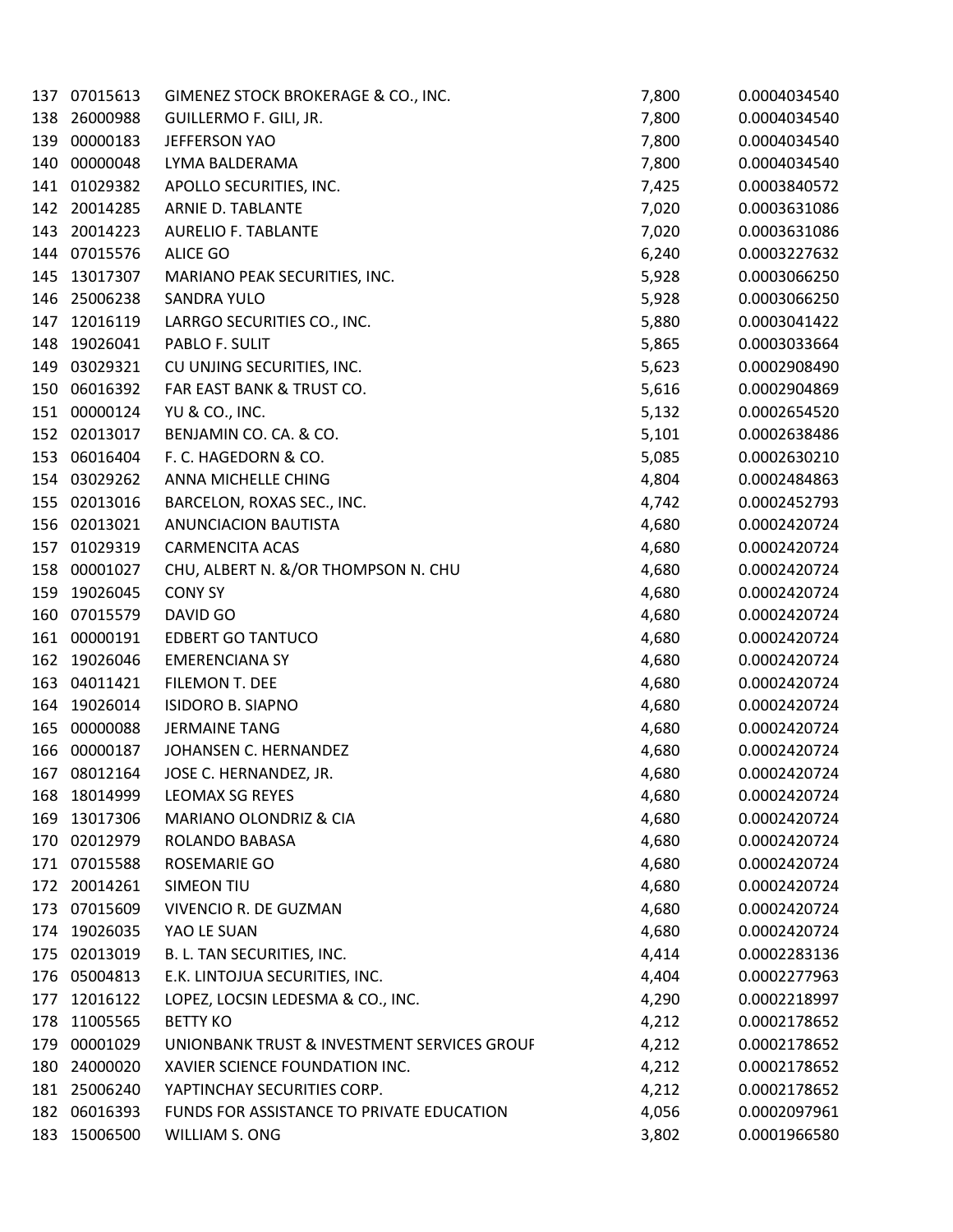| | | | | |
|---|---|---|---|---|
| 137 | 07015613 | GIMENEZ STOCK BROKERAGE & CO., INC. | 7,800 | 0.0004034540 |
| 138 | 26000988 | GUILLERMO F. GILI, JR. | 7,800 | 0.0004034540 |
| 139 | 00000183 | JEFFERSON YAO | 7,800 | 0.0004034540 |
| 140 | 00000048 | LYMA BALDERAMA | 7,800 | 0.0004034540 |
| 141 | 01029382 | APOLLO SECURITIES, INC. | 7,425 | 0.0003840572 |
| 142 | 20014285 | ARNIE D. TABLANTE | 7,020 | 0.0003631086 |
| 143 | 20014223 | AURELIO F. TABLANTE | 7,020 | 0.0003631086 |
| 144 | 07015576 | ALICE GO | 6,240 | 0.0003227632 |
| 145 | 13017307 | MARIANO PEAK SECURITIES, INC. | 5,928 | 0.0003066250 |
| 146 | 25006238 | SANDRA YULO | 5,928 | 0.0003066250 |
| 147 | 12016119 | LARRGO SECURITIES CO., INC. | 5,880 | 0.0003041422 |
| 148 | 19026041 | PABLO F. SULIT | 5,865 | 0.0003033664 |
| 149 | 03029321 | CU UNJING SECURITIES, INC. | 5,623 | 0.0002908490 |
| 150 | 06016392 | FAR EAST BANK & TRUST CO. | 5,616 | 0.0002904869 |
| 151 | 00000124 | YU & CO., INC. | 5,132 | 0.0002654520 |
| 152 | 02013017 | BENJAMIN CO. CA. & CO. | 5,101 | 0.0002638486 |
| 153 | 06016404 | F. C. HAGEDORN & CO. | 5,085 | 0.0002630210 |
| 154 | 03029262 | ANNA MICHELLE CHING | 4,804 | 0.0002484863 |
| 155 | 02013016 | BARCELON, ROXAS SEC., INC. | 4,742 | 0.0002452793 |
| 156 | 02013021 | ANUNCIACION BAUTISTA | 4,680 | 0.0002420724 |
| 157 | 01029319 | CARMENCITA ACAS | 4,680 | 0.0002420724 |
| 158 | 00001027 | CHU, ALBERT N. &/OR THOMPSON N. CHU | 4,680 | 0.0002420724 |
| 159 | 19026045 | CONY SY | 4,680 | 0.0002420724 |
| 160 | 07015579 | DAVID GO | 4,680 | 0.0002420724 |
| 161 | 00000191 | EDBERT GO TANTUCO | 4,680 | 0.0002420724 |
| 162 | 19026046 | EMERENCIANA SY | 4,680 | 0.0002420724 |
| 163 | 04011421 | FILEMON T. DEE | 4,680 | 0.0002420724 |
| 164 | 19026014 | ISIDORO B. SIAPNO | 4,680 | 0.0002420724 |
| 165 | 00000088 | JERMAINE TANG | 4,680 | 0.0002420724 |
| 166 | 00000187 | JOHANSEN C. HERNANDEZ | 4,680 | 0.0002420724 |
| 167 | 08012164 | JOSE C. HERNANDEZ, JR. | 4,680 | 0.0002420724 |
| 168 | 18014999 | LEOMAX SG REYES | 4,680 | 0.0002420724 |
| 169 | 13017306 | MARIANO OLONDRIZ & CIA | 4,680 | 0.0002420724 |
| 170 | 02012979 | ROLANDO BABASA | 4,680 | 0.0002420724 |
| 171 | 07015588 | ROSEMARIE GO | 4,680 | 0.0002420724 |
| 172 | 20014261 | SIMEON TIU | 4,680 | 0.0002420724 |
| 173 | 07015609 | VIVENCIO R. DE GUZMAN | 4,680 | 0.0002420724 |
| 174 | 19026035 | YAO LE SUAN | 4,680 | 0.0002420724 |
| 175 | 02013019 | B. L. TAN SECURITIES, INC. | 4,414 | 0.0002283136 |
| 176 | 05004813 | E.K. LINTOJUA SECURITIES, INC. | 4,404 | 0.0002277963 |
| 177 | 12016122 | LOPEZ, LOCSIN LEDESMA & CO., INC. | 4,290 | 0.0002218997 |
| 178 | 11005565 | BETTY KO | 4,212 | 0.0002178652 |
| 179 | 00001029 | UNIONBANK TRUST & INVESTMENT SERVICES GROUF | 4,212 | 0.0002178652 |
| 180 | 24000020 | XAVIER SCIENCE FOUNDATION INC. | 4,212 | 0.0002178652 |
| 181 | 25006240 | YAPTINCHAY SECURITIES CORP. | 4,212 | 0.0002178652 |
| 182 | 06016393 | FUNDS FOR ASSISTANCE TO PRIVATE EDUCATION | 4,056 | 0.0002097961 |
| 183 | 15006500 | WILLIAM S. ONG | 3,802 | 0.0001966580 |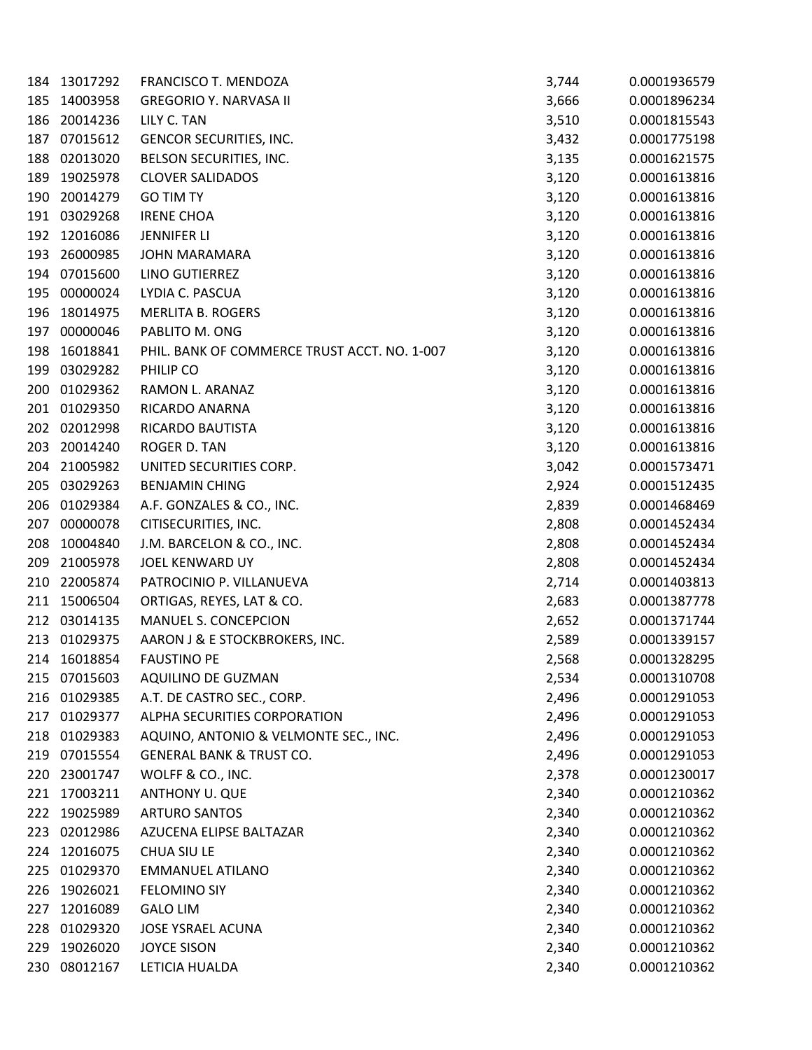| | | | | |
|---|---|---|---|---|
| 184 | 13017292 | FRANCISCO T. MENDOZA | 3,744 | 0.0001936579 |
| 185 | 14003958 | GREGORIO Y. NARVASA II | 3,666 | 0.0001896234 |
| 186 | 20014236 | LILY C. TAN | 3,510 | 0.0001815543 |
| 187 | 07015612 | GENCOR SECURITIES, INC. | 3,432 | 0.0001775198 |
| 188 | 02013020 | BELSON SECURITIES, INC. | 3,135 | 0.0001621575 |
| 189 | 19025978 | CLOVER SALIDADOS | 3,120 | 0.0001613816 |
| 190 | 20014279 | GO TIM TY | 3,120 | 0.0001613816 |
| 191 | 03029268 | IRENE CHOA | 3,120 | 0.0001613816 |
| 192 | 12016086 | JENNIFER LI | 3,120 | 0.0001613816 |
| 193 | 26000985 | JOHN MARAMARA | 3,120 | 0.0001613816 |
| 194 | 07015600 | LINO GUTIERREZ | 3,120 | 0.0001613816 |
| 195 | 00000024 | LYDIA C. PASCUA | 3,120 | 0.0001613816 |
| 196 | 18014975 | MERLITA B. ROGERS | 3,120 | 0.0001613816 |
| 197 | 00000046 | PABLITO M. ONG | 3,120 | 0.0001613816 |
| 198 | 16018841 | PHIL. BANK OF COMMERCE TRUST ACCT. NO. 1-007 | 3,120 | 0.0001613816 |
| 199 | 03029282 | PHILIP CO | 3,120 | 0.0001613816 |
| 200 | 01029362 | RAMON L. ARANAZ | 3,120 | 0.0001613816 |
| 201 | 01029350 | RICARDO ANARNA | 3,120 | 0.0001613816 |
| 202 | 02012998 | RICARDO BAUTISTA | 3,120 | 0.0001613816 |
| 203 | 20014240 | ROGER D. TAN | 3,120 | 0.0001613816 |
| 204 | 21005982 | UNITED SECURITIES CORP. | 3,042 | 0.0001573471 |
| 205 | 03029263 | BENJAMIN CHING | 2,924 | 0.0001512435 |
| 206 | 01029384 | A.F. GONZALES & CO., INC. | 2,839 | 0.0001468469 |
| 207 | 00000078 | CITISECURITIES, INC. | 2,808 | 0.0001452434 |
| 208 | 10004840 | J.M. BARCELON & CO., INC. | 2,808 | 0.0001452434 |
| 209 | 21005978 | JOEL KENWARD UY | 2,808 | 0.0001452434 |
| 210 | 22005874 | PATROCINIO P. VILLANUEVA | 2,714 | 0.0001403813 |
| 211 | 15006504 | ORTIGAS, REYES, LAT & CO. | 2,683 | 0.0001387778 |
| 212 | 03014135 | MANUEL S. CONCEPCION | 2,652 | 0.0001371744 |
| 213 | 01029375 | AARON J & E STOCKBROKERS, INC. | 2,589 | 0.0001339157 |
| 214 | 16018854 | FAUSTINO PE | 2,568 | 0.0001328295 |
| 215 | 07015603 | AQUILINO DE GUZMAN | 2,534 | 0.0001310708 |
| 216 | 01029385 | A.T. DE CASTRO SEC., CORP. | 2,496 | 0.0001291053 |
| 217 | 01029377 | ALPHA SECURITIES CORPORATION | 2,496 | 0.0001291053 |
| 218 | 01029383 | AQUINO, ANTONIO & VELMONTE SEC., INC. | 2,496 | 0.0001291053 |
| 219 | 07015554 | GENERAL BANK & TRUST CO. | 2,496 | 0.0001291053 |
| 220 | 23001747 | WOLFF & CO., INC. | 2,378 | 0.0001230017 |
| 221 | 17003211 | ANTHONY U. QUE | 2,340 | 0.0001210362 |
| 222 | 19025989 | ARTURO SANTOS | 2,340 | 0.0001210362 |
| 223 | 02012986 | AZUCENA ELIPSE BALTAZAR | 2,340 | 0.0001210362 |
| 224 | 12016075 | CHUA SIU LE | 2,340 | 0.0001210362 |
| 225 | 01029370 | EMMANUEL ATILANO | 2,340 | 0.0001210362 |
| 226 | 19026021 | FELOMINO SIY | 2,340 | 0.0001210362 |
| 227 | 12016089 | GALO LIM | 2,340 | 0.0001210362 |
| 228 | 01029320 | JOSE YSRAEL ACUNA | 2,340 | 0.0001210362 |
| 229 | 19026020 | JOYCE SISON | 2,340 | 0.0001210362 |
| 230 | 08012167 | LETICIA HUALDA | 2,340 | 0.0001210362 |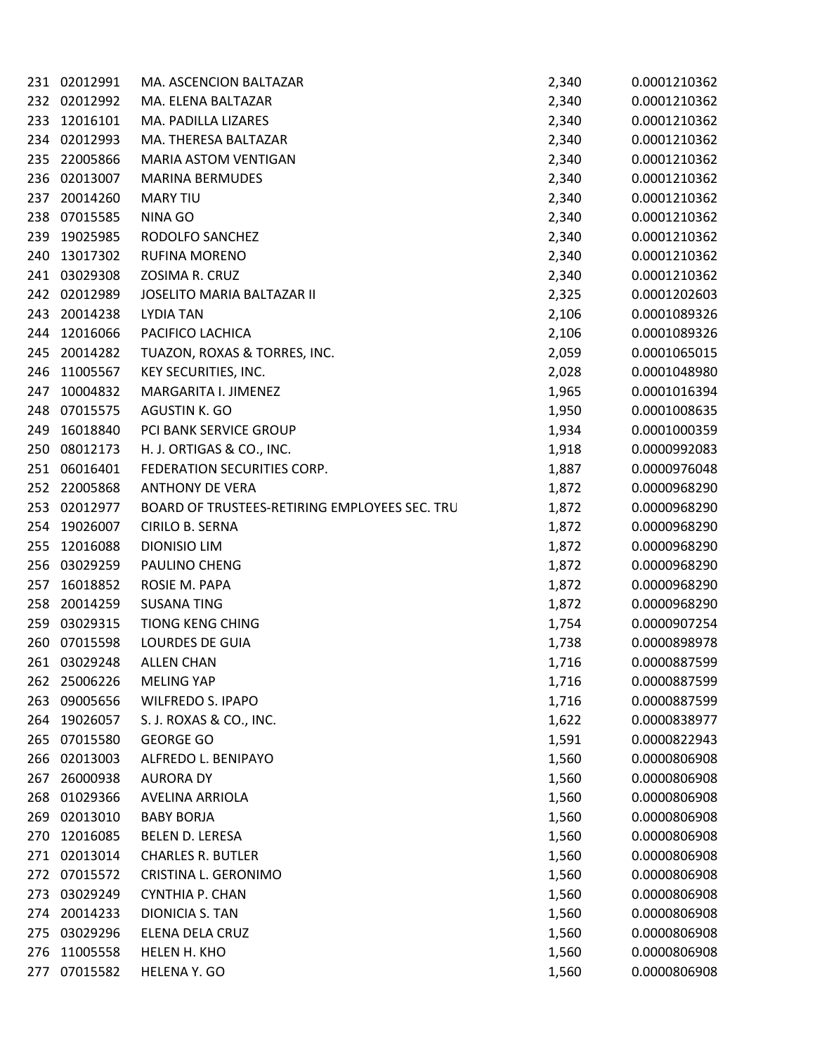| | | | | |
|---|---|---|---|---|
| 231 | 02012991 | MA. ASCENCION BALTAZAR | 2,340 | 0.0001210362 |
| 232 | 02012992 | MA. ELENA BALTAZAR | 2,340 | 0.0001210362 |
| 233 | 12016101 | MA. PADILLA LIZARES | 2,340 | 0.0001210362 |
| 234 | 02012993 | MA. THERESA BALTAZAR | 2,340 | 0.0001210362 |
| 235 | 22005866 | MARIA ASTOM VENTIGAN | 2,340 | 0.0001210362 |
| 236 | 02013007 | MARINA BERMUDES | 2,340 | 0.0001210362 |
| 237 | 20014260 | MARY TIU | 2,340 | 0.0001210362 |
| 238 | 07015585 | NINA GO | 2,340 | 0.0001210362 |
| 239 | 19025985 | RODOLFO SANCHEZ | 2,340 | 0.0001210362 |
| 240 | 13017302 | RUFINA MORENO | 2,340 | 0.0001210362 |
| 241 | 03029308 | ZOSIMA R. CRUZ | 2,340 | 0.0001210362 |
| 242 | 02012989 | JOSELITO MARIA BALTAZAR II | 2,325 | 0.0001202603 |
| 243 | 20014238 | LYDIA TAN | 2,106 | 0.0001089326 |
| 244 | 12016066 | PACIFICO LACHICA | 2,106 | 0.0001089326 |
| 245 | 20014282 | TUAZON, ROXAS & TORRES, INC. | 2,059 | 0.0001065015 |
| 246 | 11005567 | KEY SECURITIES, INC. | 2,028 | 0.0001048980 |
| 247 | 10004832 | MARGARITA I. JIMENEZ | 1,965 | 0.0001016394 |
| 248 | 07015575 | AGUSTIN K. GO | 1,950 | 0.0001008635 |
| 249 | 16018840 | PCI BANK SERVICE GROUP | 1,934 | 0.0001000359 |
| 250 | 08012173 | H. J. ORTIGAS & CO., INC. | 1,918 | 0.0000992083 |
| 251 | 06016401 | FEDERATION SECURITIES CORP. | 1,887 | 0.0000976048 |
| 252 | 22005868 | ANTHONY DE VERA | 1,872 | 0.0000968290 |
| 253 | 02012977 | BOARD OF TRUSTEES-RETIRING EMPLOYEES SEC. TRU | 1,872 | 0.0000968290 |
| 254 | 19026007 | CIRILO B. SERNA | 1,872 | 0.0000968290 |
| 255 | 12016088 | DIONISIO LIM | 1,872 | 0.0000968290 |
| 256 | 03029259 | PAULINO CHENG | 1,872 | 0.0000968290 |
| 257 | 16018852 | ROSIE M. PAPA | 1,872 | 0.0000968290 |
| 258 | 20014259 | SUSANA TING | 1,872 | 0.0000968290 |
| 259 | 03029315 | TIONG KENG CHING | 1,754 | 0.0000907254 |
| 260 | 07015598 | LOURDES DE GUIA | 1,738 | 0.0000898978 |
| 261 | 03029248 | ALLEN CHAN | 1,716 | 0.0000887599 |
| 262 | 25006226 | MELING YAP | 1,716 | 0.0000887599 |
| 263 | 09005656 | WILFREDO S. IPAPO | 1,716 | 0.0000887599 |
| 264 | 19026057 | S. J. ROXAS & CO., INC. | 1,622 | 0.0000838977 |
| 265 | 07015580 | GEORGE GO | 1,591 | 0.0000822943 |
| 266 | 02013003 | ALFREDO L. BENIPAYO | 1,560 | 0.0000806908 |
| 267 | 26000938 | AURORA DY | 1,560 | 0.0000806908 |
| 268 | 01029366 | AVELINA ARRIOLA | 1,560 | 0.0000806908 |
| 269 | 02013010 | BABY BORJA | 1,560 | 0.0000806908 |
| 270 | 12016085 | BELEN D. LERESA | 1,560 | 0.0000806908 |
| 271 | 02013014 | CHARLES R. BUTLER | 1,560 | 0.0000806908 |
| 272 | 07015572 | CRISTINA L. GERONIMO | 1,560 | 0.0000806908 |
| 273 | 03029249 | CYNTHIA P. CHAN | 1,560 | 0.0000806908 |
| 274 | 20014233 | DIONICIA S. TAN | 1,560 | 0.0000806908 |
| 275 | 03029296 | ELENA DELA CRUZ | 1,560 | 0.0000806908 |
| 276 | 11005558 | HELEN H. KHO | 1,560 | 0.0000806908 |
| 277 | 07015582 | HELENA Y. GO | 1,560 | 0.0000806908 |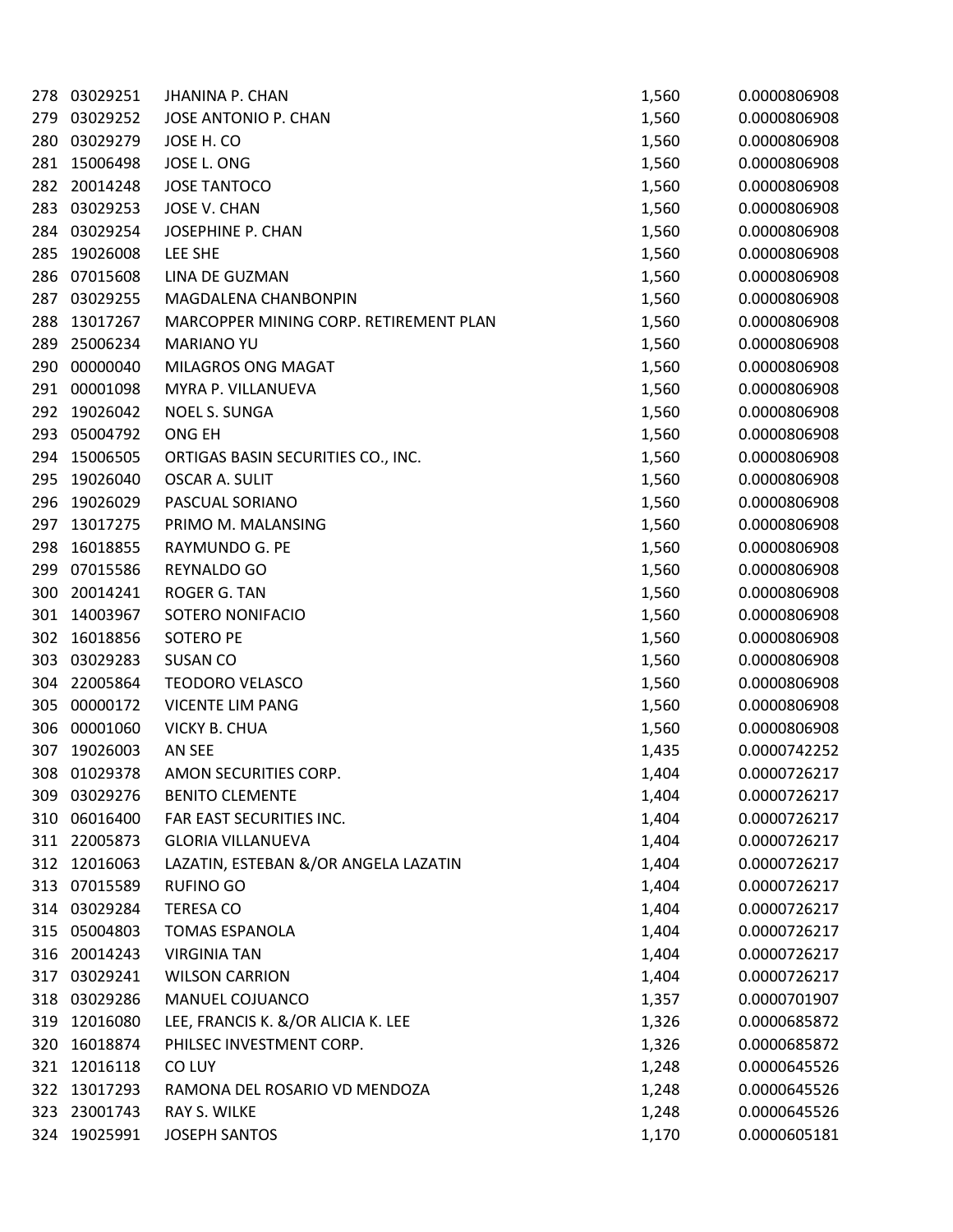| | | | | |
|---|---|---|---|---|
| 278 | 03029251 | JHANINA P. CHAN | 1,560 | 0.0000806908 |
| 279 | 03029252 | JOSE ANTONIO P. CHAN | 1,560 | 0.0000806908 |
| 280 | 03029279 | JOSE H. CO | 1,560 | 0.0000806908 |
| 281 | 15006498 | JOSE L. ONG | 1,560 | 0.0000806908 |
| 282 | 20014248 | JOSE TANTOCO | 1,560 | 0.0000806908 |
| 283 | 03029253 | JOSE V. CHAN | 1,560 | 0.0000806908 |
| 284 | 03029254 | JOSEPHINE P. CHAN | 1,560 | 0.0000806908 |
| 285 | 19026008 | LEE SHE | 1,560 | 0.0000806908 |
| 286 | 07015608 | LINA DE GUZMAN | 1,560 | 0.0000806908 |
| 287 | 03029255 | MAGDALENA CHANBONPIN | 1,560 | 0.0000806908 |
| 288 | 13017267 | MARCOPPER MINING CORP. RETIREMENT PLAN | 1,560 | 0.0000806908 |
| 289 | 25006234 | MARIANO YU | 1,560 | 0.0000806908 |
| 290 | 00000040 | MILAGROS ONG MAGAT | 1,560 | 0.0000806908 |
| 291 | 00001098 | MYRA P. VILLANUEVA | 1,560 | 0.0000806908 |
| 292 | 19026042 | NOEL S. SUNGA | 1,560 | 0.0000806908 |
| 293 | 05004792 | ONG EH | 1,560 | 0.0000806908 |
| 294 | 15006505 | ORTIGAS BASIN SECURITIES CO., INC. | 1,560 | 0.0000806908 |
| 295 | 19026040 | OSCAR A. SULIT | 1,560 | 0.0000806908 |
| 296 | 19026029 | PASCUAL SORIANO | 1,560 | 0.0000806908 |
| 297 | 13017275 | PRIMO M. MALANSING | 1,560 | 0.0000806908 |
| 298 | 16018855 | RAYMUNDO G. PE | 1,560 | 0.0000806908 |
| 299 | 07015586 | REYNALDO GO | 1,560 | 0.0000806908 |
| 300 | 20014241 | ROGER G. TAN | 1,560 | 0.0000806908 |
| 301 | 14003967 | SOTERO NONIFACIO | 1,560 | 0.0000806908 |
| 302 | 16018856 | SOTERO PE | 1,560 | 0.0000806908 |
| 303 | 03029283 | SUSAN CO | 1,560 | 0.0000806908 |
| 304 | 22005864 | TEODORO VELASCO | 1,560 | 0.0000806908 |
| 305 | 00000172 | VICENTE LIM PANG | 1,560 | 0.0000806908 |
| 306 | 00001060 | VICKY B. CHUA | 1,560 | 0.0000806908 |
| 307 | 19026003 | AN SEE | 1,435 | 0.0000742252 |
| 308 | 01029378 | AMON SECURITIES CORP. | 1,404 | 0.0000726217 |
| 309 | 03029276 | BENITO CLEMENTE | 1,404 | 0.0000726217 |
| 310 | 06016400 | FAR EAST SECURITIES INC. | 1,404 | 0.0000726217 |
| 311 | 22005873 | GLORIA VILLANUEVA | 1,404 | 0.0000726217 |
| 312 | 12016063 | LAZATIN, ESTEBAN &/OR ANGELA LAZATIN | 1,404 | 0.0000726217 |
| 313 | 07015589 | RUFINO GO | 1,404 | 0.0000726217 |
| 314 | 03029284 | TERESA CO | 1,404 | 0.0000726217 |
| 315 | 05004803 | TOMAS ESPANOLA | 1,404 | 0.0000726217 |
| 316 | 20014243 | VIRGINIA TAN | 1,404 | 0.0000726217 |
| 317 | 03029241 | WILSON CARRION | 1,404 | 0.0000726217 |
| 318 | 03029286 | MANUEL COJUANCO | 1,357 | 0.0000701907 |
| 319 | 12016080 | LEE, FRANCIS K. &/OR ALICIA K. LEE | 1,326 | 0.0000685872 |
| 320 | 16018874 | PHILSEC INVESTMENT CORP. | 1,326 | 0.0000685872 |
| 321 | 12016118 | CO LUY | 1,248 | 0.0000645526 |
| 322 | 13017293 | RAMONA DEL ROSARIO VD MENDOZA | 1,248 | 0.0000645526 |
| 323 | 23001743 | RAY S. WILKE | 1,248 | 0.0000645526 |
| 324 | 19025991 | JOSEPH SANTOS | 1,170 | 0.0000605181 |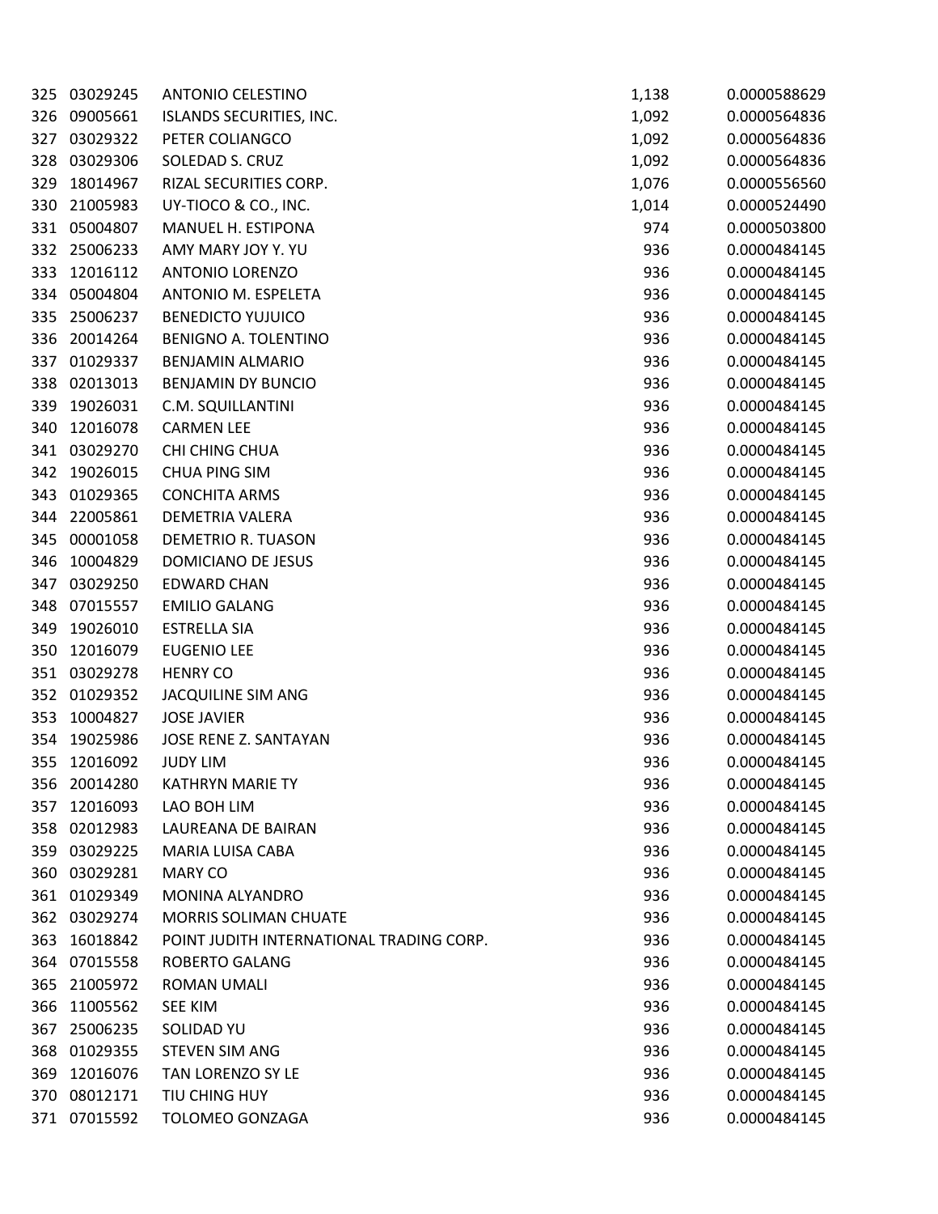| | | | | |
|---|---|---|---|---|
| 325 | 03029245 | ANTONIO CELESTINO | 1,138 | 0.0000588629 |
| 326 | 09005661 | ISLANDS SECURITIES, INC. | 1,092 | 0.0000564836 |
| 327 | 03029322 | PETER COLIANGCO | 1,092 | 0.0000564836 |
| 328 | 03029306 | SOLEDAD S. CRUZ | 1,092 | 0.0000564836 |
| 329 | 18014967 | RIZAL SECURITIES CORP. | 1,076 | 0.0000556560 |
| 330 | 21005983 | UY-TIOCO & CO., INC. | 1,014 | 0.0000524490 |
| 331 | 05004807 | MANUEL H. ESTIPONA | 974 | 0.0000503800 |
| 332 | 25006233 | AMY MARY JOY Y. YU | 936 | 0.0000484145 |
| 333 | 12016112 | ANTONIO LORENZO | 936 | 0.0000484145 |
| 334 | 05004804 | ANTONIO M. ESPELETA | 936 | 0.0000484145 |
| 335 | 25006237 | BENEDICTO YUJUICO | 936 | 0.0000484145 |
| 336 | 20014264 | BENIGNO A. TOLENTINO | 936 | 0.0000484145 |
| 337 | 01029337 | BENJAMIN ALMARIO | 936 | 0.0000484145 |
| 338 | 02013013 | BENJAMIN DY BUNCIO | 936 | 0.0000484145 |
| 339 | 19026031 | C.M. SQUILLANTINI | 936 | 0.0000484145 |
| 340 | 12016078 | CARMEN LEE | 936 | 0.0000484145 |
| 341 | 03029270 | CHI CHING CHUA | 936 | 0.0000484145 |
| 342 | 19026015 | CHUA PING SIM | 936 | 0.0000484145 |
| 343 | 01029365 | CONCHITA ARMS | 936 | 0.0000484145 |
| 344 | 22005861 | DEMETRIA VALERA | 936 | 0.0000484145 |
| 345 | 00001058 | DEMETRIO R. TUASON | 936 | 0.0000484145 |
| 346 | 10004829 | DOMICIANO DE JESUS | 936 | 0.0000484145 |
| 347 | 03029250 | EDWARD CHAN | 936 | 0.0000484145 |
| 348 | 07015557 | EMILIO GALANG | 936 | 0.0000484145 |
| 349 | 19026010 | ESTRELLA SIA | 936 | 0.0000484145 |
| 350 | 12016079 | EUGENIO LEE | 936 | 0.0000484145 |
| 351 | 03029278 | HENRY CO | 936 | 0.0000484145 |
| 352 | 01029352 | JACQUILINE SIM ANG | 936 | 0.0000484145 |
| 353 | 10004827 | JOSE JAVIER | 936 | 0.0000484145 |
| 354 | 19025986 | JOSE RENE Z. SANTAYAN | 936 | 0.0000484145 |
| 355 | 12016092 | JUDY LIM | 936 | 0.0000484145 |
| 356 | 20014280 | KATHRYN MARIE TY | 936 | 0.0000484145 |
| 357 | 12016093 | LAO BOH LIM | 936 | 0.0000484145 |
| 358 | 02012983 | LAUREANA DE BAIRAN | 936 | 0.0000484145 |
| 359 | 03029225 | MARIA LUISA CABA | 936 | 0.0000484145 |
| 360 | 03029281 | MARY CO | 936 | 0.0000484145 |
| 361 | 01029349 | MONINA ALYANDRO | 936 | 0.0000484145 |
| 362 | 03029274 | MORRIS SOLIMAN CHUATE | 936 | 0.0000484145 |
| 363 | 16018842 | POINT JUDITH INTERNATIONAL TRADING CORP. | 936 | 0.0000484145 |
| 364 | 07015558 | ROBERTO GALANG | 936 | 0.0000484145 |
| 365 | 21005972 | ROMAN UMALI | 936 | 0.0000484145 |
| 366 | 11005562 | SEE KIM | 936 | 0.0000484145 |
| 367 | 25006235 | SOLIDAD YU | 936 | 0.0000484145 |
| 368 | 01029355 | STEVEN SIM ANG | 936 | 0.0000484145 |
| 369 | 12016076 | TAN LORENZO SY LE | 936 | 0.0000484145 |
| 370 | 08012171 | TIU CHING HUY | 936 | 0.0000484145 |
| 371 | 07015592 | TOLOMEO GONZAGA | 936 | 0.0000484145 |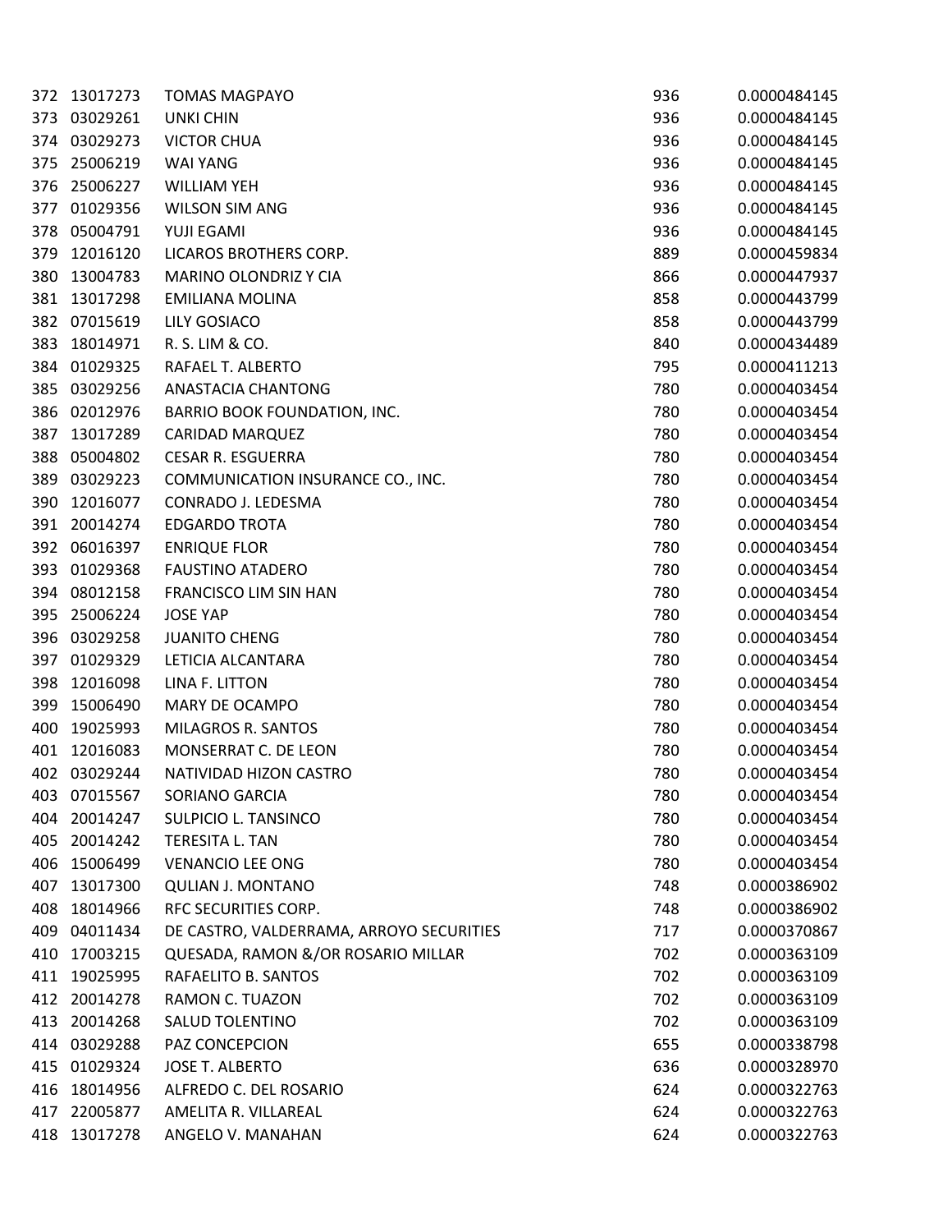| | | | | |
|---|---|---|---|---|
| 372 | 13017273 | TOMAS MAGPAYO | 936 | 0.0000484145 |
| 373 | 03029261 | UNKI CHIN | 936 | 0.0000484145 |
| 374 | 03029273 | VICTOR CHUA | 936 | 0.0000484145 |
| 375 | 25006219 | WAI YANG | 936 | 0.0000484145 |
| 376 | 25006227 | WILLIAM YEH | 936 | 0.0000484145 |
| 377 | 01029356 | WILSON SIM ANG | 936 | 0.0000484145 |
| 378 | 05004791 | YUJI EGAMI | 936 | 0.0000484145 |
| 379 | 12016120 | LICAROS BROTHERS CORP. | 889 | 0.0000459834 |
| 380 | 13004783 | MARINO OLONDRIZ Y CIA | 866 | 0.0000447937 |
| 381 | 13017298 | EMILIANA MOLINA | 858 | 0.0000443799 |
| 382 | 07015619 | LILY GOSIACO | 858 | 0.0000443799 |
| 383 | 18014971 | R. S. LIM & CO. | 840 | 0.0000434489 |
| 384 | 01029325 | RAFAEL T. ALBERTO | 795 | 0.0000411213 |
| 385 | 03029256 | ANASTACIA CHANTONG | 780 | 0.0000403454 |
| 386 | 02012976 | BARRIO BOOK FOUNDATION, INC. | 780 | 0.0000403454 |
| 387 | 13017289 | CARIDAD MARQUEZ | 780 | 0.0000403454 |
| 388 | 05004802 | CESAR R. ESGUERRA | 780 | 0.0000403454 |
| 389 | 03029223 | COMMUNICATION INSURANCE CO., INC. | 780 | 0.0000403454 |
| 390 | 12016077 | CONRADO J. LEDESMA | 780 | 0.0000403454 |
| 391 | 20014274 | EDGARDO TROTA | 780 | 0.0000403454 |
| 392 | 06016397 | ENRIQUE FLOR | 780 | 0.0000403454 |
| 393 | 01029368 | FAUSTINO ATADERO | 780 | 0.0000403454 |
| 394 | 08012158 | FRANCISCO LIM SIN HAN | 780 | 0.0000403454 |
| 395 | 25006224 | JOSE YAP | 780 | 0.0000403454 |
| 396 | 03029258 | JUANITO CHENG | 780 | 0.0000403454 |
| 397 | 01029329 | LETICIA ALCANTARA | 780 | 0.0000403454 |
| 398 | 12016098 | LINA F. LITTON | 780 | 0.0000403454 |
| 399 | 15006490 | MARY DE OCAMPO | 780 | 0.0000403454 |
| 400 | 19025993 | MILAGROS R. SANTOS | 780 | 0.0000403454 |
| 401 | 12016083 | MONSERRAT C. DE LEON | 780 | 0.0000403454 |
| 402 | 03029244 | NATIVIDAD HIZON CASTRO | 780 | 0.0000403454 |
| 403 | 07015567 | SORIANO GARCIA | 780 | 0.0000403454 |
| 404 | 20014247 | SULPICIO L. TANSINCO | 780 | 0.0000403454 |
| 405 | 20014242 | TERESITA L. TAN | 780 | 0.0000403454 |
| 406 | 15006499 | VENANCIO LEE ONG | 780 | 0.0000403454 |
| 407 | 13017300 | QULIAN J. MONTANO | 748 | 0.0000386902 |
| 408 | 18014966 | RFC SECURITIES CORP. | 748 | 0.0000386902 |
| 409 | 04011434 | DE CASTRO, VALDERRAMA, ARROYO SECURITIES | 717 | 0.0000370867 |
| 410 | 17003215 | QUESADA, RAMON &/OR ROSARIO MILLAR | 702 | 0.0000363109 |
| 411 | 19025995 | RAFAELITO B. SANTOS | 702 | 0.0000363109 |
| 412 | 20014278 | RAMON C. TUAZON | 702 | 0.0000363109 |
| 413 | 20014268 | SALUD TOLENTINO | 702 | 0.0000363109 |
| 414 | 03029288 | PAZ CONCEPCION | 655 | 0.0000338798 |
| 415 | 01029324 | JOSE T. ALBERTO | 636 | 0.0000328970 |
| 416 | 18014956 | ALFREDO C. DEL ROSARIO | 624 | 0.0000322763 |
| 417 | 22005877 | AMELITA R. VILLAREAL | 624 | 0.0000322763 |
| 418 | 13017278 | ANGELO V. MANAHAN | 624 | 0.0000322763 |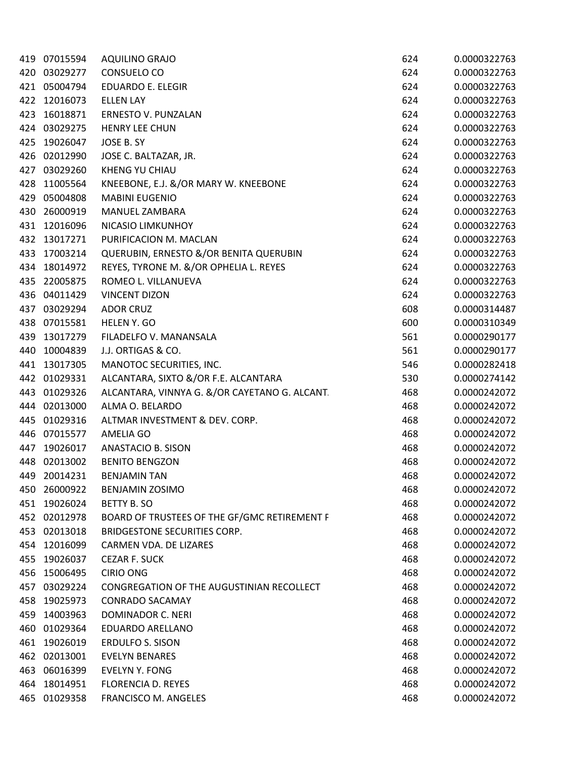| | | | | |
|---|---|---|---|---|
| 419 | 07015594 | AQUILINO GRAJO | 624 | 0.0000322763 |
| 420 | 03029277 | CONSUELO CO | 624 | 0.0000322763 |
| 421 | 05004794 | EDUARDO E. ELEGIR | 624 | 0.0000322763 |
| 422 | 12016073 | ELLEN LAY | 624 | 0.0000322763 |
| 423 | 16018871 | ERNESTO V. PUNZALAN | 624 | 0.0000322763 |
| 424 | 03029275 | HENRY LEE CHUN | 624 | 0.0000322763 |
| 425 | 19026047 | JOSE B. SY | 624 | 0.0000322763 |
| 426 | 02012990 | JOSE C. BALTAZAR, JR. | 624 | 0.0000322763 |
| 427 | 03029260 | KHENG YU CHIAU | 624 | 0.0000322763 |
| 428 | 11005564 | KNEEBONE, E.J. &/OR MARY W. KNEEBONE | 624 | 0.0000322763 |
| 429 | 05004808 | MABINI EUGENIO | 624 | 0.0000322763 |
| 430 | 26000919 | MANUEL ZAMBARA | 624 | 0.0000322763 |
| 431 | 12016096 | NICASIO LIMKUNHOY | 624 | 0.0000322763 |
| 432 | 13017271 | PURIFICACION M. MACLAN | 624 | 0.0000322763 |
| 433 | 17003214 | QUERUBIN, ERNESTO &/OR BENITA QUERUBIN | 624 | 0.0000322763 |
| 434 | 18014972 | REYES, TYRONE M. &/OR OPHELIA L. REYES | 624 | 0.0000322763 |
| 435 | 22005875 | ROMEO L. VILLANUEVA | 624 | 0.0000322763 |
| 436 | 04011429 | VINCENT DIZON | 624 | 0.0000322763 |
| 437 | 03029294 | ADOR CRUZ | 608 | 0.0000314487 |
| 438 | 07015581 | HELEN Y. GO | 600 | 0.0000310349 |
| 439 | 13017279 | FILADELFO V. MANANSALA | 561 | 0.0000290177 |
| 440 | 10004839 | J.J. ORTIGAS & CO. | 561 | 0.0000290177 |
| 441 | 13017305 | MANOTOC SECURITIES, INC. | 546 | 0.0000282418 |
| 442 | 01029331 | ALCANTARA, SIXTO &/OR F.E. ALCANTARA | 530 | 0.0000274142 |
| 443 | 01029326 | ALCANTARA, VINNYA G. &/OR CAYETANO G. ALCANT. | 468 | 0.0000242072 |
| 444 | 02013000 | ALMA O. BELARDO | 468 | 0.0000242072 |
| 445 | 01029316 | ALTMAR INVESTMENT & DEV. CORP. | 468 | 0.0000242072 |
| 446 | 07015577 | AMELIA GO | 468 | 0.0000242072 |
| 447 | 19026017 | ANASTACIO B. SISON | 468 | 0.0000242072 |
| 448 | 02013002 | BENITO BENGZON | 468 | 0.0000242072 |
| 449 | 20014231 | BENJAMIN TAN | 468 | 0.0000242072 |
| 450 | 26000922 | BENJAMIN ZOSIMO | 468 | 0.0000242072 |
| 451 | 19026024 | BETTY B. SO | 468 | 0.0000242072 |
| 452 | 02012978 | BOARD OF TRUSTEES OF THE GF/GMC RETIREMENT F | 468 | 0.0000242072 |
| 453 | 02013018 | BRIDGESTONE SECURITIES CORP. | 468 | 0.0000242072 |
| 454 | 12016099 | CARMEN VDA. DE LIZARES | 468 | 0.0000242072 |
| 455 | 19026037 | CEZAR F. SUCK | 468 | 0.0000242072 |
| 456 | 15006495 | CIRIO ONG | 468 | 0.0000242072 |
| 457 | 03029224 | CONGREGATION OF THE AUGUSTINIAN RECOLLECT | 468 | 0.0000242072 |
| 458 | 19025973 | CONRADO SACAMAY | 468 | 0.0000242072 |
| 459 | 14003963 | DOMINADOR C. NERI | 468 | 0.0000242072 |
| 460 | 01029364 | EDUARDO ARELLANO | 468 | 0.0000242072 |
| 461 | 19026019 | ERDULFO S. SISON | 468 | 0.0000242072 |
| 462 | 02013001 | EVELYN BENARES | 468 | 0.0000242072 |
| 463 | 06016399 | EVELYN Y. FONG | 468 | 0.0000242072 |
| 464 | 18014951 | FLORENCIA D. REYES | 468 | 0.0000242072 |
| 465 | 01029358 | FRANCISCO M. ANGELES | 468 | 0.0000242072 |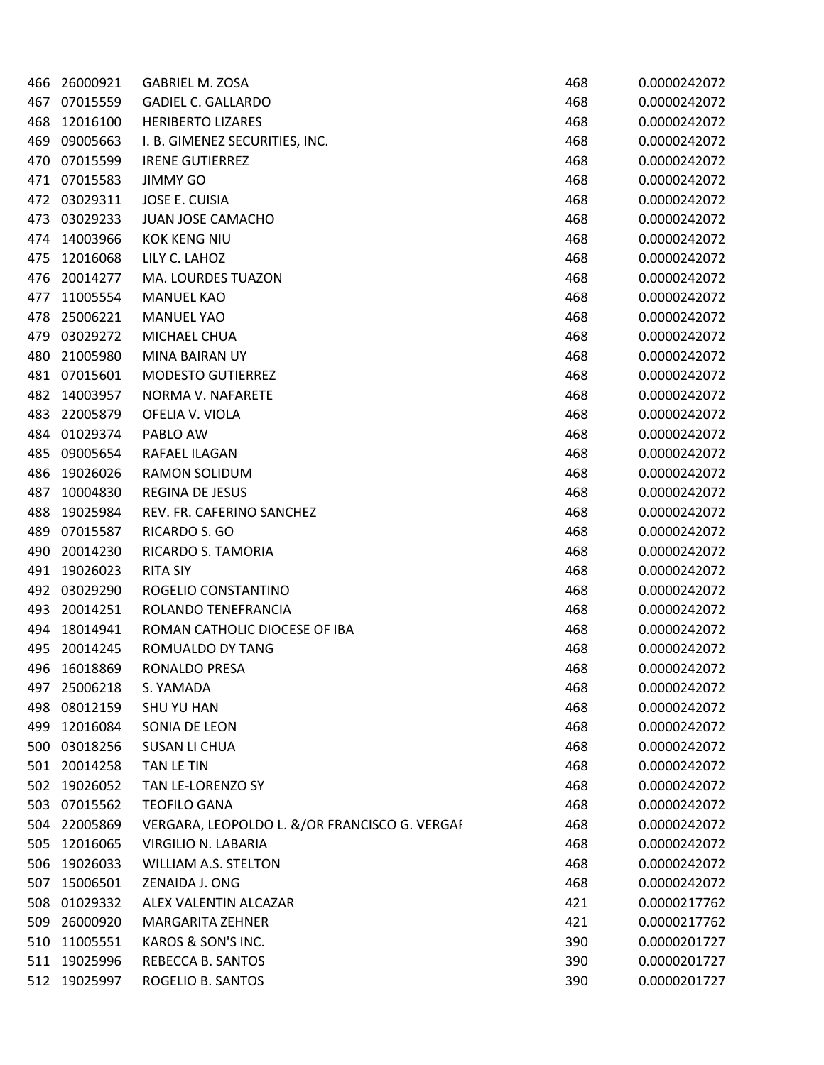| | | | | |
|---|---|---|---|---|
| 466 | 26000921 | GABRIEL M. ZOSA | 468 | 0.0000242072 |
| 467 | 07015559 | GADIEL C. GALLARDO | 468 | 0.0000242072 |
| 468 | 12016100 | HERIBERTO LIZARES | 468 | 0.0000242072 |
| 469 | 09005663 | I. B. GIMENEZ SECURITIES, INC. | 468 | 0.0000242072 |
| 470 | 07015599 | IRENE GUTIERREZ | 468 | 0.0000242072 |
| 471 | 07015583 | JIMMY GO | 468 | 0.0000242072 |
| 472 | 03029311 | JOSE E. CUISIA | 468 | 0.0000242072 |
| 473 | 03029233 | JUAN JOSE CAMACHO | 468 | 0.0000242072 |
| 474 | 14003966 | KOK KENG NIU | 468 | 0.0000242072 |
| 475 | 12016068 | LILY C. LAHOZ | 468 | 0.0000242072 |
| 476 | 20014277 | MA. LOURDES TUAZON | 468 | 0.0000242072 |
| 477 | 11005554 | MANUEL KAO | 468 | 0.0000242072 |
| 478 | 25006221 | MANUEL YAO | 468 | 0.0000242072 |
| 479 | 03029272 | MICHAEL CHUA | 468 | 0.0000242072 |
| 480 | 21005980 | MINA BAIRAN UY | 468 | 0.0000242072 |
| 481 | 07015601 | MODESTO GUTIERREZ | 468 | 0.0000242072 |
| 482 | 14003957 | NORMA V. NAFARETE | 468 | 0.0000242072 |
| 483 | 22005879 | OFELIA V. VIOLA | 468 | 0.0000242072 |
| 484 | 01029374 | PABLO AW | 468 | 0.0000242072 |
| 485 | 09005654 | RAFAEL ILAGAN | 468 | 0.0000242072 |
| 486 | 19026026 | RAMON SOLIDUM | 468 | 0.0000242072 |
| 487 | 10004830 | REGINA DE JESUS | 468 | 0.0000242072 |
| 488 | 19025984 | REV. FR. CAFERINO SANCHEZ | 468 | 0.0000242072 |
| 489 | 07015587 | RICARDO S. GO | 468 | 0.0000242072 |
| 490 | 20014230 | RICARDO S. TAMORIA | 468 | 0.0000242072 |
| 491 | 19026023 | RITA SIY | 468 | 0.0000242072 |
| 492 | 03029290 | ROGELIO CONSTANTINO | 468 | 0.0000242072 |
| 493 | 20014251 | ROLANDO TENEFRANCIA | 468 | 0.0000242072 |
| 494 | 18014941 | ROMAN CATHOLIC DIOCESE OF IBA | 468 | 0.0000242072 |
| 495 | 20014245 | ROMUALDO DY TANG | 468 | 0.0000242072 |
| 496 | 16018869 | RONALDO PRESA | 468 | 0.0000242072 |
| 497 | 25006218 | S. YAMADA | 468 | 0.0000242072 |
| 498 | 08012159 | SHU YU HAN | 468 | 0.0000242072 |
| 499 | 12016084 | SONIA DE LEON | 468 | 0.0000242072 |
| 500 | 03018256 | SUSAN LI CHUA | 468 | 0.0000242072 |
| 501 | 20014258 | TAN LE TIN | 468 | 0.0000242072 |
| 502 | 19026052 | TAN LE-LORENZO SY | 468 | 0.0000242072 |
| 503 | 07015562 | TEOFILO GANA | 468 | 0.0000242072 |
| 504 | 22005869 | VERGARA, LEOPOLDO L. &/OR FRANCISCO G. VERGAI | 468 | 0.0000242072 |
| 505 | 12016065 | VIRGILIO N. LABARIA | 468 | 0.0000242072 |
| 506 | 19026033 | WILLIAM A.S. STELTON | 468 | 0.0000242072 |
| 507 | 15006501 | ZENAIDA J. ONG | 468 | 0.0000242072 |
| 508 | 01029332 | ALEX VALENTIN ALCAZAR | 421 | 0.0000217762 |
| 509 | 26000920 | MARGARITA ZEHNER | 421 | 0.0000217762 |
| 510 | 11005551 | KAROS & SON'S INC. | 390 | 0.0000201727 |
| 511 | 19025996 | REBECCA B. SANTOS | 390 | 0.0000201727 |
| 512 | 19025997 | ROGELIO B. SANTOS | 390 | 0.0000201727 |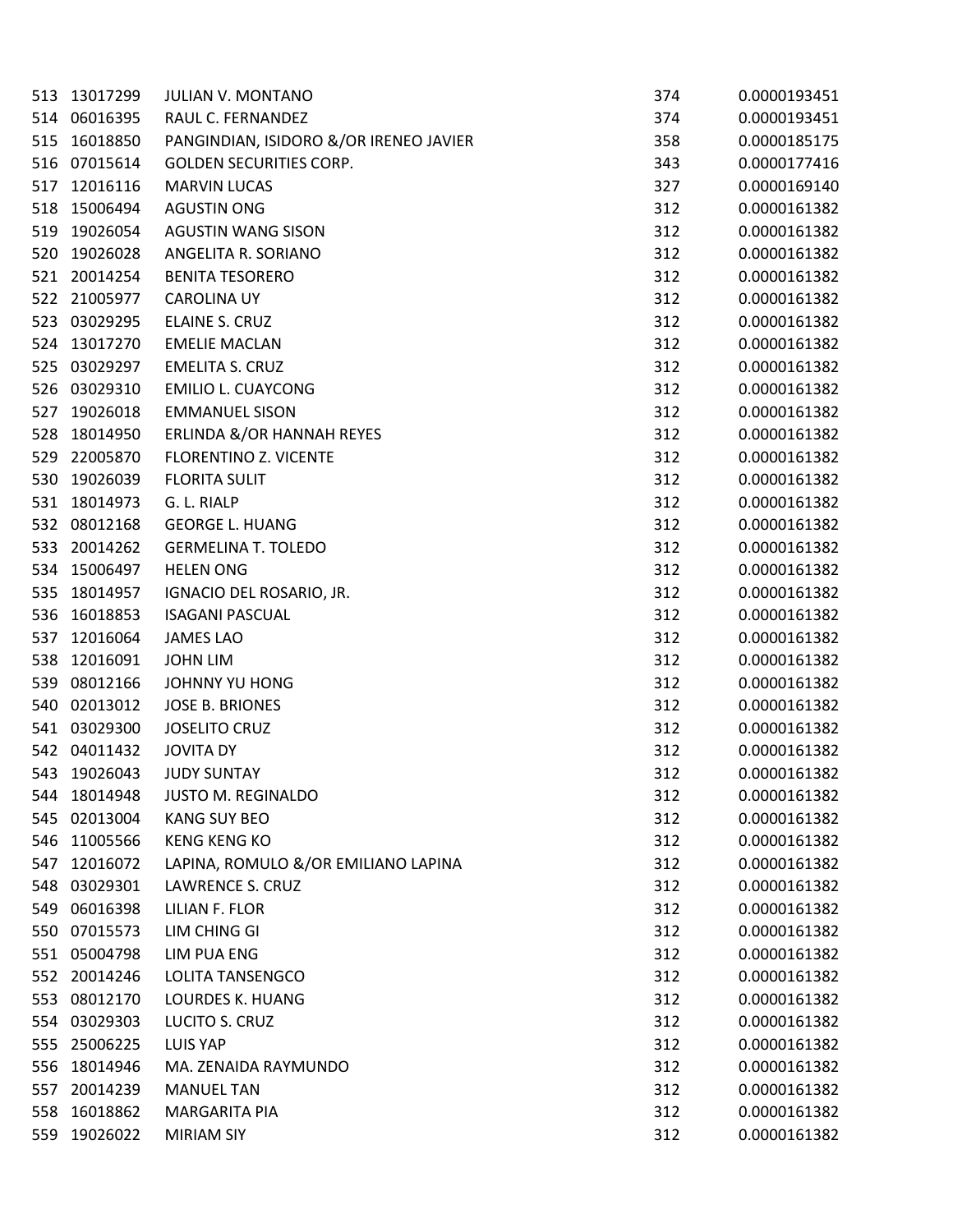| | | | | |
|---|---|---|---|---|
| 513 | 13017299 | JULIAN V. MONTANO | 374 | 0.0000193451 |
| 514 | 06016395 | RAUL C. FERNANDEZ | 374 | 0.0000193451 |
| 515 | 16018850 | PANGINDIAN, ISIDORO &/OR IRENEO JAVIER | 358 | 0.0000185175 |
| 516 | 07015614 | GOLDEN SECURITIES CORP. | 343 | 0.0000177416 |
| 517 | 12016116 | MARVIN LUCAS | 327 | 0.0000169140 |
| 518 | 15006494 | AGUSTIN ONG | 312 | 0.0000161382 |
| 519 | 19026054 | AGUSTIN WANG SISON | 312 | 0.0000161382 |
| 520 | 19026028 | ANGELITA R. SORIANO | 312 | 0.0000161382 |
| 521 | 20014254 | BENITA TESORERO | 312 | 0.0000161382 |
| 522 | 21005977 | CAROLINA UY | 312 | 0.0000161382 |
| 523 | 03029295 | ELAINE S. CRUZ | 312 | 0.0000161382 |
| 524 | 13017270 | EMELIE MACLAN | 312 | 0.0000161382 |
| 525 | 03029297 | EMELITA S. CRUZ | 312 | 0.0000161382 |
| 526 | 03029310 | EMILIO L. CUAYCONG | 312 | 0.0000161382 |
| 527 | 19026018 | EMMANUEL SISON | 312 | 0.0000161382 |
| 528 | 18014950 | ERLINDA &/OR HANNAH REYES | 312 | 0.0000161382 |
| 529 | 22005870 | FLORENTINO Z. VICENTE | 312 | 0.0000161382 |
| 530 | 19026039 | FLORITA SULIT | 312 | 0.0000161382 |
| 531 | 18014973 | G. L. RIALP | 312 | 0.0000161382 |
| 532 | 08012168 | GEORGE L. HUANG | 312 | 0.0000161382 |
| 533 | 20014262 | GERMELINA T. TOLEDO | 312 | 0.0000161382 |
| 534 | 15006497 | HELEN ONG | 312 | 0.0000161382 |
| 535 | 18014957 | IGNACIO DEL ROSARIO, JR. | 312 | 0.0000161382 |
| 536 | 16018853 | ISAGANI PASCUAL | 312 | 0.0000161382 |
| 537 | 12016064 | JAMES LAO | 312 | 0.0000161382 |
| 538 | 12016091 | JOHN LIM | 312 | 0.0000161382 |
| 539 | 08012166 | JOHNNY YU HONG | 312 | 0.0000161382 |
| 540 | 02013012 | JOSE B. BRIONES | 312 | 0.0000161382 |
| 541 | 03029300 | JOSELITO CRUZ | 312 | 0.0000161382 |
| 542 | 04011432 | JOVITA DY | 312 | 0.0000161382 |
| 543 | 19026043 | JUDY SUNTAY | 312 | 0.0000161382 |
| 544 | 18014948 | JUSTO M. REGINALDO | 312 | 0.0000161382 |
| 545 | 02013004 | KANG SUY BEO | 312 | 0.0000161382 |
| 546 | 11005566 | KENG KENG KO | 312 | 0.0000161382 |
| 547 | 12016072 | LAPINA, ROMULO &/OR EMILIANO LAPINA | 312 | 0.0000161382 |
| 548 | 03029301 | LAWRENCE S. CRUZ | 312 | 0.0000161382 |
| 549 | 06016398 | LILIAN F. FLOR | 312 | 0.0000161382 |
| 550 | 07015573 | LIM CHING GI | 312 | 0.0000161382 |
| 551 | 05004798 | LIM PUA ENG | 312 | 0.0000161382 |
| 552 | 20014246 | LOLITA TANSENGCO | 312 | 0.0000161382 |
| 553 | 08012170 | LOURDES K. HUANG | 312 | 0.0000161382 |
| 554 | 03029303 | LUCITO S. CRUZ | 312 | 0.0000161382 |
| 555 | 25006225 | LUIS YAP | 312 | 0.0000161382 |
| 556 | 18014946 | MA. ZENAIDA RAYMUNDO | 312 | 0.0000161382 |
| 557 | 20014239 | MANUEL TAN | 312 | 0.0000161382 |
| 558 | 16018862 | MARGARITA PIA | 312 | 0.0000161382 |
| 559 | 19026022 | MIRIAM SIY | 312 | 0.0000161382 |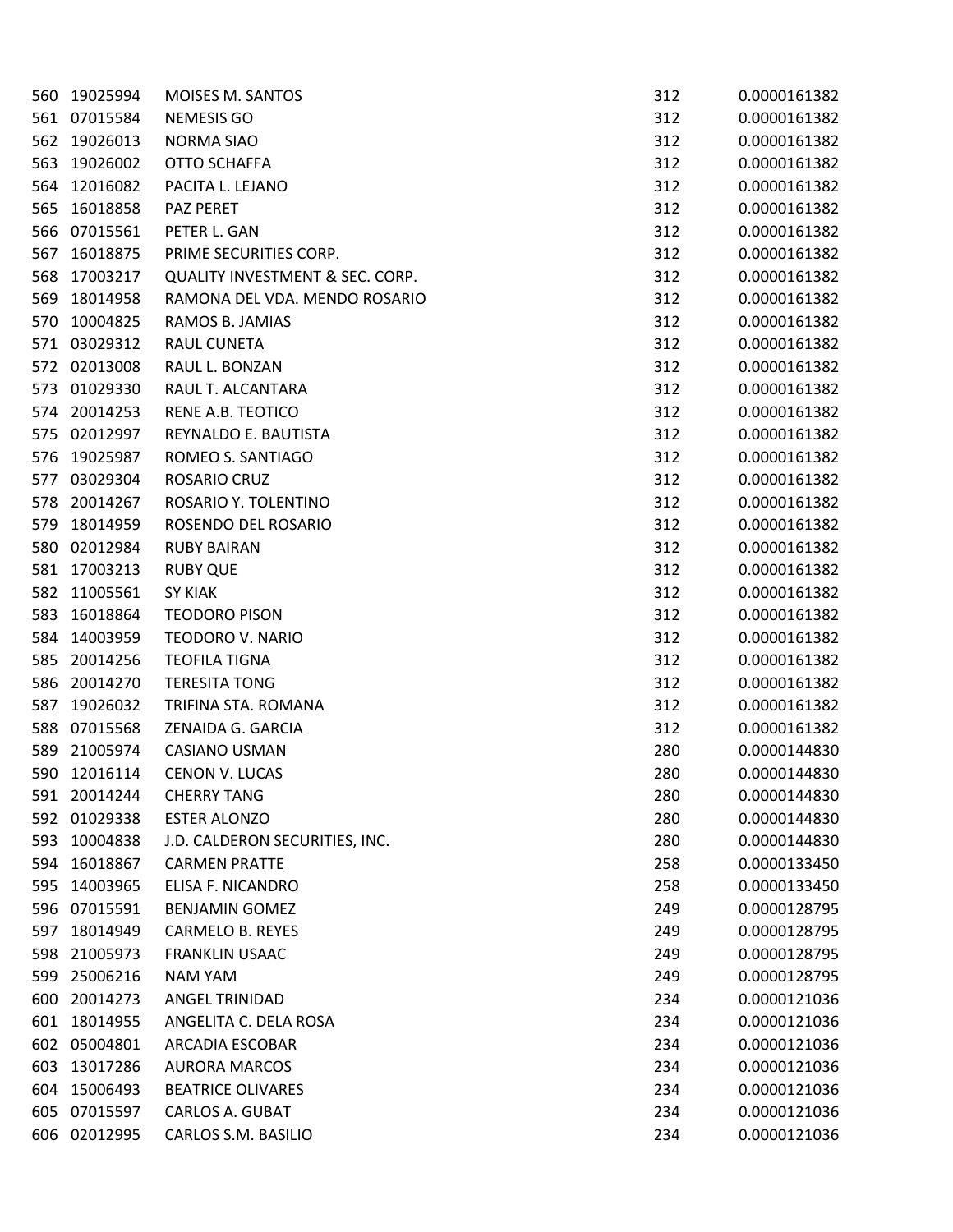| | | | | |
|---|---|---|---|---|
| 560 | 19025994 | MOISES M. SANTOS | 312 | 0.0000161382 |
| 561 | 07015584 | NEMESIS GO | 312 | 0.0000161382 |
| 562 | 19026013 | NORMA SIAO | 312 | 0.0000161382 |
| 563 | 19026002 | OTTO SCHAFFA | 312 | 0.0000161382 |
| 564 | 12016082 | PACITA L. LEJANO | 312 | 0.0000161382 |
| 565 | 16018858 | PAZ PERET | 312 | 0.0000161382 |
| 566 | 07015561 | PETER L. GAN | 312 | 0.0000161382 |
| 567 | 16018875 | PRIME SECURITIES CORP. | 312 | 0.0000161382 |
| 568 | 17003217 | QUALITY INVESTMENT & SEC. CORP. | 312 | 0.0000161382 |
| 569 | 18014958 | RAMONA DEL VDA. MENDO ROSARIO | 312 | 0.0000161382 |
| 570 | 10004825 | RAMOS B. JAMIAS | 312 | 0.0000161382 |
| 571 | 03029312 | RAUL CUNETA | 312 | 0.0000161382 |
| 572 | 02013008 | RAUL L. BONZAN | 312 | 0.0000161382 |
| 573 | 01029330 | RAUL T. ALCANTARA | 312 | 0.0000161382 |
| 574 | 20014253 | RENE A.B. TEOTICO | 312 | 0.0000161382 |
| 575 | 02012997 | REYNALDO E. BAUTISTA | 312 | 0.0000161382 |
| 576 | 19025987 | ROMEO S. SANTIAGO | 312 | 0.0000161382 |
| 577 | 03029304 | ROSARIO CRUZ | 312 | 0.0000161382 |
| 578 | 20014267 | ROSARIO Y. TOLENTINO | 312 | 0.0000161382 |
| 579 | 18014959 | ROSENDO DEL ROSARIO | 312 | 0.0000161382 |
| 580 | 02012984 | RUBY BAIRAN | 312 | 0.0000161382 |
| 581 | 17003213 | RUBY QUE | 312 | 0.0000161382 |
| 582 | 11005561 | SY KIAK | 312 | 0.0000161382 |
| 583 | 16018864 | TEODORO PISON | 312 | 0.0000161382 |
| 584 | 14003959 | TEODORO V. NARIO | 312 | 0.0000161382 |
| 585 | 20014256 | TEOFILA TIGNA | 312 | 0.0000161382 |
| 586 | 20014270 | TERESITA TONG | 312 | 0.0000161382 |
| 587 | 19026032 | TRIFINA STA. ROMANA | 312 | 0.0000161382 |
| 588 | 07015568 | ZENAIDA G. GARCIA | 312 | 0.0000161382 |
| 589 | 21005974 | CASIANO USMAN | 280 | 0.0000144830 |
| 590 | 12016114 | CENON V. LUCAS | 280 | 0.0000144830 |
| 591 | 20014244 | CHERRY TANG | 280 | 0.0000144830 |
| 592 | 01029338 | ESTER ALONZO | 280 | 0.0000144830 |
| 593 | 10004838 | J.D. CALDERON SECURITIES, INC. | 280 | 0.0000144830 |
| 594 | 16018867 | CARMEN PRATTE | 258 | 0.0000133450 |
| 595 | 14003965 | ELISA F. NICANDRO | 258 | 0.0000133450 |
| 596 | 07015591 | BENJAMIN GOMEZ | 249 | 0.0000128795 |
| 597 | 18014949 | CARMELO B. REYES | 249 | 0.0000128795 |
| 598 | 21005973 | FRANKLIN USAAC | 249 | 0.0000128795 |
| 599 | 25006216 | NAM YAM | 249 | 0.0000128795 |
| 600 | 20014273 | ANGEL TRINIDAD | 234 | 0.0000121036 |
| 601 | 18014955 | ANGELITA C. DELA ROSA | 234 | 0.0000121036 |
| 602 | 05004801 | ARCADIA ESCOBAR | 234 | 0.0000121036 |
| 603 | 13017286 | AURORA MARCOS | 234 | 0.0000121036 |
| 604 | 15006493 | BEATRICE OLIVARES | 234 | 0.0000121036 |
| 605 | 07015597 | CARLOS A. GUBAT | 234 | 0.0000121036 |
| 606 | 02012995 | CARLOS S.M. BASILIO | 234 | 0.0000121036 |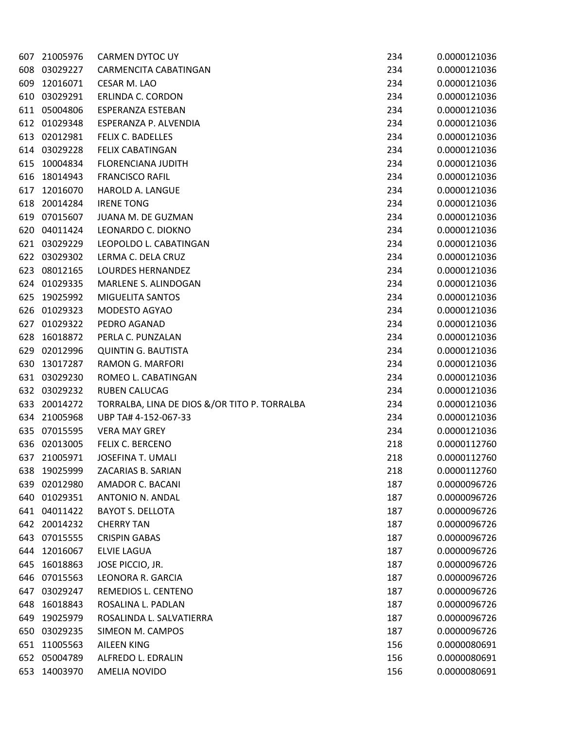| | | | | |
|---|---|---|---|---|
| 607 | 21005976 | CARMEN DYTOC UY | 234 | 0.0000121036 |
| 608 | 03029227 | CARMENCITA CABATINGAN | 234 | 0.0000121036 |
| 609 | 12016071 | CESAR M. LAO | 234 | 0.0000121036 |
| 610 | 03029291 | ERLINDA C. CORDON | 234 | 0.0000121036 |
| 611 | 05004806 | ESPERANZA ESTEBAN | 234 | 0.0000121036 |
| 612 | 01029348 | ESPERANZA P. ALVENDIA | 234 | 0.0000121036 |
| 613 | 02012981 | FELIX C. BADELLES | 234 | 0.0000121036 |
| 614 | 03029228 | FELIX CABATINGAN | 234 | 0.0000121036 |
| 615 | 10004834 | FLORENCIANA JUDITH | 234 | 0.0000121036 |
| 616 | 18014943 | FRANCISCO RAFIL | 234 | 0.0000121036 |
| 617 | 12016070 | HAROLD A. LANGUE | 234 | 0.0000121036 |
| 618 | 20014284 | IRENE TONG | 234 | 0.0000121036 |
| 619 | 07015607 | JUANA M. DE GUZMAN | 234 | 0.0000121036 |
| 620 | 04011424 | LEONARDO C. DIOKNO | 234 | 0.0000121036 |
| 621 | 03029229 | LEOPOLDO L. CABATINGAN | 234 | 0.0000121036 |
| 622 | 03029302 | LERMA C. DELA CRUZ | 234 | 0.0000121036 |
| 623 | 08012165 | LOURDES HERNANDEZ | 234 | 0.0000121036 |
| 624 | 01029335 | MARLENE S. ALINDOGAN | 234 | 0.0000121036 |
| 625 | 19025992 | MIGUELITA SANTOS | 234 | 0.0000121036 |
| 626 | 01029323 | MODESTO AGYAO | 234 | 0.0000121036 |
| 627 | 01029322 | PEDRO AGANAD | 234 | 0.0000121036 |
| 628 | 16018872 | PERLA C. PUNZALAN | 234 | 0.0000121036 |
| 629 | 02012996 | QUINTIN G. BAUTISTA | 234 | 0.0000121036 |
| 630 | 13017287 | RAMON G. MARFORI | 234 | 0.0000121036 |
| 631 | 03029230 | ROMEO L. CABATINGAN | 234 | 0.0000121036 |
| 632 | 03029232 | RUBEN CALUCAG | 234 | 0.0000121036 |
| 633 | 20014272 | TORRALBA, LINA DE DIOS &/OR TITO P. TORRALBA | 234 | 0.0000121036 |
| 634 | 21005968 | UBP TA# 4-152-067-33 | 234 | 0.0000121036 |
| 635 | 07015595 | VERA MAY GREY | 234 | 0.0000121036 |
| 636 | 02013005 | FELIX C. BERCENO | 218 | 0.0000112760 |
| 637 | 21005971 | JOSEFINA T. UMALI | 218 | 0.0000112760 |
| 638 | 19025999 | ZACARIAS B. SARIAN | 218 | 0.0000112760 |
| 639 | 02012980 | AMADOR C. BACANI | 187 | 0.0000096726 |
| 640 | 01029351 | ANTONIO N. ANDAL | 187 | 0.0000096726 |
| 641 | 04011422 | BAYOT S. DELLOTA | 187 | 0.0000096726 |
| 642 | 20014232 | CHERRY TAN | 187 | 0.0000096726 |
| 643 | 07015555 | CRISPIN GABAS | 187 | 0.0000096726 |
| 644 | 12016067 | ELVIE LAGUA | 187 | 0.0000096726 |
| 645 | 16018863 | JOSE PICCIO, JR. | 187 | 0.0000096726 |
| 646 | 07015563 | LEONORA R. GARCIA | 187 | 0.0000096726 |
| 647 | 03029247 | REMEDIOS L. CENTENO | 187 | 0.0000096726 |
| 648 | 16018843 | ROSALINA L. PADLAN | 187 | 0.0000096726 |
| 649 | 19025979 | ROSALINDA L. SALVATIERRA | 187 | 0.0000096726 |
| 650 | 03029235 | SIMEON M. CAMPOS | 187 | 0.0000096726 |
| 651 | 11005563 | AILEEN KING | 156 | 0.0000080691 |
| 652 | 05004789 | ALFREDO L. EDRALIN | 156 | 0.0000080691 |
| 653 | 14003970 | AMELIA NOVIDO | 156 | 0.0000080691 |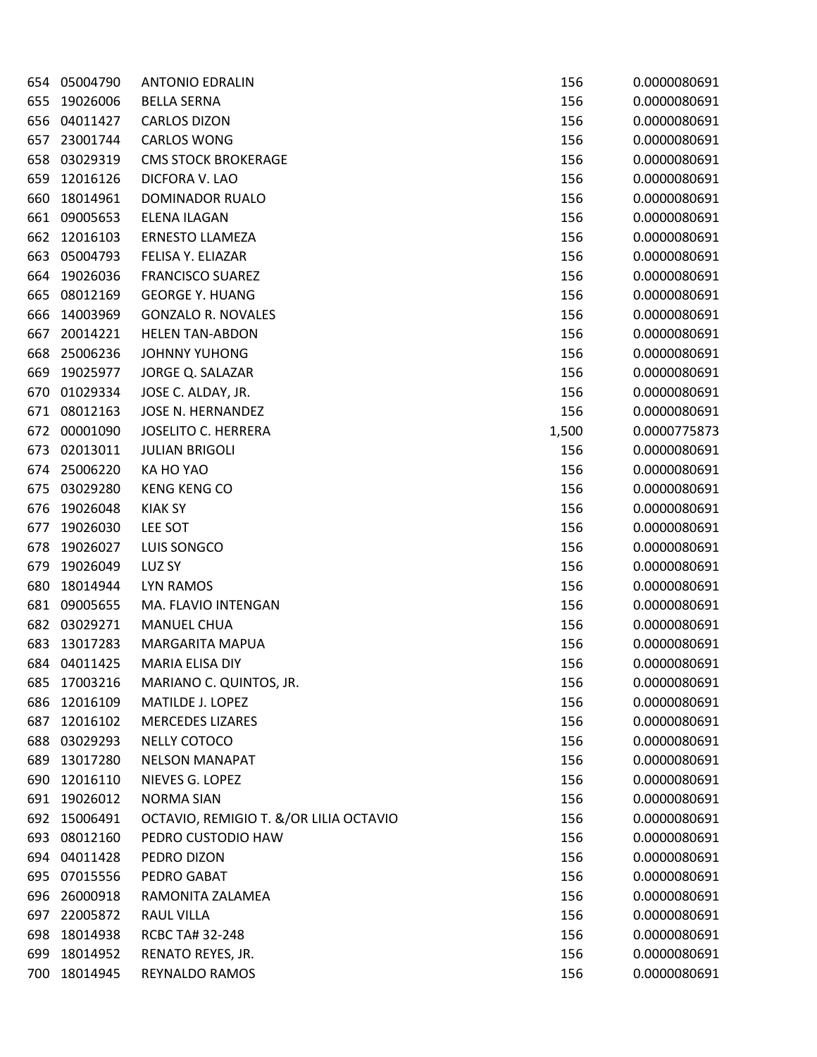| | | | | |
|---|---|---|---|---|
| 654 | 05004790 | ANTONIO EDRALIN | 156 | 0.0000080691 |
| 655 | 19026006 | BELLA SERNA | 156 | 0.0000080691 |
| 656 | 04011427 | CARLOS DIZON | 156 | 0.0000080691 |
| 657 | 23001744 | CARLOS WONG | 156 | 0.0000080691 |
| 658 | 03029319 | CMS STOCK BROKERAGE | 156 | 0.0000080691 |
| 659 | 12016126 | DICFORA V. LAO | 156 | 0.0000080691 |
| 660 | 18014961 | DOMINADOR RUALO | 156 | 0.0000080691 |
| 661 | 09005653 | ELENA ILAGAN | 156 | 0.0000080691 |
| 662 | 12016103 | ERNESTO LLAMEZA | 156 | 0.0000080691 |
| 663 | 05004793 | FELISA Y. ELIAZAR | 156 | 0.0000080691 |
| 664 | 19026036 | FRANCISCO SUAREZ | 156 | 0.0000080691 |
| 665 | 08012169 | GEORGE Y. HUANG | 156 | 0.0000080691 |
| 666 | 14003969 | GONZALO R. NOVALES | 156 | 0.0000080691 |
| 667 | 20014221 | HELEN TAN-ABDON | 156 | 0.0000080691 |
| 668 | 25006236 | JOHNNY YUHONG | 156 | 0.0000080691 |
| 669 | 19025977 | JORGE Q. SALAZAR | 156 | 0.0000080691 |
| 670 | 01029334 | JOSE C. ALDAY, JR. | 156 | 0.0000080691 |
| 671 | 08012163 | JOSE N. HERNANDEZ | 156 | 0.0000080691 |
| 672 | 00001090 | JOSELITO C. HERRERA | 1,500 | 0.0000775873 |
| 673 | 02013011 | JULIAN BRIGOLI | 156 | 0.0000080691 |
| 674 | 25006220 | KA HO YAO | 156 | 0.0000080691 |
| 675 | 03029280 | KENG KENG CO | 156 | 0.0000080691 |
| 676 | 19026048 | KIAK SY | 156 | 0.0000080691 |
| 677 | 19026030 | LEE SOT | 156 | 0.0000080691 |
| 678 | 19026027 | LUIS SONGCO | 156 | 0.0000080691 |
| 679 | 19026049 | LUZ SY | 156 | 0.0000080691 |
| 680 | 18014944 | LYN RAMOS | 156 | 0.0000080691 |
| 681 | 09005655 | MA. FLAVIO INTENGAN | 156 | 0.0000080691 |
| 682 | 03029271 | MANUEL CHUA | 156 | 0.0000080691 |
| 683 | 13017283 | MARGARITA MAPUA | 156 | 0.0000080691 |
| 684 | 04011425 | MARIA ELISA DIY | 156 | 0.0000080691 |
| 685 | 17003216 | MARIANO C. QUINTOS, JR. | 156 | 0.0000080691 |
| 686 | 12016109 | MATILDE J. LOPEZ | 156 | 0.0000080691 |
| 687 | 12016102 | MERCEDES LIZARES | 156 | 0.0000080691 |
| 688 | 03029293 | NELLY COTOCO | 156 | 0.0000080691 |
| 689 | 13017280 | NELSON MANAPAT | 156 | 0.0000080691 |
| 690 | 12016110 | NIEVES G. LOPEZ | 156 | 0.0000080691 |
| 691 | 19026012 | NORMA SIAN | 156 | 0.0000080691 |
| 692 | 15006491 | OCTAVIO, REMIGIO T. &/OR LILIA OCTAVIO | 156 | 0.0000080691 |
| 693 | 08012160 | PEDRO CUSTODIO HAW | 156 | 0.0000080691 |
| 694 | 04011428 | PEDRO DIZON | 156 | 0.0000080691 |
| 695 | 07015556 | PEDRO GABAT | 156 | 0.0000080691 |
| 696 | 26000918 | RAMONITA ZALAMEA | 156 | 0.0000080691 |
| 697 | 22005872 | RAUL VILLA | 156 | 0.0000080691 |
| 698 | 18014938 | RCBC TA# 32-248 | 156 | 0.0000080691 |
| 699 | 18014952 | RENATO REYES, JR. | 156 | 0.0000080691 |
| 700 | 18014945 | REYNALDO RAMOS | 156 | 0.0000080691 |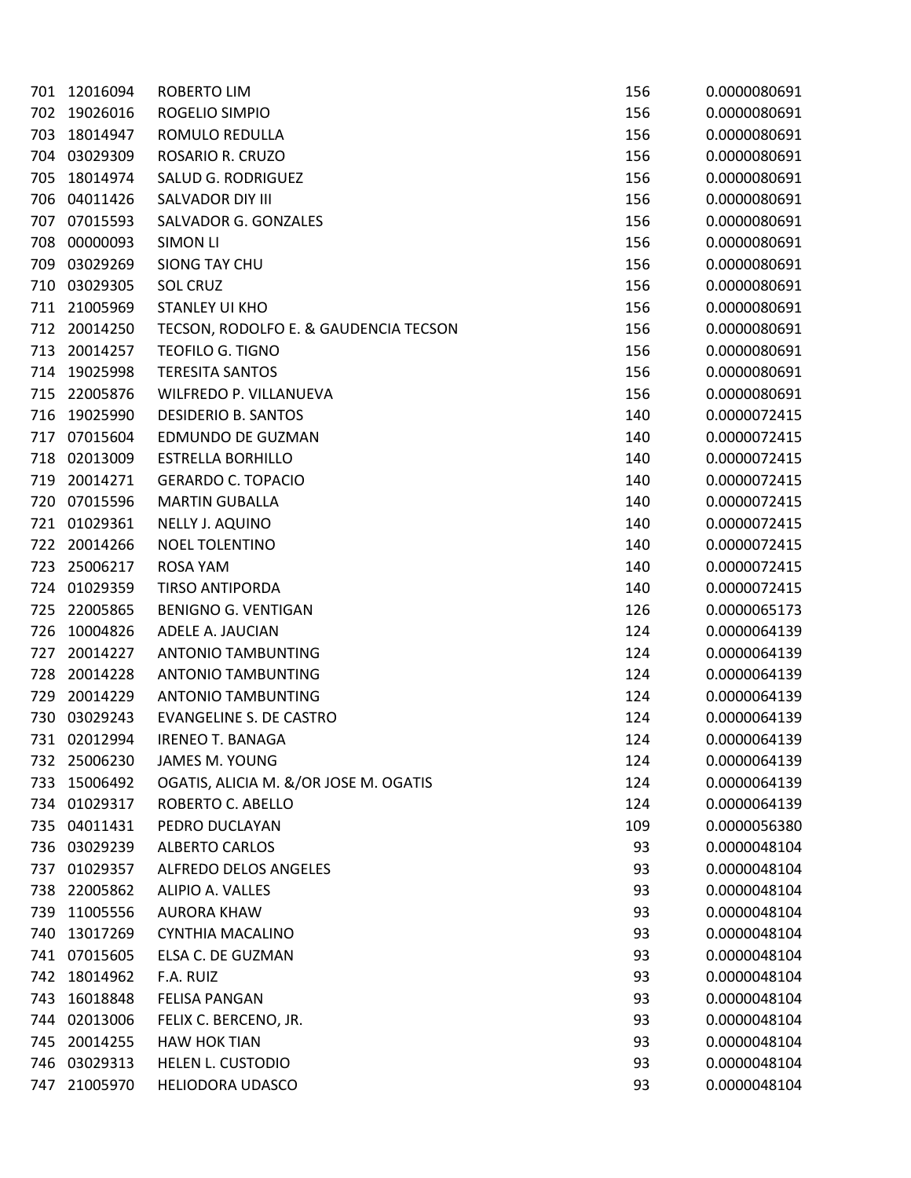| | | | | |
|---|---|---|---|---|
| 701 | 12016094 | ROBERTO LIM | 156 | 0.0000080691 |
| 702 | 19026016 | ROGELIO SIMPIO | 156 | 0.0000080691 |
| 703 | 18014947 | ROMULO REDULLA | 156 | 0.0000080691 |
| 704 | 03029309 | ROSARIO R. CRUZO | 156 | 0.0000080691 |
| 705 | 18014974 | SALUD G. RODRIGUEZ | 156 | 0.0000080691 |
| 706 | 04011426 | SALVADOR DIY III | 156 | 0.0000080691 |
| 707 | 07015593 | SALVADOR G. GONZALES | 156 | 0.0000080691 |
| 708 | 00000093 | SIMON LI | 156 | 0.0000080691 |
| 709 | 03029269 | SIONG TAY CHU | 156 | 0.0000080691 |
| 710 | 03029305 | SOL CRUZ | 156 | 0.0000080691 |
| 711 | 21005969 | STANLEY UI KHO | 156 | 0.0000080691 |
| 712 | 20014250 | TECSON, RODOLFO E. & GAUDENCIA TECSON | 156 | 0.0000080691 |
| 713 | 20014257 | TEOFILO G. TIGNO | 156 | 0.0000080691 |
| 714 | 19025998 | TERESITA SANTOS | 156 | 0.0000080691 |
| 715 | 22005876 | WILFREDO P. VILLANUEVA | 156 | 0.0000080691 |
| 716 | 19025990 | DESIDERIO B. SANTOS | 140 | 0.0000072415 |
| 717 | 07015604 | EDMUNDO DE GUZMAN | 140 | 0.0000072415 |
| 718 | 02013009 | ESTRELLA BORHILLO | 140 | 0.0000072415 |
| 719 | 20014271 | GERARDO C. TOPACIO | 140 | 0.0000072415 |
| 720 | 07015596 | MARTIN GUBALLA | 140 | 0.0000072415 |
| 721 | 01029361 | NELLY J. AQUINO | 140 | 0.0000072415 |
| 722 | 20014266 | NOEL TOLENTINO | 140 | 0.0000072415 |
| 723 | 25006217 | ROSA YAM | 140 | 0.0000072415 |
| 724 | 01029359 | TIRSO ANTIPORDA | 140 | 0.0000072415 |
| 725 | 22005865 | BENIGNO G. VENTIGAN | 126 | 0.0000065173 |
| 726 | 10004826 | ADELE A. JAUCIAN | 124 | 0.0000064139 |
| 727 | 20014227 | ANTONIO TAMBUNTING | 124 | 0.0000064139 |
| 728 | 20014228 | ANTONIO TAMBUNTING | 124 | 0.0000064139 |
| 729 | 20014229 | ANTONIO TAMBUNTING | 124 | 0.0000064139 |
| 730 | 03029243 | EVANGELINE S. DE CASTRO | 124 | 0.0000064139 |
| 731 | 02012994 | IRENEO T. BANAGA | 124 | 0.0000064139 |
| 732 | 25006230 | JAMES M. YOUNG | 124 | 0.0000064139 |
| 733 | 15006492 | OGATIS, ALICIA M. &/OR JOSE M. OGATIS | 124 | 0.0000064139 |
| 734 | 01029317 | ROBERTO C. ABELLO | 124 | 0.0000064139 |
| 735 | 04011431 | PEDRO DUCLAYAN | 109 | 0.0000056380 |
| 736 | 03029239 | ALBERTO CARLOS | 93 | 0.0000048104 |
| 737 | 01029357 | ALFREDO DELOS ANGELES | 93 | 0.0000048104 |
| 738 | 22005862 | ALIPIO A. VALLES | 93 | 0.0000048104 |
| 739 | 11005556 | AURORA KHAW | 93 | 0.0000048104 |
| 740 | 13017269 | CYNTHIA MACALINO | 93 | 0.0000048104 |
| 741 | 07015605 | ELSA C. DE GUZMAN | 93 | 0.0000048104 |
| 742 | 18014962 | F.A. RUIZ | 93 | 0.0000048104 |
| 743 | 16018848 | FELISA PANGAN | 93 | 0.0000048104 |
| 744 | 02013006 | FELIX C. BERCENO, JR. | 93 | 0.0000048104 |
| 745 | 20014255 | HAW HOK TIAN | 93 | 0.0000048104 |
| 746 | 03029313 | HELEN L. CUSTODIO | 93 | 0.0000048104 |
| 747 | 21005970 | HELIODORA UDASCO | 93 | 0.0000048104 |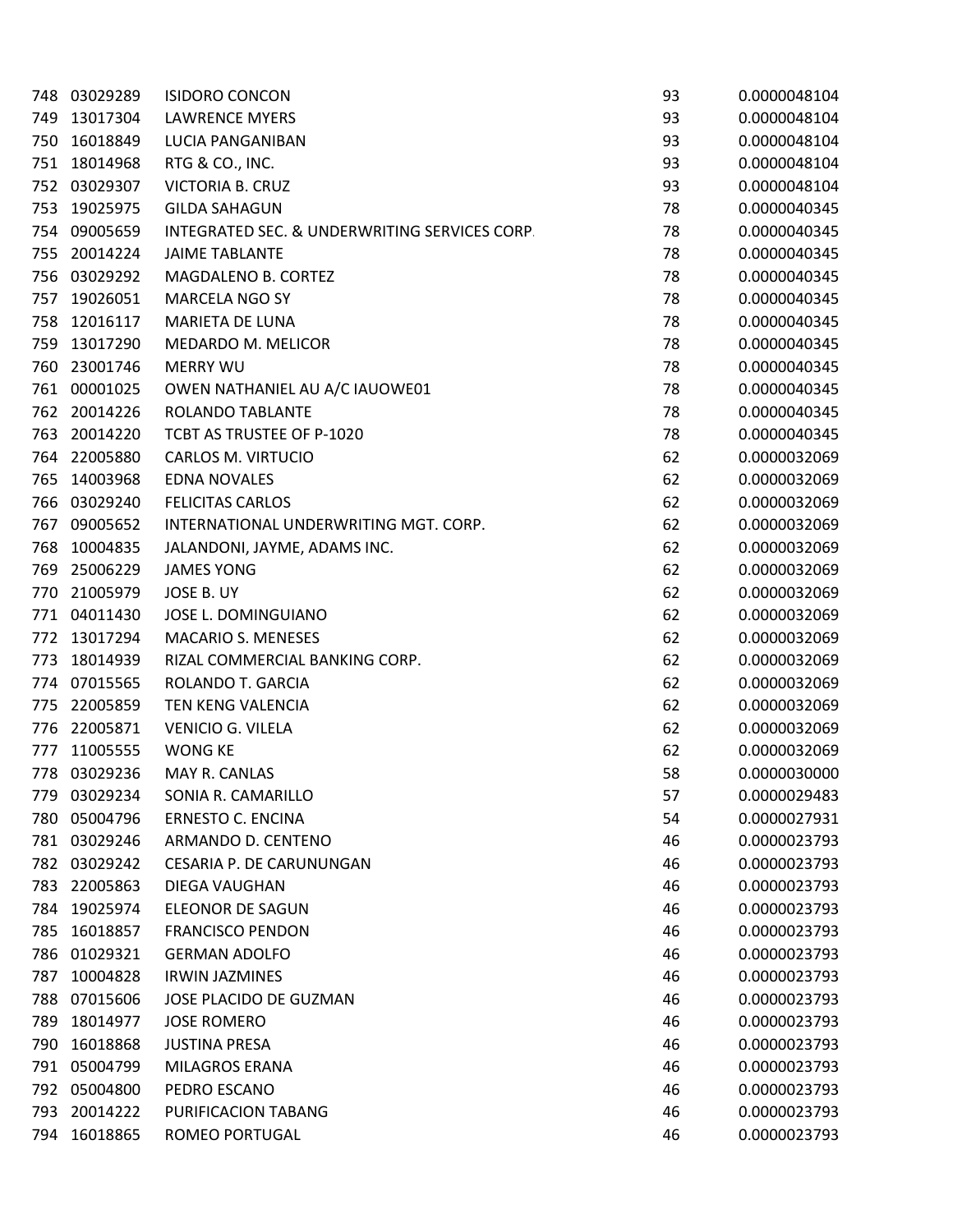| | | | | |
|---|---|---|---|---|
| 748 | 03029289 | ISIDORO CONCON | 93 | 0.0000048104 |
| 749 | 13017304 | LAWRENCE MYERS | 93 | 0.0000048104 |
| 750 | 16018849 | LUCIA PANGANIBAN | 93 | 0.0000048104 |
| 751 | 18014968 | RTG & CO., INC. | 93 | 0.0000048104 |
| 752 | 03029307 | VICTORIA B. CRUZ | 93 | 0.0000048104 |
| 753 | 19025975 | GILDA SAHAGUN | 78 | 0.0000040345 |
| 754 | 09005659 | INTEGRATED SEC. & UNDERWRITING SERVICES CORP. | 78 | 0.0000040345 |
| 755 | 20014224 | JAIME TABLANTE | 78 | 0.0000040345 |
| 756 | 03029292 | MAGDALENO B. CORTEZ | 78 | 0.0000040345 |
| 757 | 19026051 | MARCELA NGO SY | 78 | 0.0000040345 |
| 758 | 12016117 | MARIETA DE LUNA | 78 | 0.0000040345 |
| 759 | 13017290 | MEDARDO M. MELICOR | 78 | 0.0000040345 |
| 760 | 23001746 | MERRY WU | 78 | 0.0000040345 |
| 761 | 00001025 | OWEN NATHANIEL AU A/C IAUOWE01 | 78 | 0.0000040345 |
| 762 | 20014226 | ROLANDO TABLANTE | 78 | 0.0000040345 |
| 763 | 20014220 | TCBT AS TRUSTEE OF P-1020 | 78 | 0.0000040345 |
| 764 | 22005880 | CARLOS M. VIRTUCIO | 62 | 0.0000032069 |
| 765 | 14003968 | EDNA NOVALES | 62 | 0.0000032069 |
| 766 | 03029240 | FELICITAS CARLOS | 62 | 0.0000032069 |
| 767 | 09005652 | INTERNATIONAL UNDERWRITING MGT. CORP. | 62 | 0.0000032069 |
| 768 | 10004835 | JALANDONI, JAYME, ADAMS INC. | 62 | 0.0000032069 |
| 769 | 25006229 | JAMES YONG | 62 | 0.0000032069 |
| 770 | 21005979 | JOSE B. UY | 62 | 0.0000032069 |
| 771 | 04011430 | JOSE L. DOMINGUIANO | 62 | 0.0000032069 |
| 772 | 13017294 | MACARIO S. MENESES | 62 | 0.0000032069 |
| 773 | 18014939 | RIZAL COMMERCIAL BANKING CORP. | 62 | 0.0000032069 |
| 774 | 07015565 | ROLANDO T. GARCIA | 62 | 0.0000032069 |
| 775 | 22005859 | TEN KENG VALENCIA | 62 | 0.0000032069 |
| 776 | 22005871 | VENICIO G. VILELA | 62 | 0.0000032069 |
| 777 | 11005555 | WONG KE | 62 | 0.0000032069 |
| 778 | 03029236 | MAY R. CANLAS | 58 | 0.0000030000 |
| 779 | 03029234 | SONIA R. CAMARILLO | 57 | 0.0000029483 |
| 780 | 05004796 | ERNESTO C. ENCINA | 54 | 0.0000027931 |
| 781 | 03029246 | ARMANDO D. CENTENO | 46 | 0.0000023793 |
| 782 | 03029242 | CESARIA P. DE CARUNUNGAN | 46 | 0.0000023793 |
| 783 | 22005863 | DIEGA VAUGHAN | 46 | 0.0000023793 |
| 784 | 19025974 | ELEONOR DE SAGUN | 46 | 0.0000023793 |
| 785 | 16018857 | FRANCISCO PENDON | 46 | 0.0000023793 |
| 786 | 01029321 | GERMAN ADOLFO | 46 | 0.0000023793 |
| 787 | 10004828 | IRWIN JAZMINES | 46 | 0.0000023793 |
| 788 | 07015606 | JOSE PLACIDO DE GUZMAN | 46 | 0.0000023793 |
| 789 | 18014977 | JOSE ROMERO | 46 | 0.0000023793 |
| 790 | 16018868 | JUSTINA PRESA | 46 | 0.0000023793 |
| 791 | 05004799 | MILAGROS ERANA | 46 | 0.0000023793 |
| 792 | 05004800 | PEDRO ESCANO | 46 | 0.0000023793 |
| 793 | 20014222 | PURIFICACION TABANG | 46 | 0.0000023793 |
| 794 | 16018865 | ROMEO PORTUGAL | 46 | 0.0000023793 |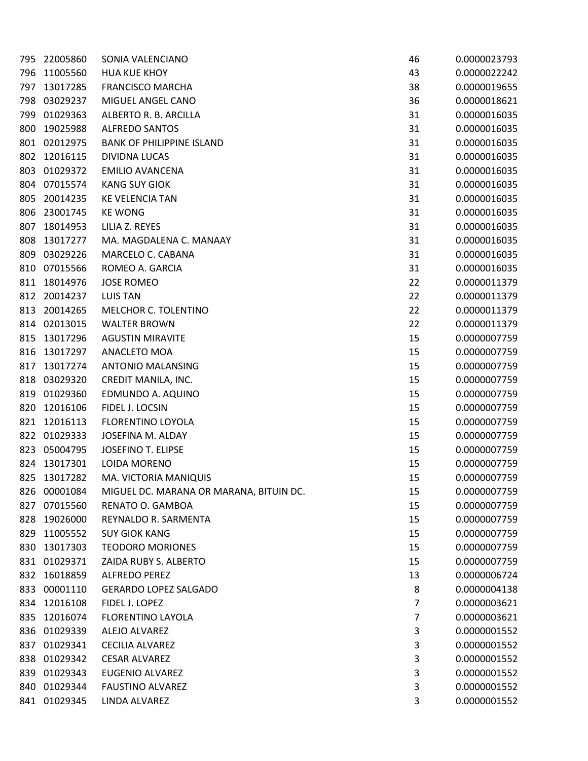| | | | | |
|---|---|---|---|---|
| 795 | 22005860 | SONIA VALENCIANO | 46 | 0.0000023793 |
| 796 | 11005560 | HUA KUE KHOY | 43 | 0.0000022242 |
| 797 | 13017285 | FRANCISCO MARCHA | 38 | 0.0000019655 |
| 798 | 03029237 | MIGUEL ANGEL CANO | 36 | 0.0000018621 |
| 799 | 01029363 | ALBERTO R. B. ARCILLA | 31 | 0.0000016035 |
| 800 | 19025988 | ALFREDO SANTOS | 31 | 0.0000016035 |
| 801 | 02012975 | BANK OF PHILIPPINE ISLAND | 31 | 0.0000016035 |
| 802 | 12016115 | DIVIDNA LUCAS | 31 | 0.0000016035 |
| 803 | 01029372 | EMILIO AVANCENA | 31 | 0.0000016035 |
| 804 | 07015574 | KANG SUY GIOK | 31 | 0.0000016035 |
| 805 | 20014235 | KE VELENCIA TAN | 31 | 0.0000016035 |
| 806 | 23001745 | KE WONG | 31 | 0.0000016035 |
| 807 | 18014953 | LILIA Z. REYES | 31 | 0.0000016035 |
| 808 | 13017277 | MA. MAGDALENA C. MANAAY | 31 | 0.0000016035 |
| 809 | 03029226 | MARCELO C. CABANA | 31 | 0.0000016035 |
| 810 | 07015566 | ROMEO A. GARCIA | 31 | 0.0000016035 |
| 811 | 18014976 | JOSE ROMEO | 22 | 0.0000011379 |
| 812 | 20014237 | LUIS TAN | 22 | 0.0000011379 |
| 813 | 20014265 | MELCHOR C. TOLENTINO | 22 | 0.0000011379 |
| 814 | 02013015 | WALTER BROWN | 22 | 0.0000011379 |
| 815 | 13017296 | AGUSTIN MIRAVITE | 15 | 0.0000007759 |
| 816 | 13017297 | ANACLETO MOA | 15 | 0.0000007759 |
| 817 | 13017274 | ANTONIO MALANSING | 15 | 0.0000007759 |
| 818 | 03029320 | CREDIT MANILA, INC. | 15 | 0.0000007759 |
| 819 | 01029360 | EDMUNDO A. AQUINO | 15 | 0.0000007759 |
| 820 | 12016106 | FIDEL J. LOCSIN | 15 | 0.0000007759 |
| 821 | 12016113 | FLORENTINO LOYOLA | 15 | 0.0000007759 |
| 822 | 01029333 | JOSEFINA M. ALDAY | 15 | 0.0000007759 |
| 823 | 05004795 | JOSEFINO T. ELIPSE | 15 | 0.0000007759 |
| 824 | 13017301 | LOIDA MORENO | 15 | 0.0000007759 |
| 825 | 13017282 | MA. VICTORIA MANIQUIS | 15 | 0.0000007759 |
| 826 | 00001084 | MIGUEL DC. MARANA OR MARANA, BITUIN DC. | 15 | 0.0000007759 |
| 827 | 07015560 | RENATO O. GAMBOA | 15 | 0.0000007759 |
| 828 | 19026000 | REYNALDO R. SARMENTA | 15 | 0.0000007759 |
| 829 | 11005552 | SUY GIOK KANG | 15 | 0.0000007759 |
| 830 | 13017303 | TEODORO MORIONES | 15 | 0.0000007759 |
| 831 | 01029371 | ZAIDA RUBY S. ALBERTO | 15 | 0.0000007759 |
| 832 | 16018859 | ALFREDO PEREZ | 13 | 0.0000006724 |
| 833 | 00001110 | GERARDO LOPEZ SALGADO | 8 | 0.0000004138 |
| 834 | 12016108 | FIDEL J. LOPEZ | 7 | 0.0000003621 |
| 835 | 12016074 | FLORENTINO LAYOLA | 7 | 0.0000003621 |
| 836 | 01029339 | ALEJO ALVAREZ | 3 | 0.0000001552 |
| 837 | 01029341 | CECILIA ALVAREZ | 3 | 0.0000001552 |
| 838 | 01029342 | CESAR ALVAREZ | 3 | 0.0000001552 |
| 839 | 01029343 | EUGENIO ALVAREZ | 3 | 0.0000001552 |
| 840 | 01029344 | FAUSTINO ALVAREZ | 3 | 0.0000001552 |
| 841 | 01029345 | LINDA ALVAREZ | 3 | 0.0000001552 |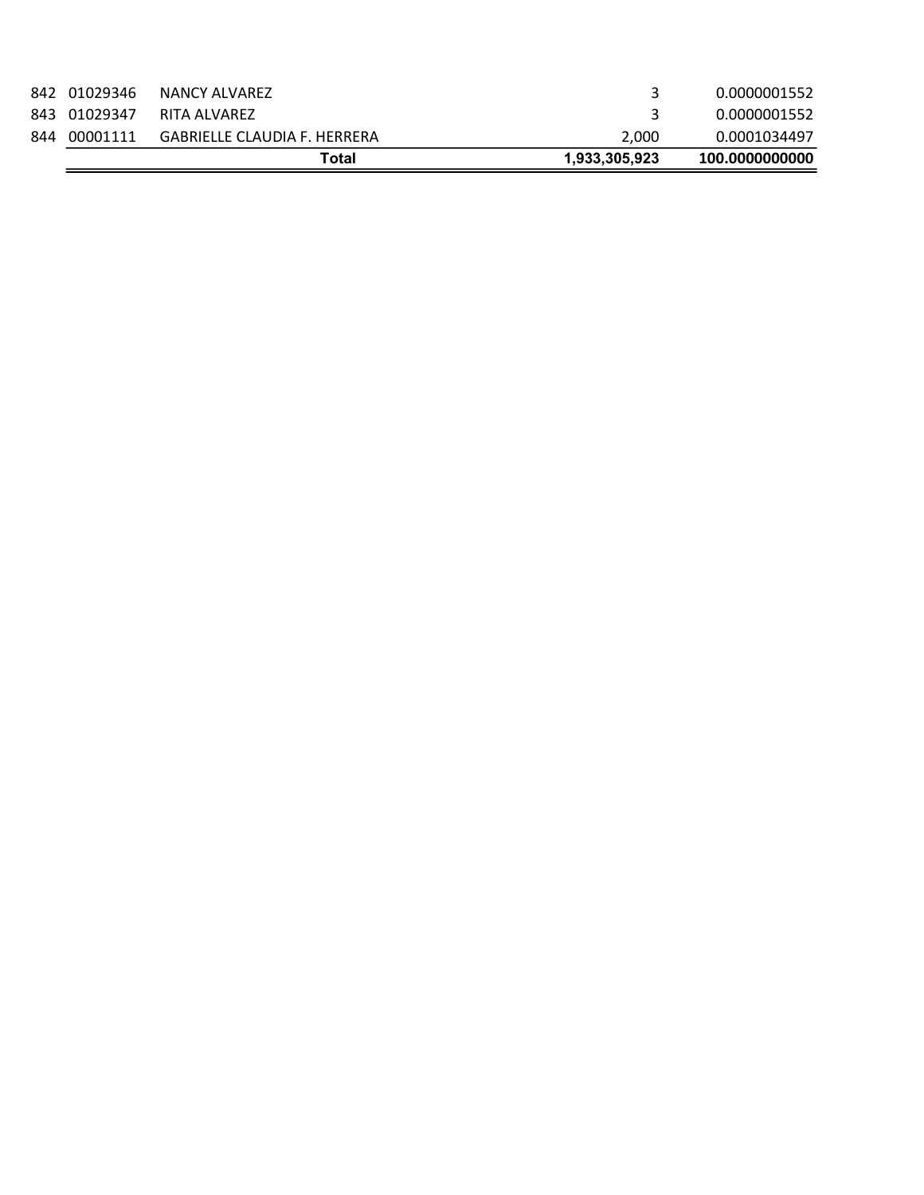| | | | | |
|---|---|---|---|---|
| 842 | 01029346 | NANCY ALVAREZ | 3 | 0.0000001552 |
| 843 | 01029347 | RITA ALVAREZ | 3 | 0.0000001552 |
| 844 | 00001111 | GABRIELLE CLAUDIA F. HERRERA | 2,000 | 0.0001034497 |
| | | **Total** | **1,933,305,923** | **100.0000000000** |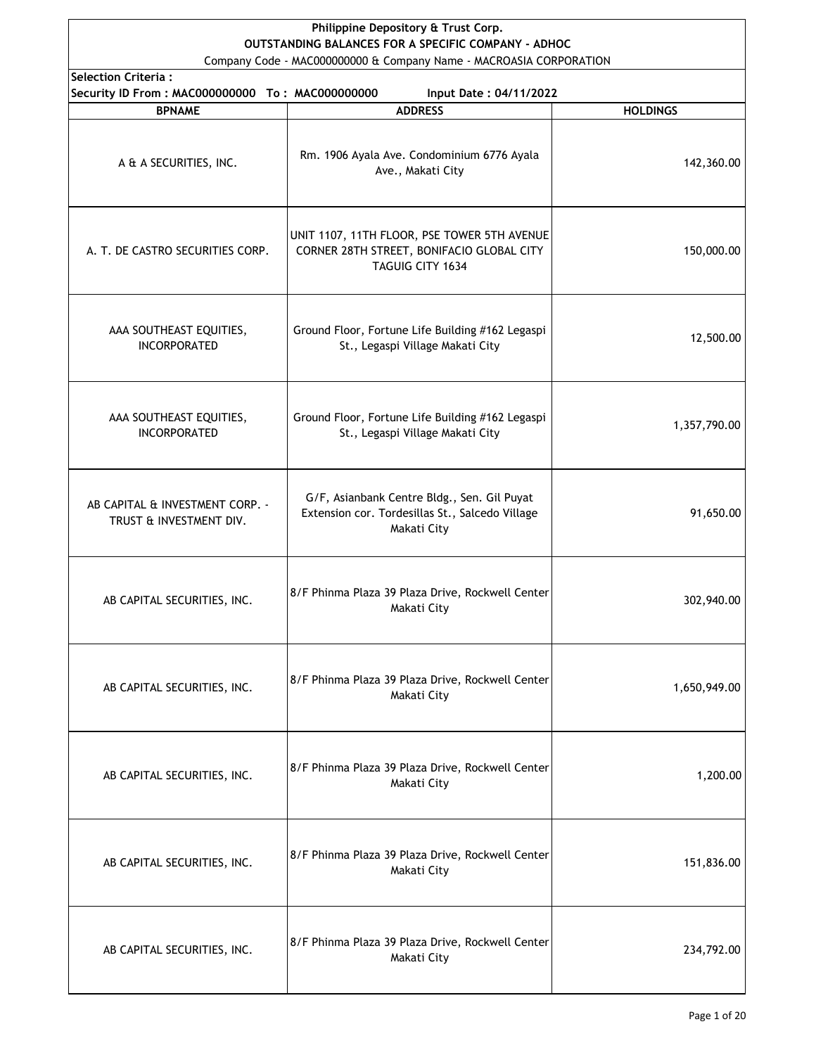**Philippine Depository & Trust Corp.**

**OUTSTANDING BALANCES FOR A SPECIFIC COMPANY - ADHOC**

Company Code - MAC000000000 & Company Name - MACROASIA CORPORATION

**Selection Criteria :**

**Security ID From : MAC000000000 To : MAC000000000 Input Date : 04/11/2022**

| BPNAME | ADDRESS | HOLDINGS |
|---|---|---|
| A & A SECURITIES, INC. | Rm. 1906 Ayala Ave. Condominium 6776 Ayala Ave., Makati City | 142,360.00 |
| A. T. DE CASTRO SECURITIES CORP. | UNIT 1107, 11TH FLOOR, PSE TOWER 5TH AVENUE CORNER 28TH STREET, BONIFACIO GLOBAL CITY TAGUIG CITY 1634 | 150,000.00 |
| AAA SOUTHEAST EQUITIES, INCORPORATED | Ground Floor, Fortune Life Building #162 Legaspi St., Legaspi Village Makati City | 12,500.00 |
| AAA SOUTHEAST EQUITIES, INCORPORATED | Ground Floor, Fortune Life Building #162 Legaspi St., Legaspi Village Makati City | 1,357,790.00 |
| AB CAPITAL & INVESTMENT CORP. - TRUST & INVESTMENT DIV. | G/F, Asianbank Centre Bldg., Sen. Gil Puyat Extension cor. Tordesillas St., Salcedo Village Makati City | 91,650.00 |
| AB CAPITAL SECURITIES, INC. | 8/F Phinma Plaza 39 Plaza Drive, Rockwell Center Makati City | 302,940.00 |
| AB CAPITAL SECURITIES, INC. | 8/F Phinma Plaza 39 Plaza Drive, Rockwell Center Makati City | 1,650,949.00 |
| AB CAPITAL SECURITIES, INC. | 8/F Phinma Plaza 39 Plaza Drive, Rockwell Center Makati City | 1,200.00 |
| AB CAPITAL SECURITIES, INC. | 8/F Phinma Plaza 39 Plaza Drive, Rockwell Center Makati City | 151,836.00 |
| AB CAPITAL SECURITIES, INC. | 8/F Phinma Plaza 39 Plaza Drive, Rockwell Center Makati City | 234,792.00 |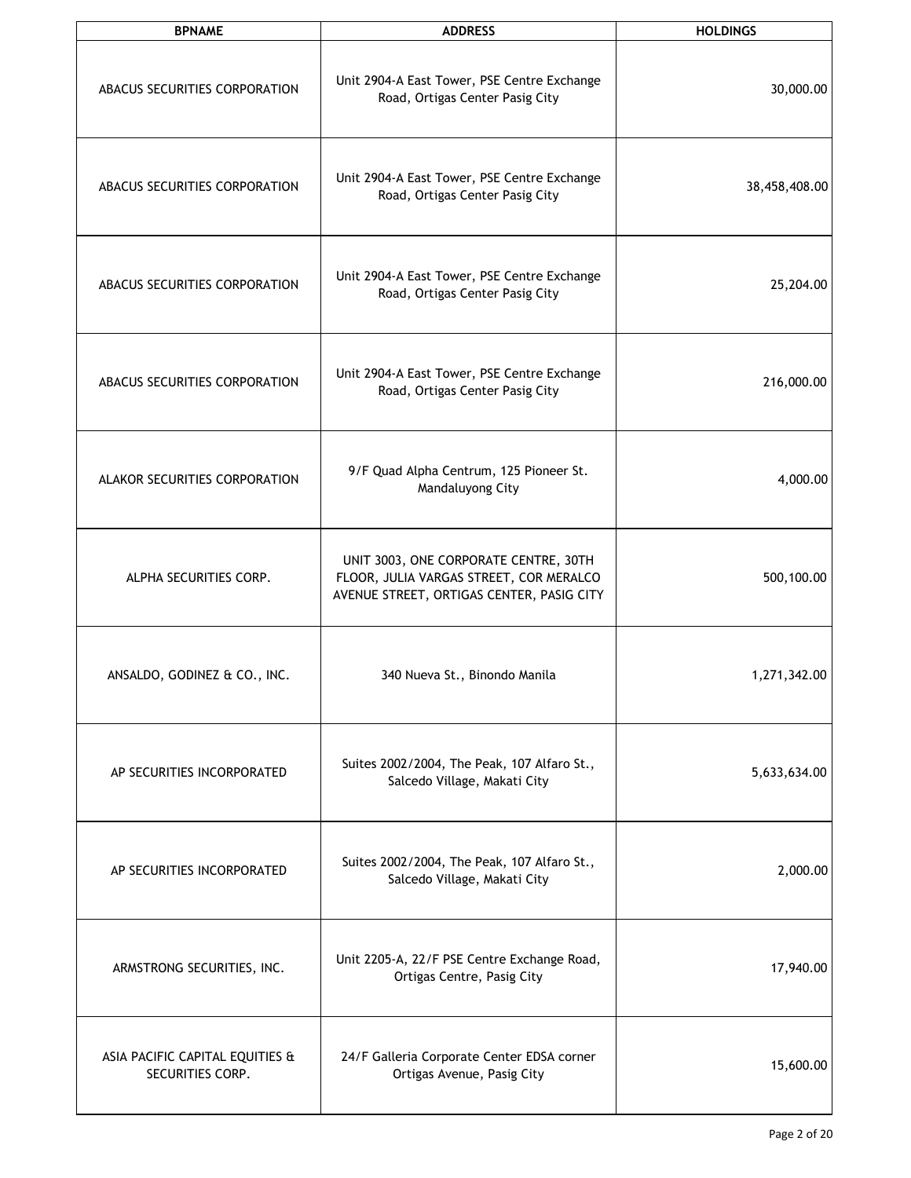| BPNAME | ADDRESS | HOLDINGS |
|---|---|---|
| ABACUS SECURITIES CORPORATION | Unit 2904-A East Tower, PSE Centre Exchange Road, Ortigas Center Pasig City | 30,000.00 |
| ABACUS SECURITIES CORPORATION | Unit 2904-A East Tower, PSE Centre Exchange Road, Ortigas Center Pasig City | 38,458,408.00 |
| ABACUS SECURITIES CORPORATION | Unit 2904-A East Tower, PSE Centre Exchange Road, Ortigas Center Pasig City | 25,204.00 |
| ABACUS SECURITIES CORPORATION | Unit 2904-A East Tower, PSE Centre Exchange Road, Ortigas Center Pasig City | 216,000.00 |
| ALAKOR SECURITIES CORPORATION | 9/F Quad Alpha Centrum, 125 Pioneer St. Mandaluyong City | 4,000.00 |
| ALPHA SECURITIES CORP. | UNIT 3003, ONE CORPORATE CENTRE, 30TH FLOOR, JULIA VARGAS STREET, COR MERALCO AVENUE STREET, ORTIGAS CENTER, PASIG CITY | 500,100.00 |
| ANSALDO, GODINEZ & CO., INC. | 340 Nueva St., Binondo Manila | 1,271,342.00 |
| AP SECURITIES INCORPORATED | Suites 2002/2004, The Peak, 107 Alfaro St., Salcedo Village, Makati City | 5,633,634.00 |
| AP SECURITIES INCORPORATED | Suites 2002/2004, The Peak, 107 Alfaro St., Salcedo Village, Makati City | 2,000.00 |
| ARMSTRONG SECURITIES, INC. | Unit 2205-A, 22/F PSE Centre Exchange Road, Ortigas Centre, Pasig City | 17,940.00 |
| ASIA PACIFIC CAPITAL EQUITIES & SECURITIES CORP. | 24/F Galleria Corporate Center EDSA corner Ortigas Avenue, Pasig City | 15,600.00 |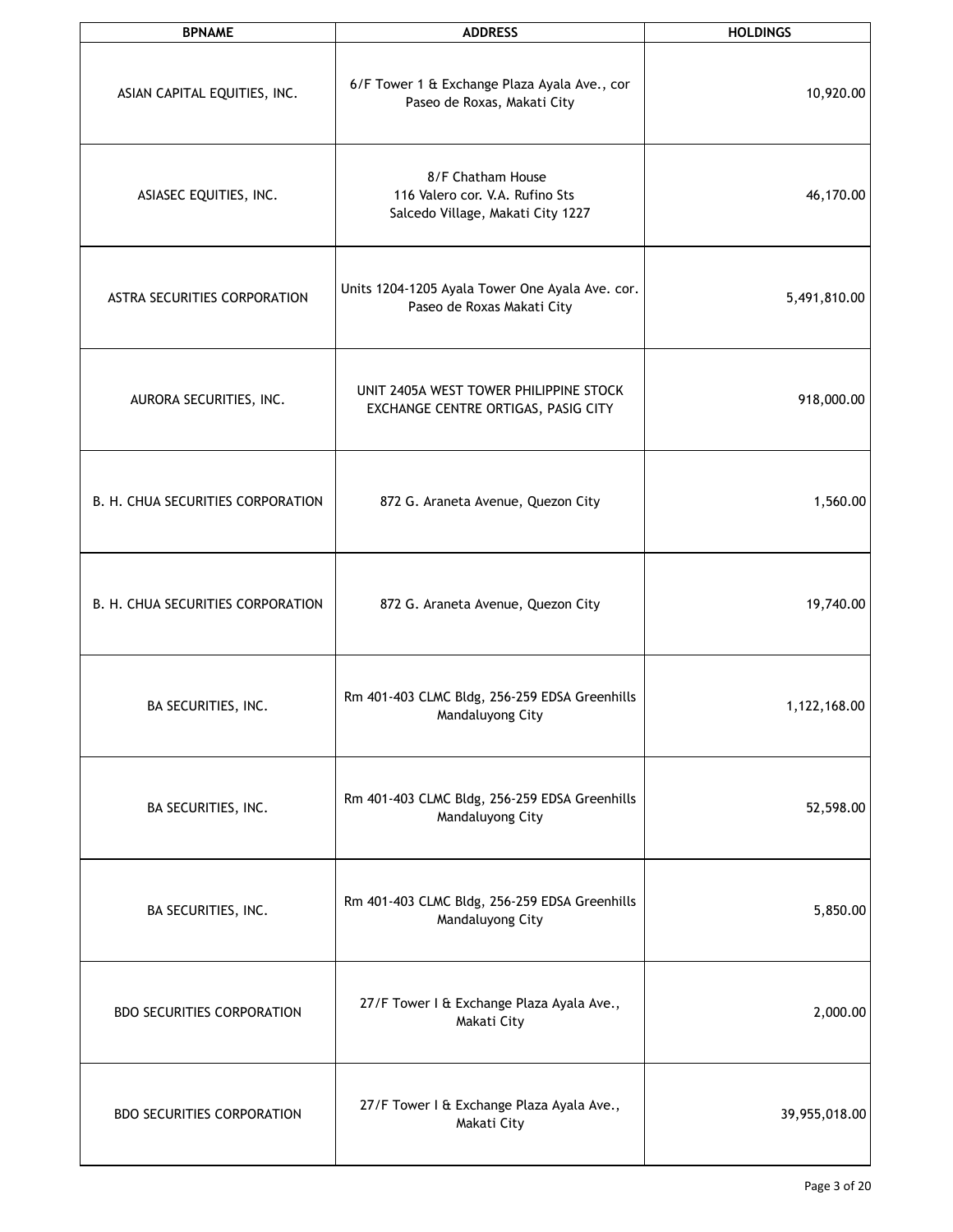| BPNAME | ADDRESS | HOLDINGS |
| --- | --- | --- |
| ASIAN CAPITAL EQUITIES, INC. | 6/F Tower 1 & Exchange Plaza Ayala Ave., cor Paseo de Roxas, Makati City | 10,920.00 |
| ASIASEC EQUITIES, INC. | 8/F Chatham House 116 Valero cor. V.A. Rufino Sts Salcedo Village, Makati City 1227 | 46,170.00 |
| ASTRA SECURITIES CORPORATION | Units 1204-1205 Ayala Tower One Ayala Ave. cor. Paseo de Roxas Makati City | 5,491,810.00 |
| AURORA SECURITIES, INC. | UNIT 2405A WEST TOWER PHILIPPINE STOCK EXCHANGE CENTRE ORTIGAS, PASIG CITY | 918,000.00 |
| B. H. CHUA SECURITIES CORPORATION | 872 G. Araneta Avenue, Quezon City | 1,560.00 |
| B. H. CHUA SECURITIES CORPORATION | 872 G. Araneta Avenue, Quezon City | 19,740.00 |
| BA SECURITIES, INC. | Rm 401-403 CLMC Bldg, 256-259 EDSA Greenhills Mandaluyong City | 1,122,168.00 |
| BA SECURITIES, INC. | Rm 401-403 CLMC Bldg, 256-259 EDSA Greenhills Mandaluyong City | 52,598.00 |
| BA SECURITIES, INC. | Rm 401-403 CLMC Bldg, 256-259 EDSA Greenhills Mandaluyong City | 5,850.00 |
| BDO SECURITIES CORPORATION | 27/F Tower I & Exchange Plaza Ayala Ave., Makati City | 2,000.00 |
| BDO SECURITIES CORPORATION | 27/F Tower I & Exchange Plaza Ayala Ave., Makati City | 39,955,018.00 |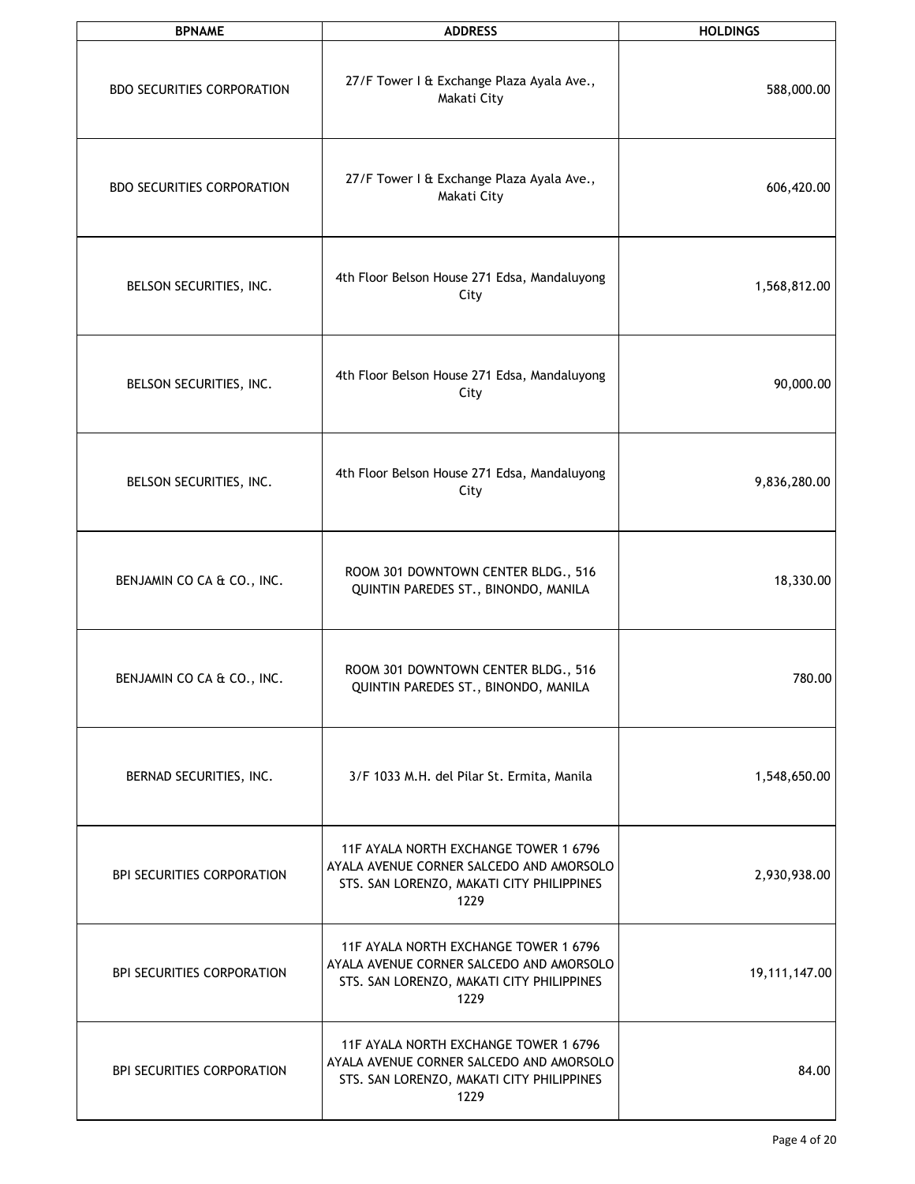| BPNAME | ADDRESS | HOLDINGS |
| --- | --- | --- |
| BDO SECURITIES CORPORATION | 27/F Tower I & Exchange Plaza Ayala Ave., Makati City | 588,000.00 |
| BDO SECURITIES CORPORATION | 27/F Tower I & Exchange Plaza Ayala Ave., Makati City | 606,420.00 |
| BELSON SECURITIES, INC. | 4th Floor Belson House 271 Edsa, Mandaluyong City | 1,568,812.00 |
| BELSON SECURITIES, INC. | 4th Floor Belson House 271 Edsa, Mandaluyong City | 90,000.00 |
| BELSON SECURITIES, INC. | 4th Floor Belson House 271 Edsa, Mandaluyong City | 9,836,280.00 |
| BENJAMIN CO CA & CO., INC. | ROOM 301 DOWNTOWN CENTER BLDG., 516 QUINTIN PAREDES ST., BINONDO, MANILA | 18,330.00 |
| BENJAMIN CO CA & CO., INC. | ROOM 301 DOWNTOWN CENTER BLDG., 516 QUINTIN PAREDES ST., BINONDO, MANILA | 780.00 |
| BERNAD SECURITIES, INC. | 3/F 1033 M.H. del Pilar St. Ermita, Manila | 1,548,650.00 |
| BPI SECURITIES CORPORATION | 11F AYALA NORTH EXCHANGE TOWER 1 6796 AYALA AVENUE CORNER SALCEDO AND AMORSOLO STS. SAN LORENZO, MAKATI CITY PHILIPPINES 1229 | 2,930,938.00 |
| BPI SECURITIES CORPORATION | 11F AYALA NORTH EXCHANGE TOWER 1 6796 AYALA AVENUE CORNER SALCEDO AND AMORSOLO STS. SAN LORENZO, MAKATI CITY PHILIPPINES 1229 | 19,111,147.00 |
| BPI SECURITIES CORPORATION | 11F AYALA NORTH EXCHANGE TOWER 1 6796 AYALA AVENUE CORNER SALCEDO AND AMORSOLO STS. SAN LORENZO, MAKATI CITY PHILIPPINES 1229 | 84.00 |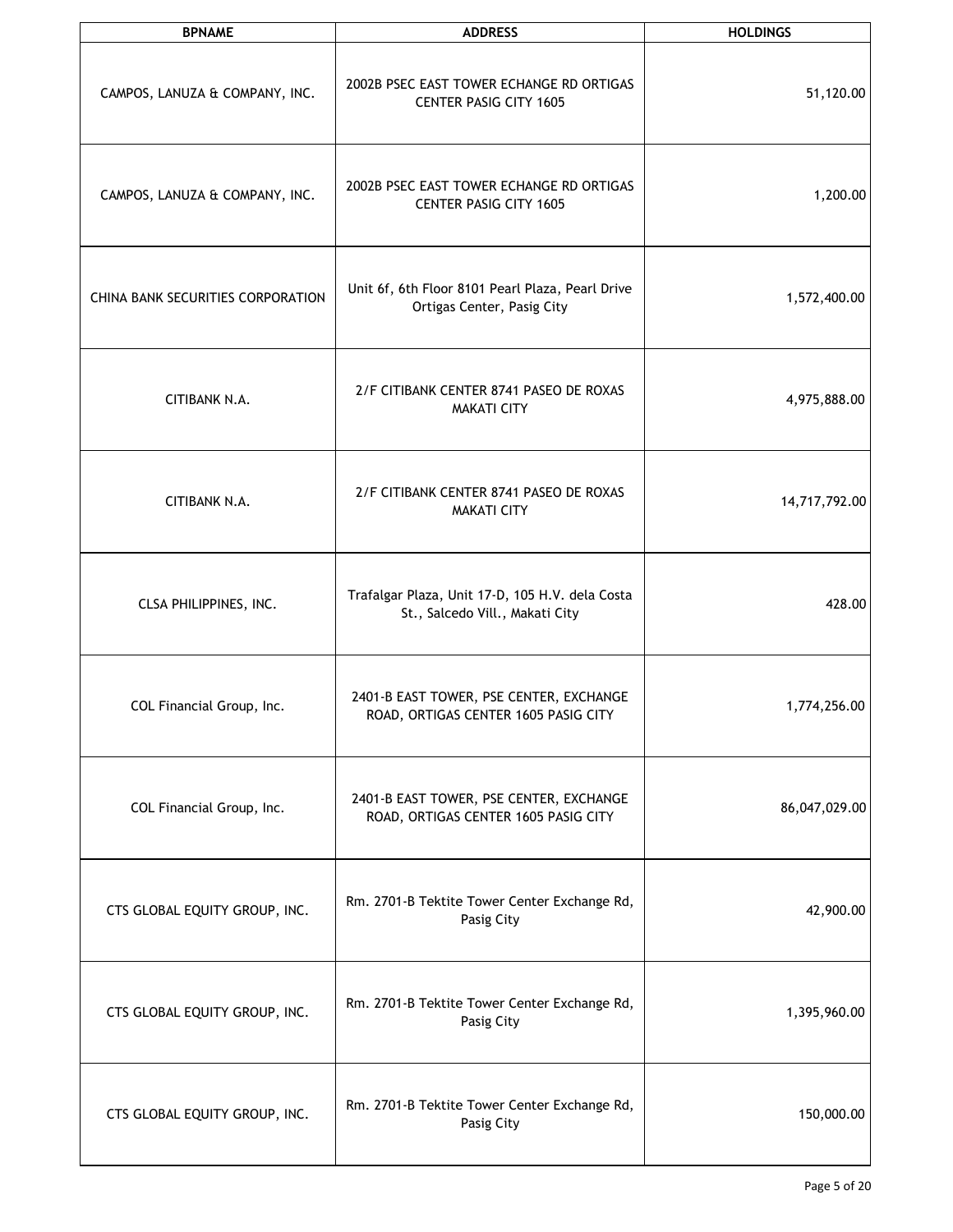| BPNAME | ADDRESS | HOLDINGS |
|---|---|---|
| CAMPOS, LANUZA & COMPANY, INC. | 2002B PSEC EAST TOWER ECHANGE RD ORTIGAS CENTER PASIG CITY 1605 | 51,120.00 |
| CAMPOS, LANUZA & COMPANY, INC. | 2002B PSEC EAST TOWER ECHANGE RD ORTIGAS CENTER PASIG CITY 1605 | 1,200.00 |
| CHINA BANK SECURITIES CORPORATION | Unit 6f, 6th Floor 8101 Pearl Plaza, Pearl Drive Ortigas Center, Pasig City | 1,572,400.00 |
| CITIBANK N.A. | 2/F CITIBANK CENTER 8741 PASEO DE ROXAS MAKATI CITY | 4,975,888.00 |
| CITIBANK N.A. | 2/F CITIBANK CENTER 8741 PASEO DE ROXAS MAKATI CITY | 14,717,792.00 |
| CLSA PHILIPPINES, INC. | Trafalgar Plaza, Unit 17-D, 105 H.V. dela Costa St., Salcedo Vill., Makati City | 428.00 |
| COL Financial Group, Inc. | 2401-B EAST TOWER, PSE CENTER, EXCHANGE ROAD, ORTIGAS CENTER 1605 PASIG CITY | 1,774,256.00 |
| COL Financial Group, Inc. | 2401-B EAST TOWER, PSE CENTER, EXCHANGE ROAD, ORTIGAS CENTER 1605 PASIG CITY | 86,047,029.00 |
| CTS GLOBAL EQUITY GROUP, INC. | Rm. 2701-B Tektite Tower Center Exchange Rd, Pasig City | 42,900.00 |
| CTS GLOBAL EQUITY GROUP, INC. | Rm. 2701-B Tektite Tower Center Exchange Rd, Pasig City | 1,395,960.00 |
| CTS GLOBAL EQUITY GROUP, INC. | Rm. 2701-B Tektite Tower Center Exchange Rd, Pasig City | 150,000.00 |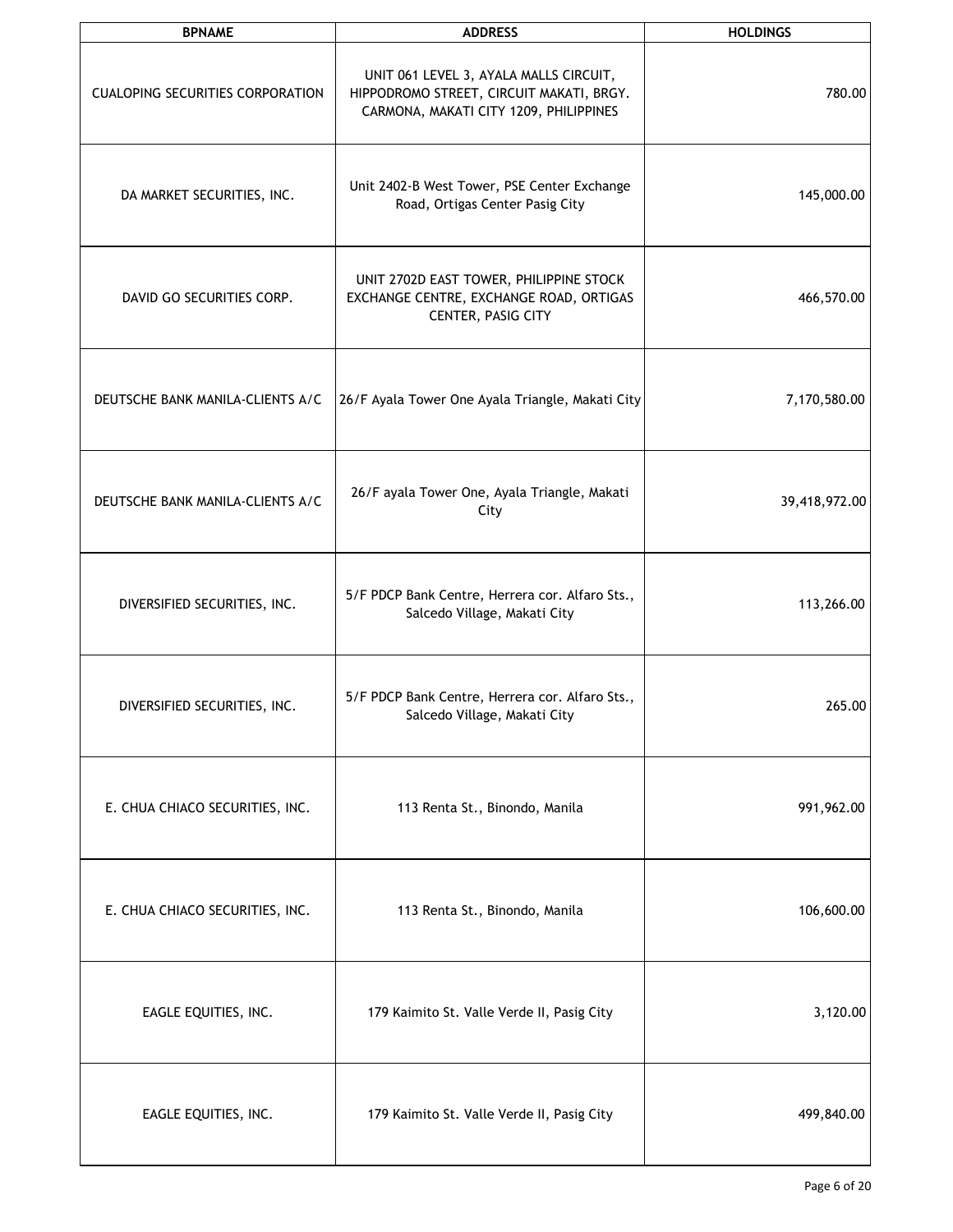| BPNAME | ADDRESS | HOLDINGS |
| --- | --- | --- |
| CUALOPING SECURITIES CORPORATION | UNIT 061 LEVEL 3, AYALA MALLS CIRCUIT, HIPPODROMO STREET, CIRCUIT MAKATI, BRGY. CARMONA, MAKATI CITY 1209, PHILIPPINES | 780.00 |
| DA MARKET SECURITIES, INC. | Unit 2402-B West Tower, PSE Center Exchange Road, Ortigas Center Pasig City | 145,000.00 |
| DAVID GO SECURITIES CORP. | UNIT 2702D EAST TOWER, PHILIPPINE STOCK EXCHANGE CENTRE, EXCHANGE ROAD, ORTIGAS CENTER, PASIG CITY | 466,570.00 |
| DEUTSCHE BANK MANILA-CLIENTS A/C | 26/F Ayala Tower One Ayala Triangle, Makati City | 7,170,580.00 |
| DEUTSCHE BANK MANILA-CLIENTS A/C | 26/F ayala Tower One, Ayala Triangle, Makati City | 39,418,972.00 |
| DIVERSIFIED SECURITIES, INC. | 5/F PDCP Bank Centre, Herrera cor. Alfaro Sts., Salcedo Village, Makati City | 113,266.00 |
| DIVERSIFIED SECURITIES, INC. | 5/F PDCP Bank Centre, Herrera cor. Alfaro Sts., Salcedo Village, Makati City | 265.00 |
| E. CHUA CHIACO SECURITIES, INC. | 113 Renta St., Binondo, Manila | 991,962.00 |
| E. CHUA CHIACO SECURITIES, INC. | 113 Renta St., Binondo, Manila | 106,600.00 |
| EAGLE EQUITIES, INC. | 179 Kaimito St. Valle Verde II, Pasig City | 3,120.00 |
| EAGLE EQUITIES, INC. | 179 Kaimito St. Valle Verde II, Pasig City | 499,840.00 |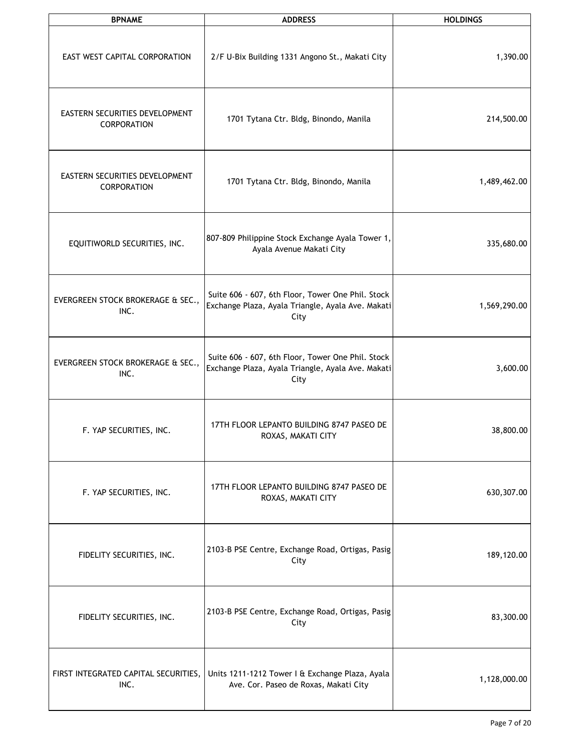| BPNAME | ADDRESS | HOLDINGS |
|---|---|---|
| EAST WEST CAPITAL CORPORATION | 2/F U-Bix Building 1331 Angono St., Makati City | 1,390.00 |
| EASTERN SECURITIES DEVELOPMENT CORPORATION | 1701 Tytana Ctr. Bldg, Binondo, Manila | 214,500.00 |
| EASTERN SECURITIES DEVELOPMENT CORPORATION | 1701 Tytana Ctr. Bldg, Binondo, Manila | 1,489,462.00 |
| EQUITIWORLD SECURITIES, INC. | 807-809 Philippine Stock Exchange Ayala Tower 1, Ayala Avenue Makati City | 335,680.00 |
| EVERGREEN STOCK BROKERAGE & SEC., INC. | Suite 606 - 607, 6th Floor, Tower One Phil. Stock Exchange Plaza, Ayala Triangle, Ayala Ave. Makati City | 1,569,290.00 |
| EVERGREEN STOCK BROKERAGE & SEC., INC. | Suite 606 - 607, 6th Floor, Tower One Phil. Stock Exchange Plaza, Ayala Triangle, Ayala Ave. Makati City | 3,600.00 |
| F. YAP SECURITIES, INC. | 17TH FLOOR LEPANTO BUILDING 8747 PASEO DE ROXAS, MAKATI CITY | 38,800.00 |
| F. YAP SECURITIES, INC. | 17TH FLOOR LEPANTO BUILDING 8747 PASEO DE ROXAS, MAKATI CITY | 630,307.00 |
| FIDELITY SECURITIES, INC. | 2103-B PSE Centre, Exchange Road, Ortigas, Pasig City | 189,120.00 |
| FIDELITY SECURITIES, INC. | 2103-B PSE Centre, Exchange Road, Ortigas, Pasig City | 83,300.00 |
| FIRST INTEGRATED CAPITAL SECURITIES, INC. | Units 1211-1212 Tower I & Exchange Plaza, Ayala Ave. Cor. Paseo de Roxas, Makati City | 1,128,000.00 |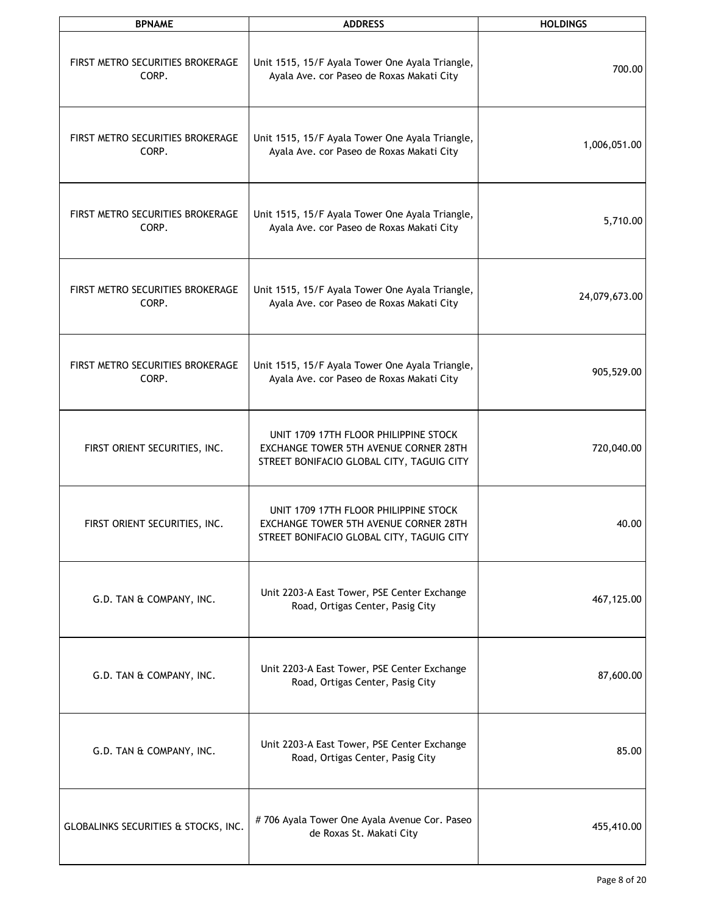| BPNAME | ADDRESS | HOLDINGS |
|---|---|---|
| FIRST METRO SECURITIES BROKERAGE CORP. | Unit 1515, 15/F Ayala Tower One Ayala Triangle, Ayala Ave. cor Paseo de Roxas Makati City | 700.00 |
| FIRST METRO SECURITIES BROKERAGE CORP. | Unit 1515, 15/F Ayala Tower One Ayala Triangle, Ayala Ave. cor Paseo de Roxas Makati City | 1,006,051.00 |
| FIRST METRO SECURITIES BROKERAGE CORP. | Unit 1515, 15/F Ayala Tower One Ayala Triangle, Ayala Ave. cor Paseo de Roxas Makati City | 5,710.00 |
| FIRST METRO SECURITIES BROKERAGE CORP. | Unit 1515, 15/F Ayala Tower One Ayala Triangle, Ayala Ave. cor Paseo de Roxas Makati City | 24,079,673.00 |
| FIRST METRO SECURITIES BROKERAGE CORP. | Unit 1515, 15/F Ayala Tower One Ayala Triangle, Ayala Ave. cor Paseo de Roxas Makati City | 905,529.00 |
| FIRST ORIENT SECURITIES, INC. | UNIT 1709 17TH FLOOR PHILIPPINE STOCK EXCHANGE TOWER 5TH AVENUE CORNER 28TH STREET BONIFACIO GLOBAL CITY, TAGUIG CITY | 720,040.00 |
| FIRST ORIENT SECURITIES, INC. | UNIT 1709 17TH FLOOR PHILIPPINE STOCK EXCHANGE TOWER 5TH AVENUE CORNER 28TH STREET BONIFACIO GLOBAL CITY, TAGUIG CITY | 40.00 |
| G.D. TAN & COMPANY, INC. | Unit 2203-A East Tower, PSE Center Exchange Road, Ortigas Center, Pasig City | 467,125.00 |
| G.D. TAN & COMPANY, INC. | Unit 2203-A East Tower, PSE Center Exchange Road, Ortigas Center, Pasig City | 87,600.00 |
| G.D. TAN & COMPANY, INC. | Unit 2203-A East Tower, PSE Center Exchange Road, Ortigas Center, Pasig City | 85.00 |
| GLOBALINKS SECURITIES & STOCKS, INC. | # 706 Ayala Tower One Ayala Avenue Cor. Paseo de Roxas St. Makati City | 455,410.00 |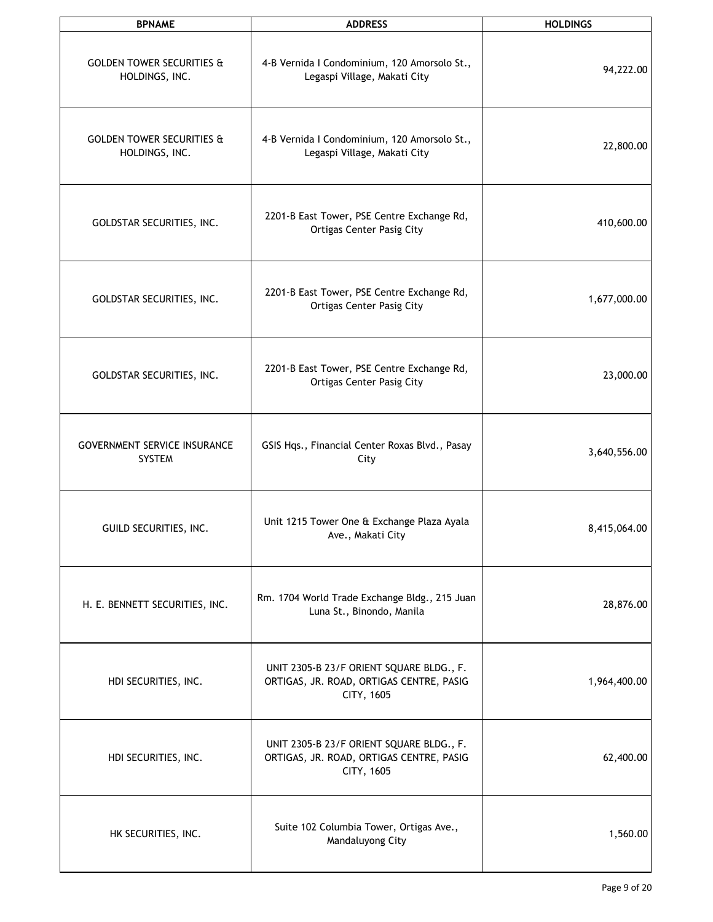| BPNAME | ADDRESS | HOLDINGS |
| --- | --- | --- |
| GOLDEN TOWER SECURITIES & HOLDINGS, INC. | 4-B Vernida I Condominium, 120 Amorsolo St., Legaspi Village, Makati City | 94,222.00 |
| GOLDEN TOWER SECURITIES & HOLDINGS, INC. | 4-B Vernida I Condominium, 120 Amorsolo St., Legaspi Village, Makati City | 22,800.00 |
| GOLDSTAR SECURITIES, INC. | 2201-B East Tower, PSE Centre Exchange Rd, Ortigas Center Pasig City | 410,600.00 |
| GOLDSTAR SECURITIES, INC. | 2201-B East Tower, PSE Centre Exchange Rd, Ortigas Center Pasig City | 1,677,000.00 |
| GOLDSTAR SECURITIES, INC. | 2201-B East Tower, PSE Centre Exchange Rd, Ortigas Center Pasig City | 23,000.00 |
| GOVERNMENT SERVICE INSURANCE SYSTEM | GSIS Hqs., Financial Center Roxas Blvd., Pasay City | 3,640,556.00 |
| GUILD SECURITIES, INC. | Unit 1215 Tower One & Exchange Plaza Ayala Ave., Makati City | 8,415,064.00 |
| H. E. BENNETT SECURITIES, INC. | Rm. 1704 World Trade Exchange Bldg., 215 Juan Luna St., Binondo, Manila | 28,876.00 |
| HDI SECURITIES, INC. | UNIT 2305-B 23/F ORIENT SQUARE BLDG., F. ORTIGAS, JR. ROAD, ORTIGAS CENTRE, PASIG CITY, 1605 | 1,964,400.00 |
| HDI SECURITIES, INC. | UNIT 2305-B 23/F ORIENT SQUARE BLDG., F. ORTIGAS, JR. ROAD, ORTIGAS CENTRE, PASIG CITY, 1605 | 62,400.00 |
| HK SECURITIES, INC. | Suite 102 Columbia Tower, Ortigas Ave., Mandaluyong City | 1,560.00 |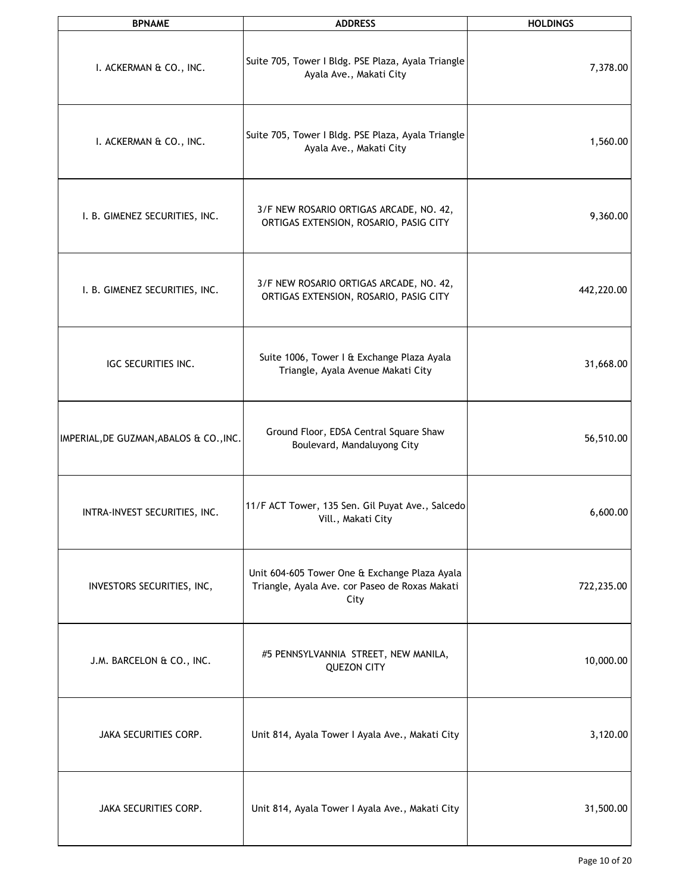| BPNAME | ADDRESS | HOLDINGS |
| --- | --- | --- |
| I. ACKERMAN & CO., INC. | Suite 705, Tower I Bldg. PSE Plaza, Ayala Triangle Ayala Ave., Makati City | 7,378.00 |
| I. ACKERMAN & CO., INC. | Suite 705, Tower I Bldg. PSE Plaza, Ayala Triangle Ayala Ave., Makati City | 1,560.00 |
| I. B. GIMENEZ SECURITIES, INC. | 3/F NEW ROSARIO ORTIGAS ARCADE, NO. 42, ORTIGAS EXTENSION, ROSARIO, PASIG CITY | 9,360.00 |
| I. B. GIMENEZ SECURITIES, INC. | 3/F NEW ROSARIO ORTIGAS ARCADE, NO. 42, ORTIGAS EXTENSION, ROSARIO, PASIG CITY | 442,220.00 |
| IGC SECURITIES INC. | Suite 1006, Tower I & Exchange Plaza Ayala Triangle, Ayala Avenue Makati City | 31,668.00 |
| IMPERIAL,DE GUZMAN,ABALOS & CO.,INC. | Ground Floor, EDSA Central Square Shaw Boulevard, Mandaluyong City | 56,510.00 |
| INTRA-INVEST SECURITIES, INC. | 11/F ACT Tower, 135 Sen. Gil Puyat Ave., Salcedo Vill., Makati City | 6,600.00 |
| INVESTORS SECURITIES, INC, | Unit 604-605 Tower One & Exchange Plaza Ayala Triangle, Ayala Ave. cor Paseo de Roxas Makati City | 722,235.00 |
| J.M. BARCELON & CO., INC. | #5 PENNSYLVANNIA STREET, NEW MANILA, QUEZON CITY | 10,000.00 |
| JAKA SECURITIES CORP. | Unit 814, Ayala Tower I Ayala Ave., Makati City | 3,120.00 |
| JAKA SECURITIES CORP. | Unit 814, Ayala Tower I Ayala Ave., Makati City | 31,500.00 |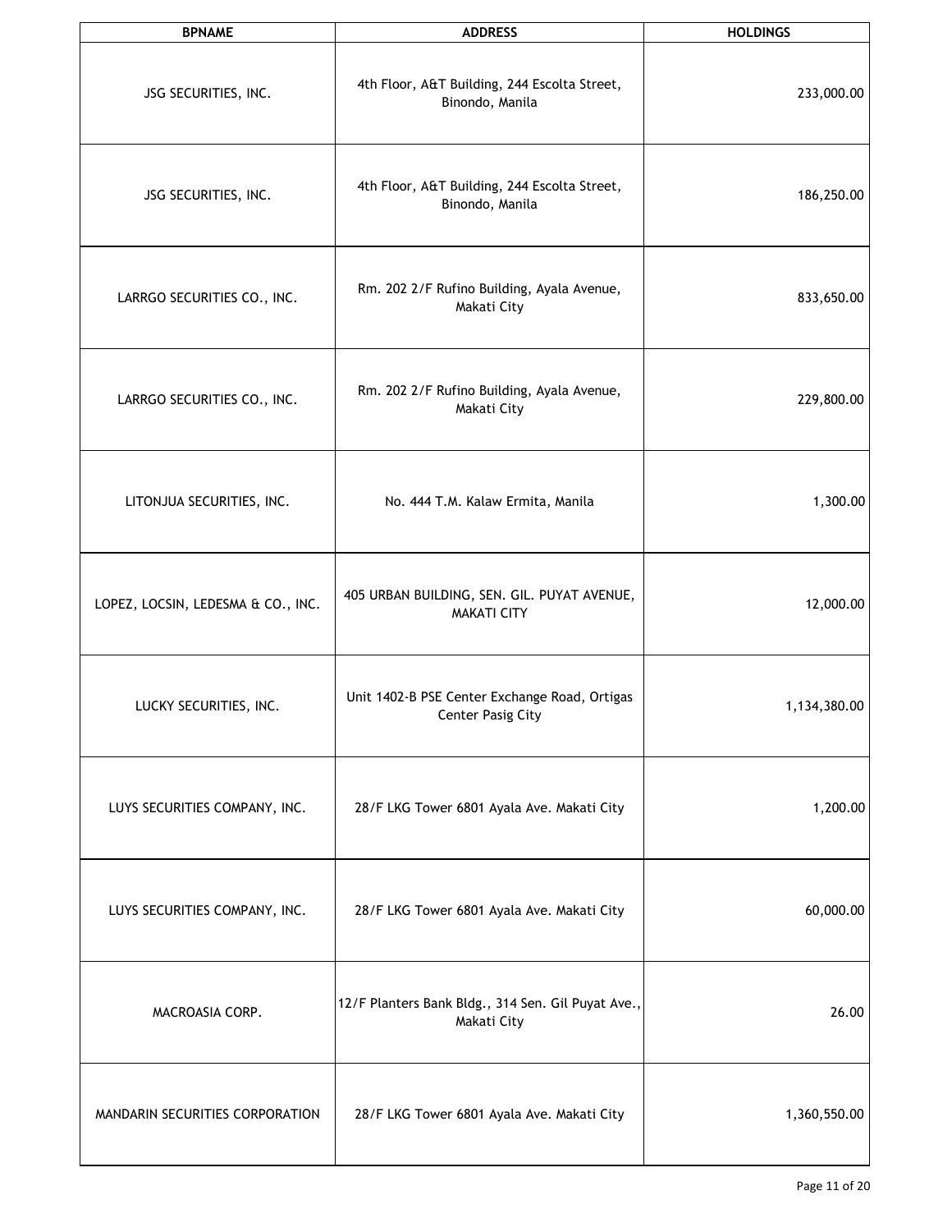| BPNAME | ADDRESS | HOLDINGS |
|---|---|---|
| JSG SECURITIES, INC. | 4th Floor, A&T Building, 244 Escolta Street, Binondo, Manila | 233,000.00 |
| JSG SECURITIES, INC. | 4th Floor, A&T Building, 244 Escolta Street, Binondo, Manila | 186,250.00 |
| LARRGO SECURITIES CO., INC. | Rm. 202 2/F Rufino Building, Ayala Avenue, Makati City | 833,650.00 |
| LARRGO SECURITIES CO., INC. | Rm. 202 2/F Rufino Building, Ayala Avenue, Makati City | 229,800.00 |
| LITONJUA SECURITIES, INC. | No. 444 T.M. Kalaw Ermita, Manila | 1,300.00 |
| LOPEZ, LOCSIN, LEDESMA & CO., INC. | 405 URBAN BUILDING, SEN. GIL. PUYAT AVENUE, MAKATI CITY | 12,000.00 |
| LUCKY SECURITIES, INC. | Unit 1402-B PSE Center Exchange Road, Ortigas Center Pasig City | 1,134,380.00 |
| LUYS SECURITIES COMPANY, INC. | 28/F LKG Tower 6801 Ayala Ave. Makati City | 1,200.00 |
| LUYS SECURITIES COMPANY, INC. | 28/F LKG Tower 6801 Ayala Ave. Makati City | 60,000.00 |
| MACROASIA CORP. | 12/F Planters Bank Bldg., 314 Sen. Gil Puyat Ave., Makati City | 26.00 |
| MANDARIN SECURITIES CORPORATION | 28/F LKG Tower 6801 Ayala Ave. Makati City | 1,360,550.00 |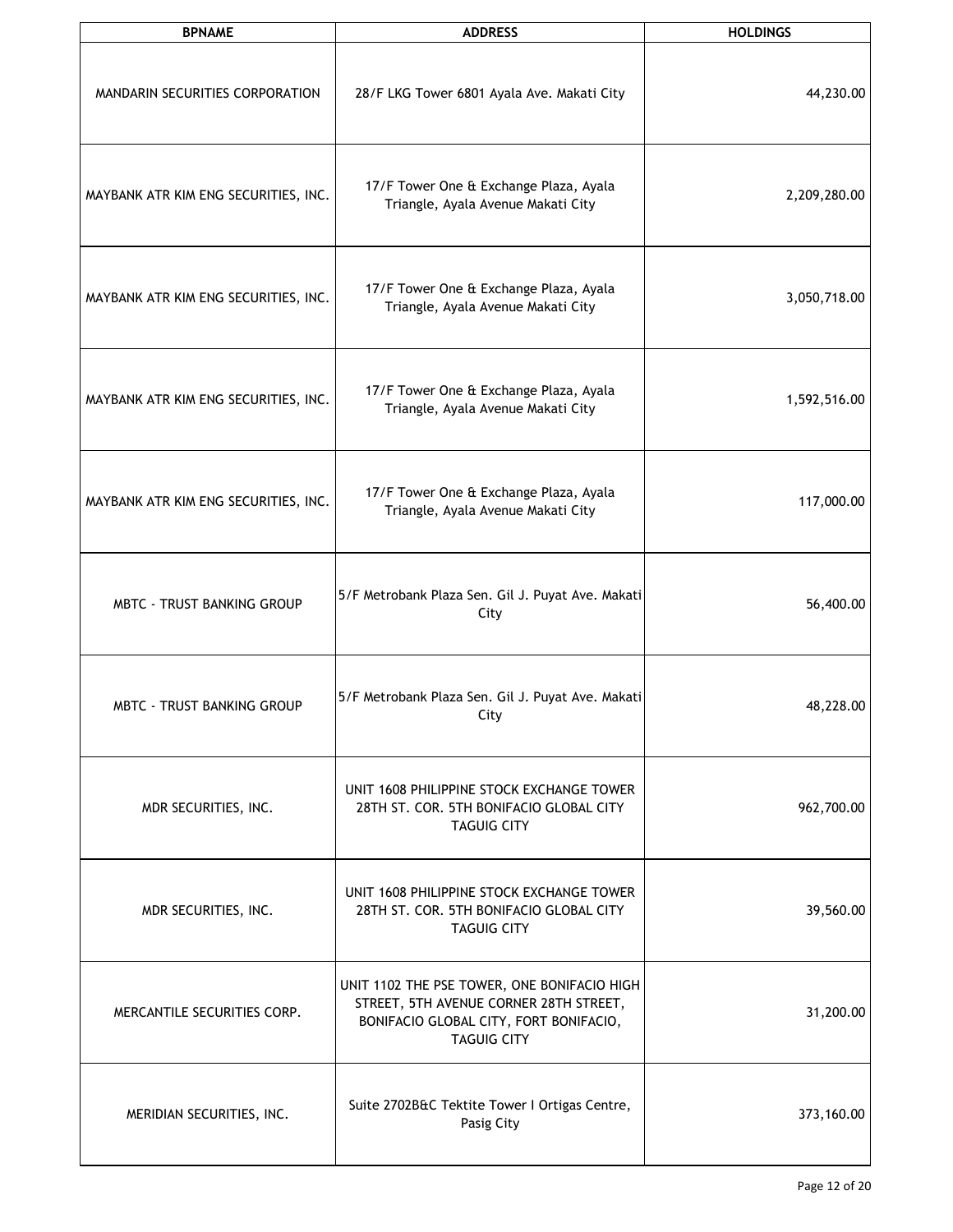| BPNAME | ADDRESS | HOLDINGS |
| --- | --- | --- |
| MANDARIN SECURITIES CORPORATION | 28/F LKG Tower 6801 Ayala Ave. Makati City | 44,230.00 |
| MAYBANK ATR KIM ENG SECURITIES, INC. | 17/F Tower One & Exchange Plaza, Ayala Triangle, Ayala Avenue Makati City | 2,209,280.00 |
| MAYBANK ATR KIM ENG SECURITIES, INC. | 17/F Tower One & Exchange Plaza, Ayala Triangle, Ayala Avenue Makati City | 3,050,718.00 |
| MAYBANK ATR KIM ENG SECURITIES, INC. | 17/F Tower One & Exchange Plaza, Ayala Triangle, Ayala Avenue Makati City | 1,592,516.00 |
| MAYBANK ATR KIM ENG SECURITIES, INC. | 17/F Tower One & Exchange Plaza, Ayala Triangle, Ayala Avenue Makati City | 117,000.00 |
| MBTC - TRUST BANKING GROUP | 5/F Metrobank Plaza Sen. Gil J. Puyat Ave. Makati City | 56,400.00 |
| MBTC - TRUST BANKING GROUP | 5/F Metrobank Plaza Sen. Gil J. Puyat Ave. Makati City | 48,228.00 |
| MDR SECURITIES, INC. | UNIT 1608 PHILIPPINE STOCK EXCHANGE TOWER 28TH ST. COR. 5TH BONIFACIO GLOBAL CITY TAGUIG CITY | 962,700.00 |
| MDR SECURITIES, INC. | UNIT 1608 PHILIPPINE STOCK EXCHANGE TOWER 28TH ST. COR. 5TH BONIFACIO GLOBAL CITY TAGUIG CITY | 39,560.00 |
| MERCANTILE SECURITIES CORP. | UNIT 1102 THE PSE TOWER, ONE BONIFACIO HIGH STREET, 5TH AVENUE CORNER 28TH STREET, BONIFACIO GLOBAL CITY, FORT BONIFACIO, TAGUIG CITY | 31,200.00 |
| MERIDIAN SECURITIES, INC. | Suite 2702B&C Tektite Tower I Ortigas Centre, Pasig City | 373,160.00 |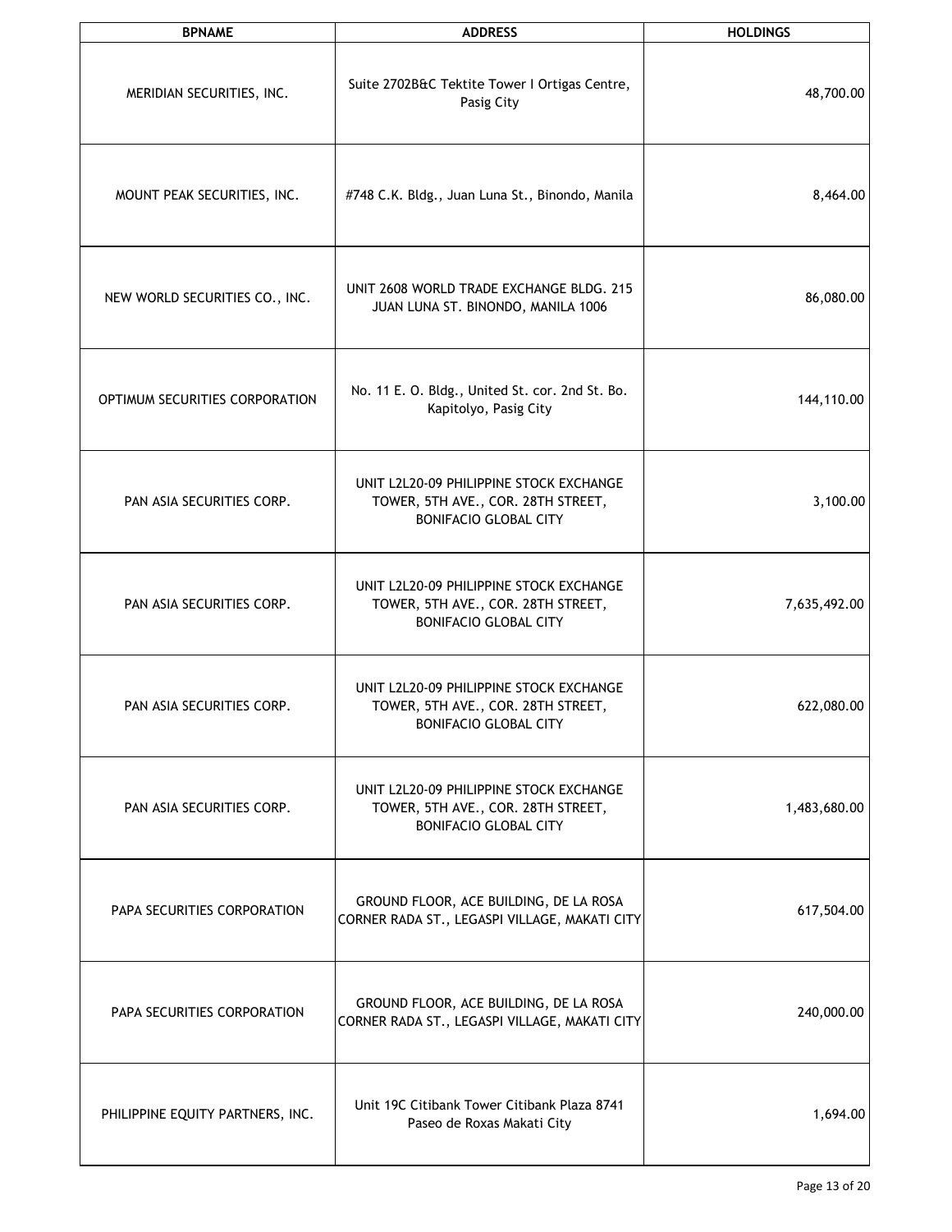| BPNAME | ADDRESS | HOLDINGS |
| --- | --- | --- |
| MERIDIAN SECURITIES, INC. | Suite 2702B&C Tektite Tower I Ortigas Centre, Pasig City | 48,700.00 |
| MOUNT PEAK SECURITIES, INC. | #748 C.K. Bldg., Juan Luna St., Binondo, Manila | 8,464.00 |
| NEW WORLD SECURITIES CO., INC. | UNIT 2608 WORLD TRADE EXCHANGE BLDG. 215 JUAN LUNA ST. BINONDO, MANILA 1006 | 86,080.00 |
| OPTIMUM SECURITIES CORPORATION | No. 11 E. O. Bldg., United St. cor. 2nd St. Bo. Kapitolyo, Pasig City | 144,110.00 |
| PAN ASIA SECURITIES CORP. | UNIT L2L20-09 PHILIPPINE STOCK EXCHANGE TOWER, 5TH AVE., COR. 28TH STREET, BONIFACIO GLOBAL CITY | 3,100.00 |
| PAN ASIA SECURITIES CORP. | UNIT L2L20-09 PHILIPPINE STOCK EXCHANGE TOWER, 5TH AVE., COR. 28TH STREET, BONIFACIO GLOBAL CITY | 7,635,492.00 |
| PAN ASIA SECURITIES CORP. | UNIT L2L20-09 PHILIPPINE STOCK EXCHANGE TOWER, 5TH AVE., COR. 28TH STREET, BONIFACIO GLOBAL CITY | 622,080.00 |
| PAN ASIA SECURITIES CORP. | UNIT L2L20-09 PHILIPPINE STOCK EXCHANGE TOWER, 5TH AVE., COR. 28TH STREET, BONIFACIO GLOBAL CITY | 1,483,680.00 |
| PAPA SECURITIES CORPORATION | GROUND FLOOR, ACE BUILDING, DE LA ROSA CORNER RADA ST., LEGASPI VILLAGE, MAKATI CITY | 617,504.00 |
| PAPA SECURITIES CORPORATION | GROUND FLOOR, ACE BUILDING, DE LA ROSA CORNER RADA ST., LEGASPI VILLAGE, MAKATI CITY | 240,000.00 |
| PHILIPPINE EQUITY PARTNERS, INC. | Unit 19C Citibank Tower Citibank Plaza 8741 Paseo de Roxas Makati City | 1,694.00 |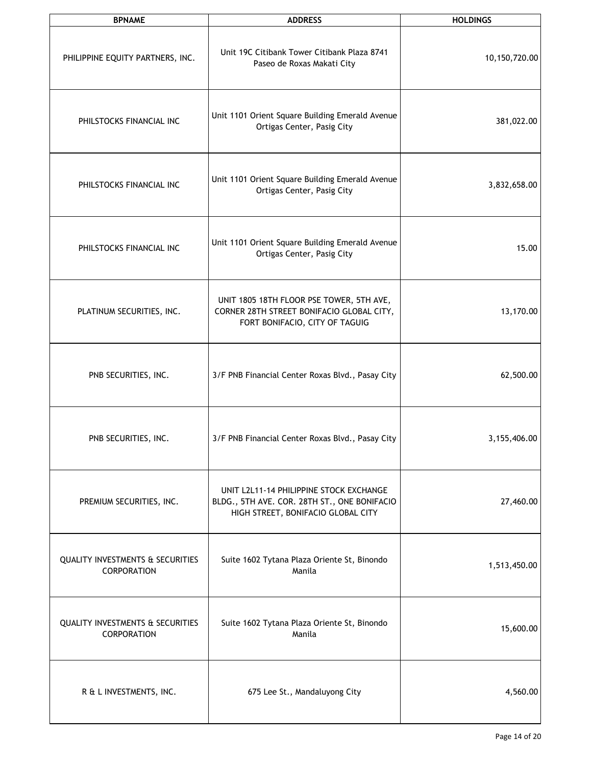| BPNAME | ADDRESS | HOLDINGS |
| --- | --- | --- |
| PHILIPPINE EQUITY PARTNERS, INC. | Unit 19C Citibank Tower Citibank Plaza 8741 Paseo de Roxas Makati City | 10,150,720.00 |
| PHILSTOCKS FINANCIAL INC | Unit 1101 Orient Square Building Emerald Avenue Ortigas Center, Pasig City | 381,022.00 |
| PHILSTOCKS FINANCIAL INC | Unit 1101 Orient Square Building Emerald Avenue Ortigas Center, Pasig City | 3,832,658.00 |
| PHILSTOCKS FINANCIAL INC | Unit 1101 Orient Square Building Emerald Avenue Ortigas Center, Pasig City | 15.00 |
| PLATINUM SECURITIES, INC. | UNIT 1805 18TH FLOOR PSE TOWER, 5TH AVE, CORNER 28TH STREET BONIFACIO GLOBAL CITY, FORT BONIFACIO, CITY OF TAGUIG | 13,170.00 |
| PNB SECURITIES, INC. | 3/F PNB Financial Center Roxas Blvd., Pasay City | 62,500.00 |
| PNB SECURITIES, INC. | 3/F PNB Financial Center Roxas Blvd., Pasay City | 3,155,406.00 |
| PREMIUM SECURITIES, INC. | UNIT L2L11-14 PHILIPPINE STOCK EXCHANGE BLDG., 5TH AVE. COR. 28TH ST., ONE BONIFACIO HIGH STREET, BONIFACIO GLOBAL CITY | 27,460.00 |
| QUALITY INVESTMENTS & SECURITIES CORPORATION | Suite 1602 Tytana Plaza Oriente St, Binondo Manila | 1,513,450.00 |
| QUALITY INVESTMENTS & SECURITIES CORPORATION | Suite 1602 Tytana Plaza Oriente St, Binondo Manila | 15,600.00 |
| R & L INVESTMENTS, INC. | 675 Lee St., Mandaluyong City | 4,560.00 |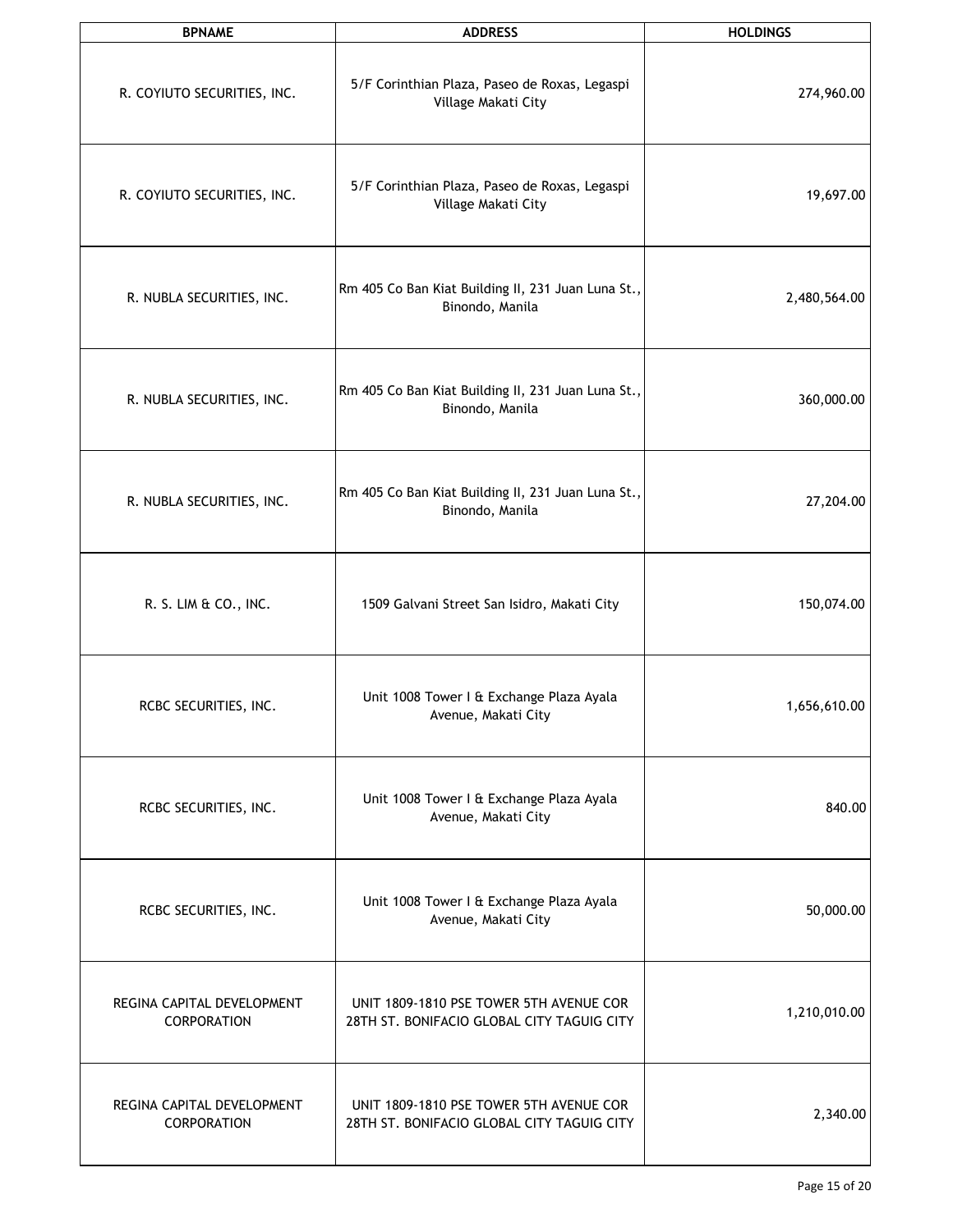| BPNAME | ADDRESS | HOLDINGS |
| --- | --- | --- |
| R. COYIUTO SECURITIES, INC. | 5/F Corinthian Plaza, Paseo de Roxas, Legaspi Village Makati City | 274,960.00 |
| R. COYIUTO SECURITIES, INC. | 5/F Corinthian Plaza, Paseo de Roxas, Legaspi Village Makati City | 19,697.00 |
| R. NUBLA SECURITIES, INC. | Rm 405 Co Ban Kiat Building II, 231 Juan Luna St., Binondo, Manila | 2,480,564.00 |
| R. NUBLA SECURITIES, INC. | Rm 405 Co Ban Kiat Building II, 231 Juan Luna St., Binondo, Manila | 360,000.00 |
| R. NUBLA SECURITIES, INC. | Rm 405 Co Ban Kiat Building II, 231 Juan Luna St., Binondo, Manila | 27,204.00 |
| R. S. LIM & CO., INC. | 1509 Galvani Street San Isidro, Makati City | 150,074.00 |
| RCBC SECURITIES, INC. | Unit 1008 Tower I & Exchange Plaza Ayala Avenue, Makati City | 1,656,610.00 |
| RCBC SECURITIES, INC. | Unit 1008 Tower I & Exchange Plaza Ayala Avenue, Makati City | 840.00 |
| RCBC SECURITIES, INC. | Unit 1008 Tower I & Exchange Plaza Ayala Avenue, Makati City | 50,000.00 |
| REGINA CAPITAL DEVELOPMENT CORPORATION | UNIT 1809-1810 PSE TOWER 5TH AVENUE COR 28TH ST. BONIFACIO GLOBAL CITY TAGUIG CITY | 1,210,010.00 |
| REGINA CAPITAL DEVELOPMENT CORPORATION | UNIT 1809-1810 PSE TOWER 5TH AVENUE COR 28TH ST. BONIFACIO GLOBAL CITY TAGUIG CITY | 2,340.00 |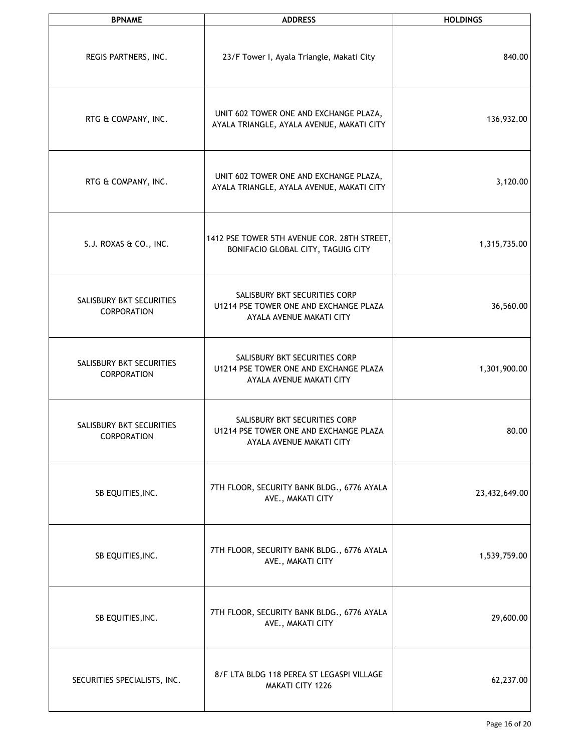| BPNAME | ADDRESS | HOLDINGS |
| --- | --- | --- |
| REGIS PARTNERS, INC. | 23/F Tower I, Ayala Triangle, Makati City | 840.00 |
| RTG & COMPANY, INC. | UNIT 602 TOWER ONE AND EXCHANGE PLAZA, AYALA TRIANGLE, AYALA AVENUE, MAKATI CITY | 136,932.00 |
| RTG & COMPANY, INC. | UNIT 602 TOWER ONE AND EXCHANGE PLAZA, AYALA TRIANGLE, AYALA AVENUE, MAKATI CITY | 3,120.00 |
| S.J. ROXAS & CO., INC. | 1412 PSE TOWER 5TH AVENUE COR. 28TH STREET, BONIFACIO GLOBAL CITY, TAGUIG CITY | 1,315,735.00 |
| SALISBURY BKT SECURITIES CORPORATION | SALISBURY BKT SECURITIES CORP U1214 PSE TOWER ONE AND EXCHANGE PLAZA AYALA AVENUE MAKATI CITY | 36,560.00 |
| SALISBURY BKT SECURITIES CORPORATION | SALISBURY BKT SECURITIES CORP U1214 PSE TOWER ONE AND EXCHANGE PLAZA AYALA AVENUE MAKATI CITY | 1,301,900.00 |
| SALISBURY BKT SECURITIES CORPORATION | SALISBURY BKT SECURITIES CORP U1214 PSE TOWER ONE AND EXCHANGE PLAZA AYALA AVENUE MAKATI CITY | 80.00 |
| SB EQUITIES,INC. | 7TH FLOOR, SECURITY BANK BLDG., 6776 AYALA AVE., MAKATI CITY | 23,432,649.00 |
| SB EQUITIES,INC. | 7TH FLOOR, SECURITY BANK BLDG., 6776 AYALA AVE., MAKATI CITY | 1,539,759.00 |
| SB EQUITIES,INC. | 7TH FLOOR, SECURITY BANK BLDG., 6776 AYALA AVE., MAKATI CITY | 29,600.00 |
| SECURITIES SPECIALISTS, INC. | 8/F LTA BLDG 118 PEREA ST LEGASPI VILLAGE MAKATI CITY 1226 | 62,237.00 |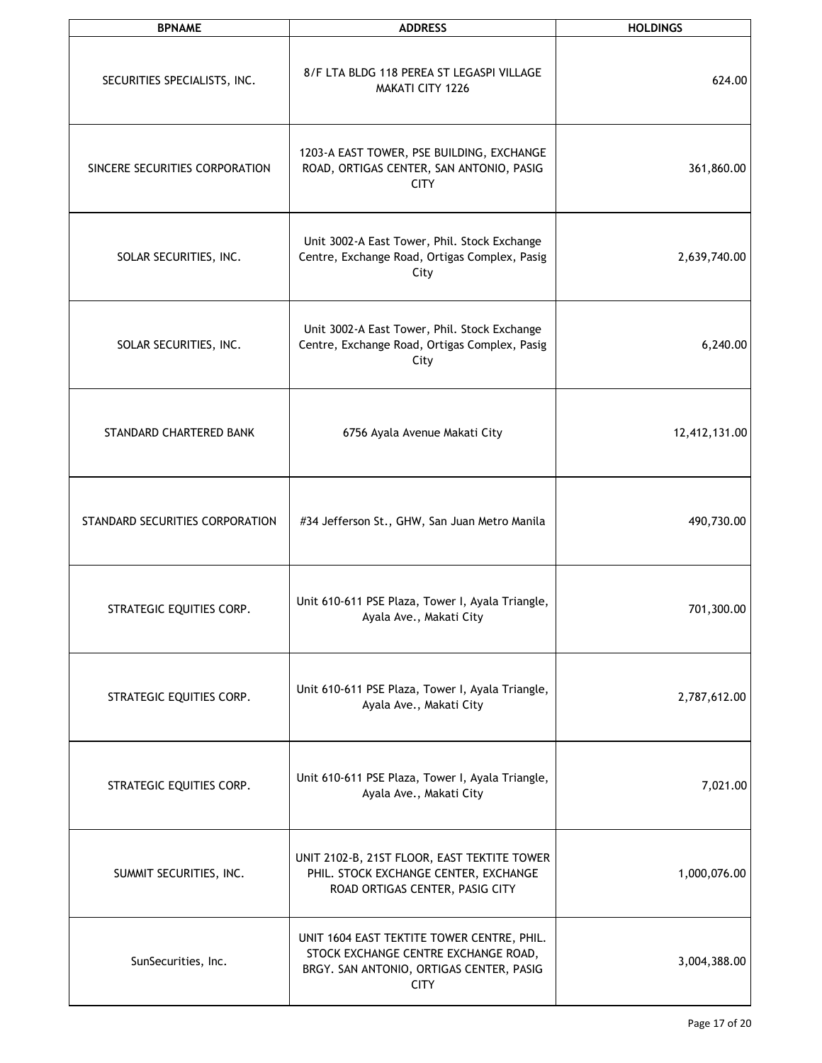| BPNAME | ADDRESS | HOLDINGS |
|---|---|---|
| SECURITIES SPECIALISTS, INC. | 8/F LTA BLDG 118 PEREA ST LEGASPI VILLAGE MAKATI CITY 1226 | 624.00 |
| SINCERE SECURITIES CORPORATION | 1203-A EAST TOWER, PSE BUILDING, EXCHANGE ROAD, ORTIGAS CENTER, SAN ANTONIO, PASIG CITY | 361,860.00 |
| SOLAR SECURITIES, INC. | Unit 3002-A East Tower, Phil. Stock Exchange Centre, Exchange Road, Ortigas Complex, Pasig City | 2,639,740.00 |
| SOLAR SECURITIES, INC. | Unit 3002-A East Tower, Phil. Stock Exchange Centre, Exchange Road, Ortigas Complex, Pasig City | 6,240.00 |
| STANDARD CHARTERED BANK | 6756 Ayala Avenue Makati City | 12,412,131.00 |
| STANDARD SECURITIES CORPORATION | #34 Jefferson St., GHW, San Juan Metro Manila | 490,730.00 |
| STRATEGIC EQUITIES CORP. | Unit 610-611 PSE Plaza, Tower I, Ayala Triangle, Ayala Ave., Makati City | 701,300.00 |
| STRATEGIC EQUITIES CORP. | Unit 610-611 PSE Plaza, Tower I, Ayala Triangle, Ayala Ave., Makati City | 2,787,612.00 |
| STRATEGIC EQUITIES CORP. | Unit 610-611 PSE Plaza, Tower I, Ayala Triangle, Ayala Ave., Makati City | 7,021.00 |
| SUMMIT SECURITIES, INC. | UNIT 2102-B, 21ST FLOOR, EAST TEKTITE TOWER PHIL. STOCK EXCHANGE CENTER, EXCHANGE ROAD ORTIGAS CENTER, PASIG CITY | 1,000,076.00 |
| SunSecurities, Inc. | UNIT 1604 EAST TEKTITE TOWER CENTRE, PHIL. STOCK EXCHANGE CENTRE EXCHANGE ROAD, BRGY. SAN ANTONIO, ORTIGAS CENTER, PASIG CITY | 3,004,388.00 |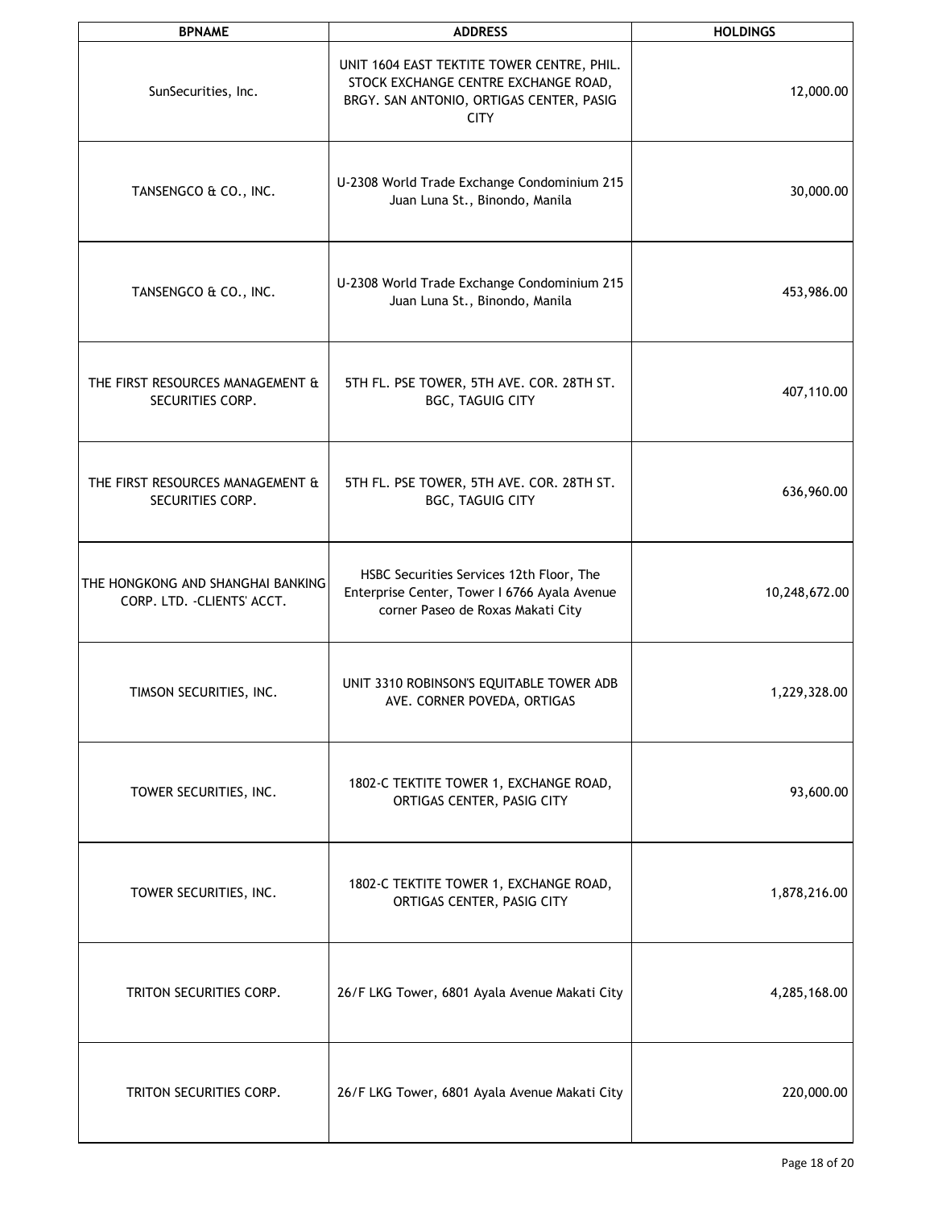| BPNAME | ADDRESS | HOLDINGS |
|---|---|---|
| SunSecurities, Inc. | UNIT 1604 EAST TEKTITE TOWER CENTRE, PHIL. STOCK EXCHANGE CENTRE EXCHANGE ROAD, BRGY. SAN ANTONIO, ORTIGAS CENTER, PASIG CITY | 12,000.00 |
| TANSENGCO & CO., INC. | U-2308 World Trade Exchange Condominium 215 Juan Luna St., Binondo, Manila | 30,000.00 |
| TANSENGCO & CO., INC. | U-2308 World Trade Exchange Condominium 215 Juan Luna St., Binondo, Manila | 453,986.00 |
| THE FIRST RESOURCES MANAGEMENT & SECURITIES CORP. | 5TH FL. PSE TOWER, 5TH AVE. COR. 28TH ST. BGC, TAGUIG CITY | 407,110.00 |
| THE FIRST RESOURCES MANAGEMENT & SECURITIES CORP. | 5TH FL. PSE TOWER, 5TH AVE. COR. 28TH ST. BGC, TAGUIG CITY | 636,960.00 |
| THE HONGKONG AND SHANGHAI BANKING CORP. LTD. -CLIENTS' ACCT. | HSBC Securities Services 12th Floor, The Enterprise Center, Tower I 6766 Ayala Avenue corner Paseo de Roxas Makati City | 10,248,672.00 |
| TIMSON SECURITIES, INC. | UNIT 3310 ROBINSON'S EQUITABLE TOWER ADB AVE. CORNER POVEDA, ORTIGAS | 1,229,328.00 |
| TOWER SECURITIES, INC. | 1802-C TEKTITE TOWER 1, EXCHANGE ROAD, ORTIGAS CENTER, PASIG CITY | 93,600.00 |
| TOWER SECURITIES, INC. | 1802-C TEKTITE TOWER 1, EXCHANGE ROAD, ORTIGAS CENTER, PASIG CITY | 1,878,216.00 |
| TRITON SECURITIES CORP. | 26/F LKG Tower, 6801 Ayala Avenue Makati City | 4,285,168.00 |
| TRITON SECURITIES CORP. | 26/F LKG Tower, 6801 Ayala Avenue Makati City | 220,000.00 |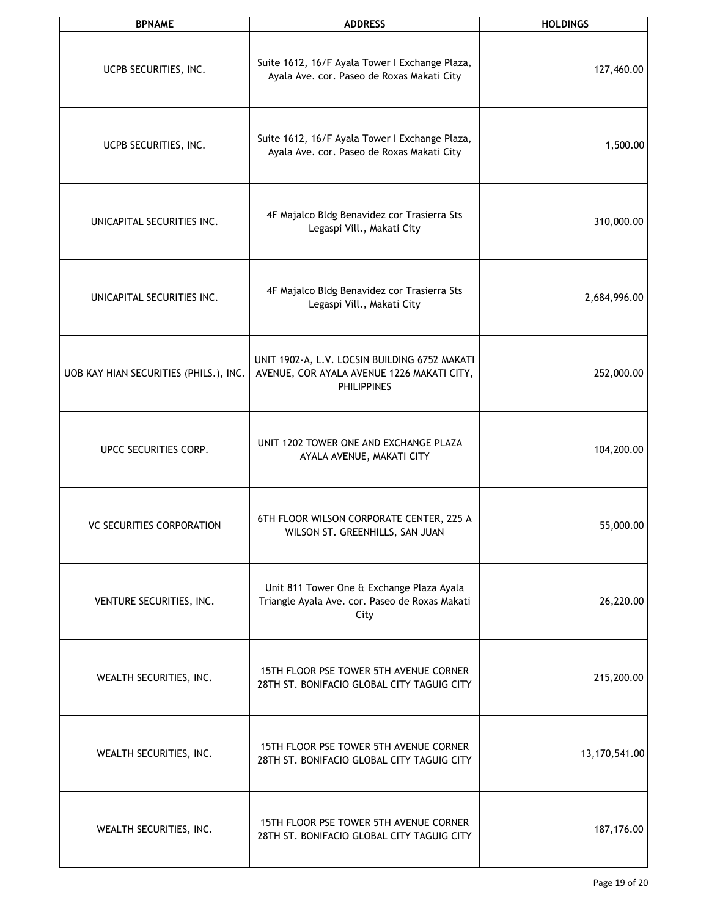| BPNAME | ADDRESS | HOLDINGS |
|---|---|---|
| UCPB SECURITIES, INC. | Suite 1612, 16/F Ayala Tower I Exchange Plaza, Ayala Ave. cor. Paseo de Roxas Makati City | 127,460.00 |
| UCPB SECURITIES, INC. | Suite 1612, 16/F Ayala Tower I Exchange Plaza, Ayala Ave. cor. Paseo de Roxas Makati City | 1,500.00 |
| UNICAPITAL SECURITIES INC. | 4F Majalco Bldg Benavidez cor Trasierra Sts Legaspi Vill., Makati City | 310,000.00 |
| UNICAPITAL SECURITIES INC. | 4F Majalco Bldg Benavidez cor Trasierra Sts Legaspi Vill., Makati City | 2,684,996.00 |
| UOB KAY HIAN SECURITIES (PHILS.), INC. | UNIT 1902-A, L.V. LOCSIN BUILDING 6752 MAKATI AVENUE, COR AYALA AVENUE 1226 MAKATI CITY, PHILIPPINES | 252,000.00 |
| UPCC SECURITIES CORP. | UNIT 1202 TOWER ONE AND EXCHANGE PLAZA AYALA AVENUE, MAKATI CITY | 104,200.00 |
| VC SECURITIES CORPORATION | 6TH FLOOR WILSON CORPORATE CENTER, 225 A WILSON ST. GREENHILLS, SAN JUAN | 55,000.00 |
| VENTURE SECURITIES, INC. | Unit 811 Tower One & Exchange Plaza Ayala Triangle Ayala Ave. cor. Paseo de Roxas Makati City | 26,220.00 |
| WEALTH SECURITIES, INC. | 15TH FLOOR PSE TOWER 5TH AVENUE CORNER 28TH ST. BONIFACIO GLOBAL CITY TAGUIG CITY | 215,200.00 |
| WEALTH SECURITIES, INC. | 15TH FLOOR PSE TOWER 5TH AVENUE CORNER 28TH ST. BONIFACIO GLOBAL CITY TAGUIG CITY | 13,170,541.00 |
| WEALTH SECURITIES, INC. | 15TH FLOOR PSE TOWER 5TH AVENUE CORNER 28TH ST. BONIFACIO GLOBAL CITY TAGUIG CITY | 187,176.00 |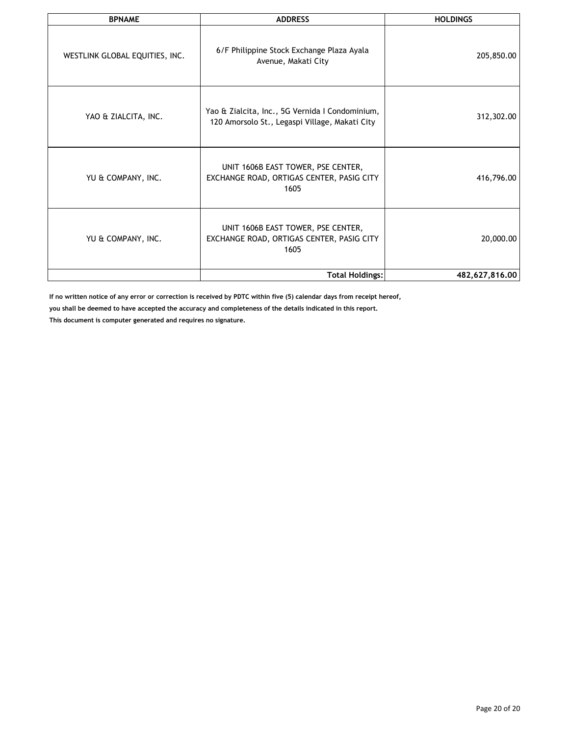| BPNAME | ADDRESS | HOLDINGS |
| --- | --- | --- |
| WESTLINK GLOBAL EQUITIES, INC. | 6/F Philippine Stock Exchange Plaza Ayala Avenue, Makati City | 205,850.00 |
| YAO & ZIALCITA, INC. | Yao & Zialcita, Inc., 5G Vernida I Condominium, 120 Amorsolo St., Legaspi Village, Makati City | 312,302.00 |
| YU & COMPANY, INC. | UNIT 1606B EAST TOWER, PSE CENTER, EXCHANGE ROAD, ORTIGAS CENTER, PASIG CITY 1605 | 416,796.00 |
| YU & COMPANY, INC. | UNIT 1606B EAST TOWER, PSE CENTER, EXCHANGE ROAD, ORTIGAS CENTER, PASIG CITY 1605 | 20,000.00 |
| | **Total Holdings:** | **482,627,816.00** |

**If no written notice of any error or correction is received by PDTC within five (5) calendar days from receipt hereof,**

**you shall be deemed to have accepted the accuracy and completeness of the details indicated in this report.**

**This document is computer generated and requires no signature.**